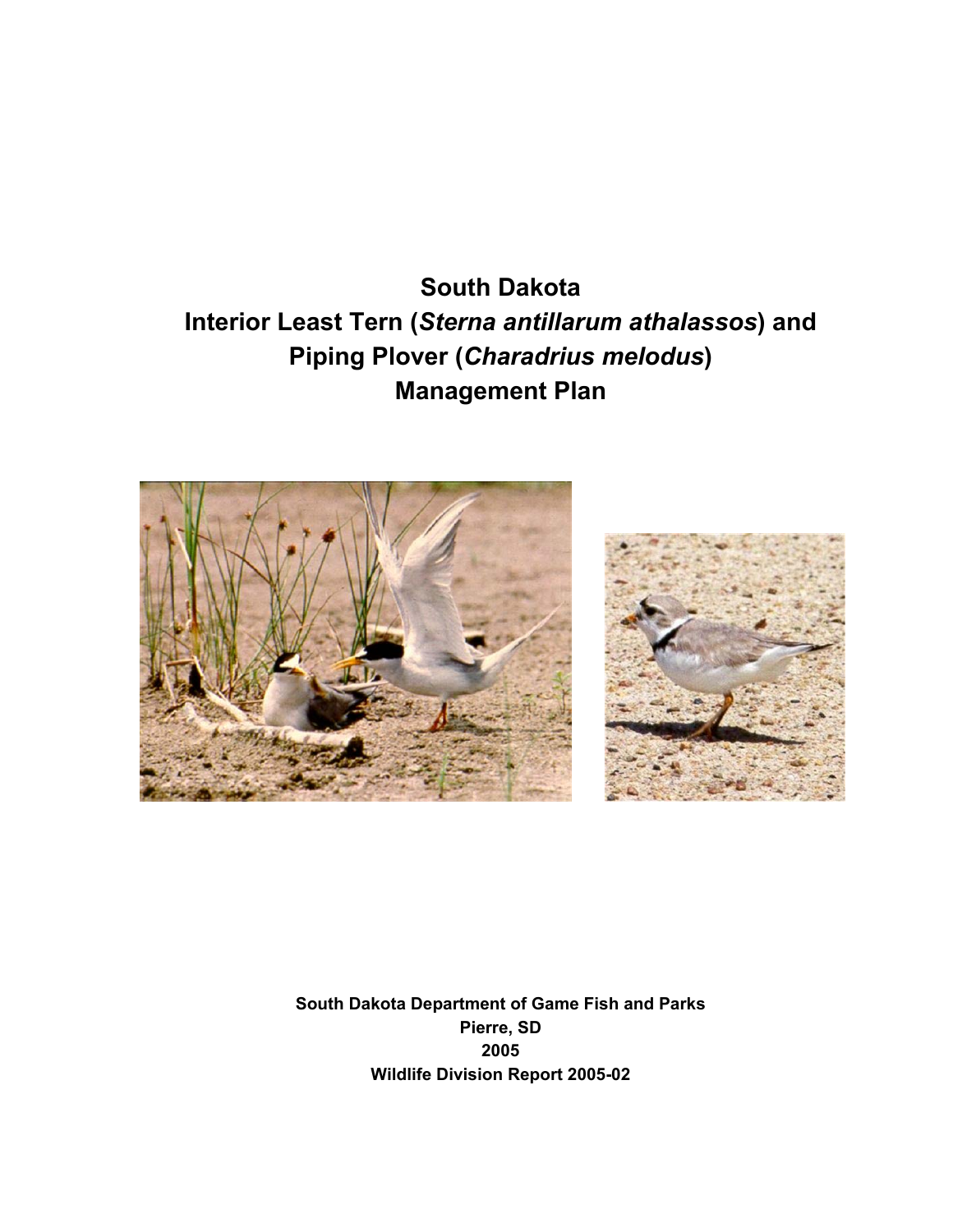# South Dakota Interior Least Tern (*Sterna antillarum athalassos*) and Piping Plover (*Charadrius melodus*) Management Plan

**South Dakota Department of Game Fish and Parks**
**Pierre, SD**
**2005**
**Wildlife Division Report 2005-02**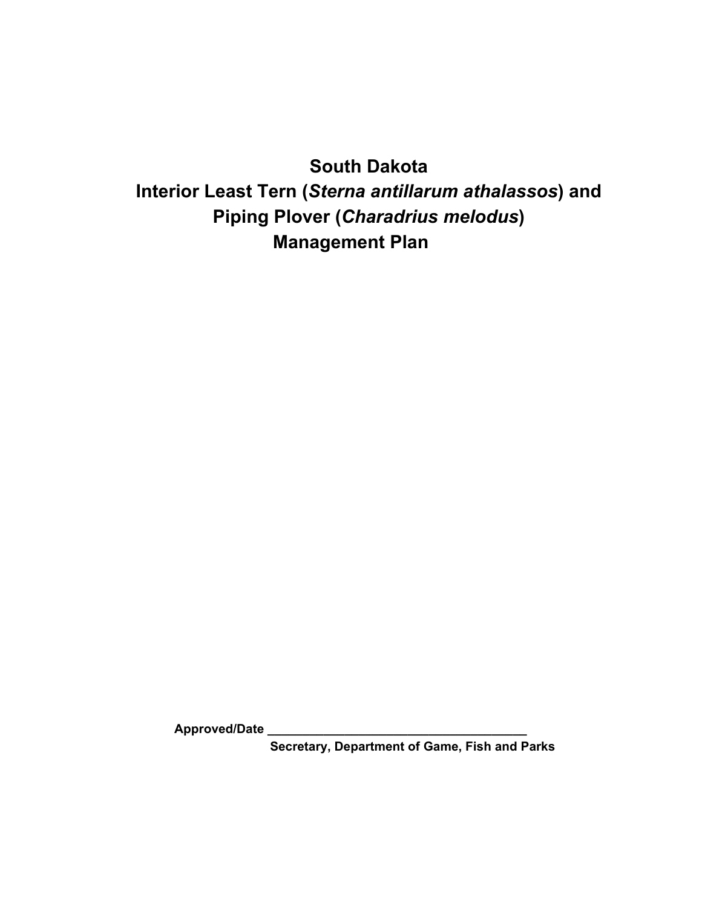# South Dakota
# Interior Least Tern (*Sterna antillarum athalassos*) and Piping Plover (*Charadrius melodus*) Management Plan

**Approved/Date** ______________________________________
**Secretary, Department of Game, Fish and Parks**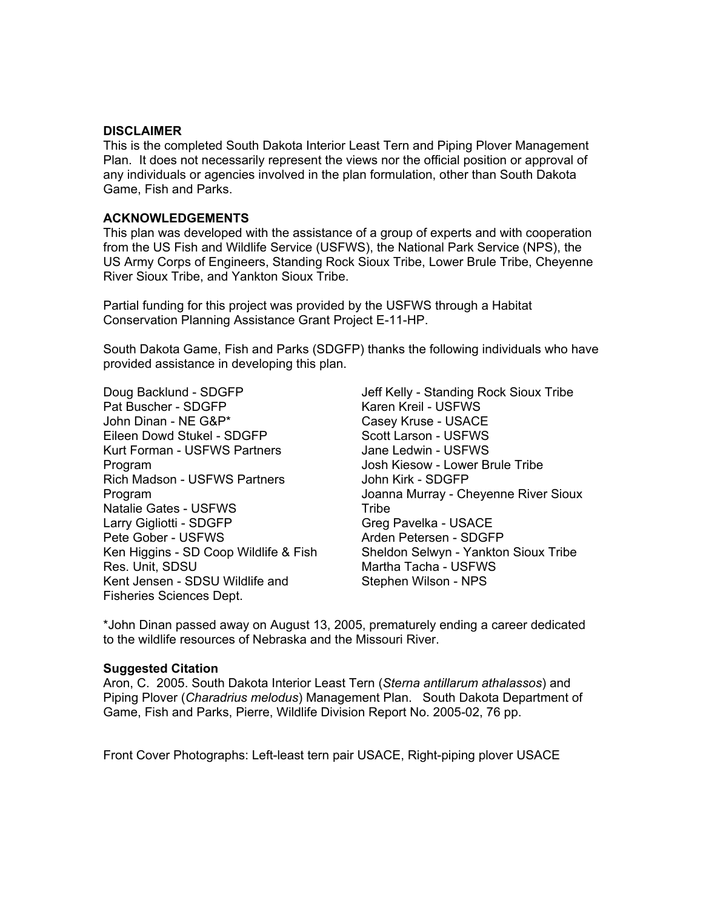**DISCLAIMER**
This is the completed South Dakota Interior Least Tern and Piping Plover Management Plan. It does not necessarily represent the views nor the official position or approval of any individuals or agencies involved in the plan formulation, other than South Dakota Game, Fish and Parks.

**ACKNOWLEDGEMENTS**
This plan was developed with the assistance of a group of experts and with cooperation from the US Fish and Wildlife Service (USFWS), the National Park Service (NPS), the US Army Corps of Engineers, Standing Rock Sioux Tribe, Lower Brule Tribe, Cheyenne River Sioux Tribe, and Yankton Sioux Tribe.

Partial funding for this project was provided by the USFWS through a Habitat Conservation Planning Assistance Grant Project E-11-HP.

South Dakota Game, Fish and Parks (SDGFP) thanks the following individuals who have provided assistance in developing this plan.

Doug Backlund - SDGFP
Pat Buscher - SDGFP
John Dinan - NE G&P*
Eileen Dowd Stukel - SDGFP
Kurt Forman - USFWS Partners Program
Rich Madson - USFWS Partners Program
Natalie Gates - USFWS
Larry Gigliotti - SDGFP
Pete Gober - USFWS
Ken Higgins - SD Coop Wildlife & Fish Res. Unit, SDSU
Kent Jensen - SDSU Wildlife and Fisheries Sciences Dept.
Jeff Kelly - Standing Rock Sioux Tribe
Karen Kreil - USFWS
Casey Kruse - USACE
Scott Larson - USFWS
Jane Ledwin - USFWS
Josh Kiesow - Lower Brule Tribe
John Kirk - SDGFP
Joanna Murray - Cheyenne River Sioux Tribe
Greg Pavelka - USACE
Arden Petersen - SDGFP
Sheldon Selwyn - Yankton Sioux Tribe
Martha Tacha - USFWS
Stephen Wilson - NPS

*John Dinan passed away on August 13, 2005, prematurely ending a career dedicated to the wildlife resources of Nebraska and the Missouri River.

**Suggested Citation**
Aron, C. 2005. South Dakota Interior Least Tern (*Sterna antillarum athalassos*) and Piping Plover (*Charadrius melodus*) Management Plan. South Dakota Department of Game, Fish and Parks, Pierre, Wildlife Division Report No. 2005-02, 76 pp.

Front Cover Photographs: Left-least tern pair USACE, Right-piping plover USACE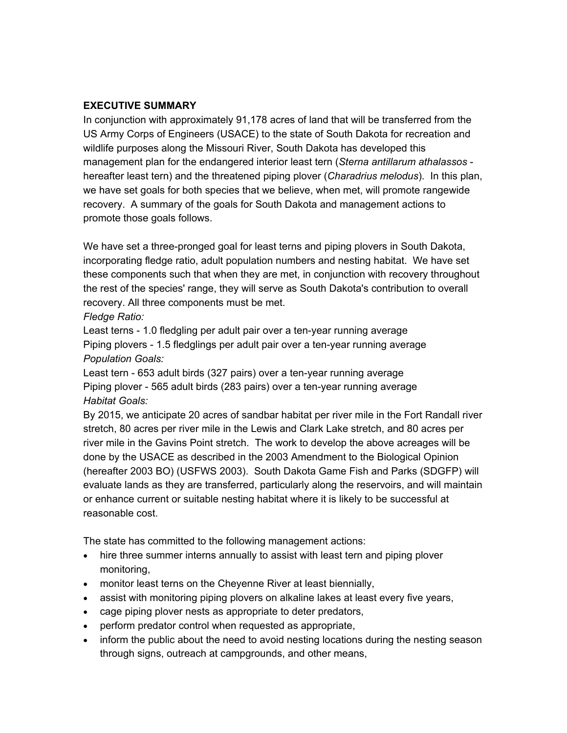## EXECUTIVE SUMMARY

In conjunction with approximately 91,178 acres of land that will be transferred from the US Army Corps of Engineers (USACE) to the state of South Dakota for recreation and wildlife purposes along the Missouri River, South Dakota has developed this management plan for the endangered interior least tern (*Sterna antillarum athalassos* - hereafter least tern) and the threatened piping plover (*Charadrius melodus*). In this plan, we have set goals for both species that we believe, when met, will promote rangewide recovery. A summary of the goals for South Dakota and management actions to promote those goals follows.

We have set a three-pronged goal for least terns and piping plovers in South Dakota, incorporating fledge ratio, adult population numbers and nesting habitat. We have set these components such that when they are met, in conjunction with recovery throughout the rest of the species' range, they will serve as South Dakota's contribution to overall recovery. All three components must be met.

*Fledge Ratio:*

Least terns - 1.0 fledgling per adult pair over a ten-year running average
Piping plovers - 1.5 fledglings per adult pair over a ten-year running average

*Population Goals:*

Least tern - 653 adult birds (327 pairs) over a ten-year running average
Piping plover - 565 adult birds (283 pairs) over a ten-year running average

*Habitat Goals:*

By 2015, we anticipate 20 acres of sandbar habitat per river mile in the Fort Randall river stretch, 80 acres per river mile in the Lewis and Clark Lake stretch, and 80 acres per river mile in the Gavins Point stretch. The work to develop the above acreages will be done by the USACE as described in the 2003 Amendment to the Biological Opinion (hereafter 2003 BO) (USFWS 2003). South Dakota Game Fish and Parks (SDGFP) will evaluate lands as they are transferred, particularly along the reservoirs, and will maintain or enhance current or suitable nesting habitat where it is likely to be successful at reasonable cost.

The state has committed to the following management actions:

- hire three summer interns annually to assist with least tern and piping plover monitoring,
- monitor least terns on the Cheyenne River at least biennially,
- assist with monitoring piping plovers on alkaline lakes at least every five years,
- cage piping plover nests as appropriate to deter predators,
- perform predator control when requested as appropriate,
- inform the public about the need to avoid nesting locations during the nesting season through signs, outreach at campgrounds, and other means,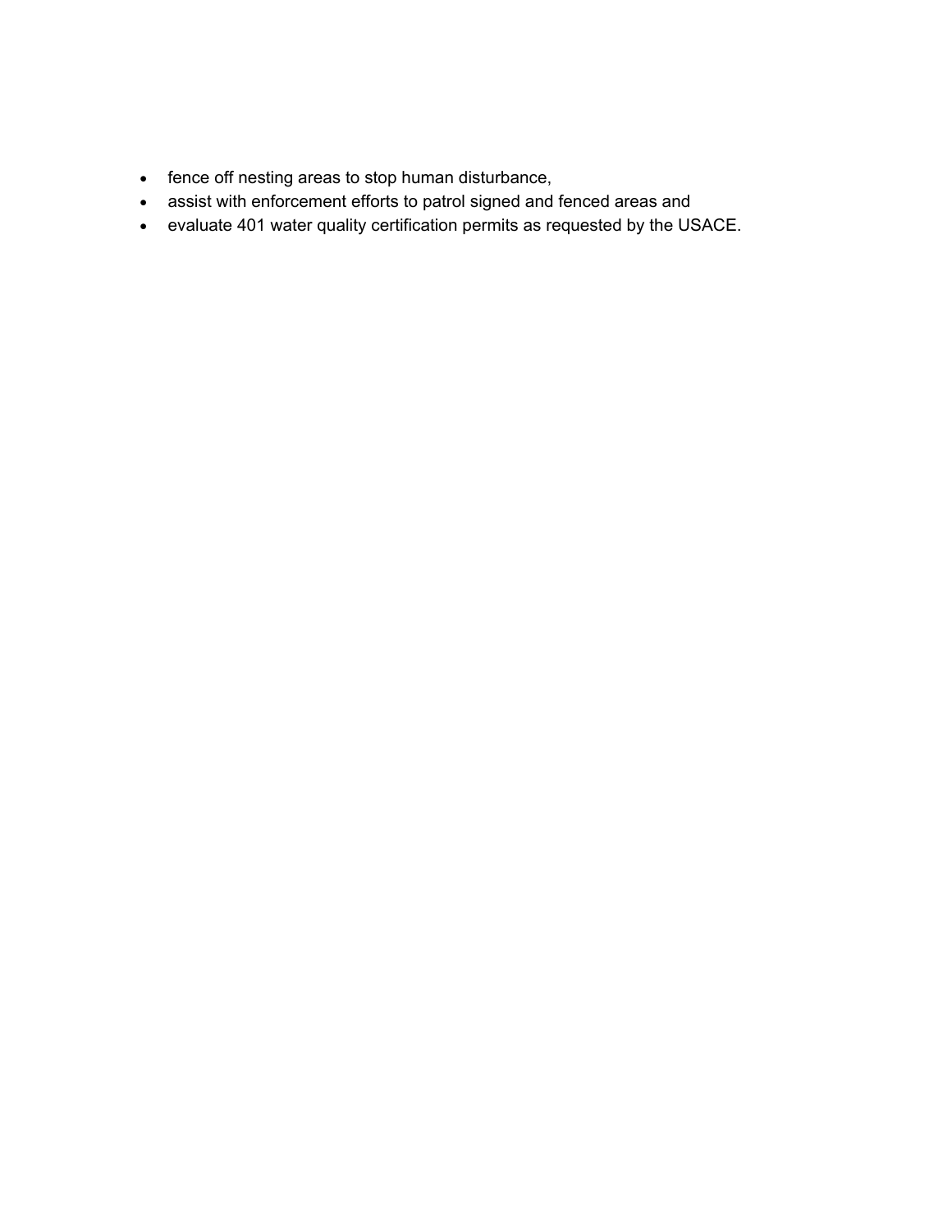- fence off nesting areas to stop human disturbance,
- assist with enforcement efforts to patrol signed and fenced areas and
- evaluate 401 water quality certification permits as requested by the USACE.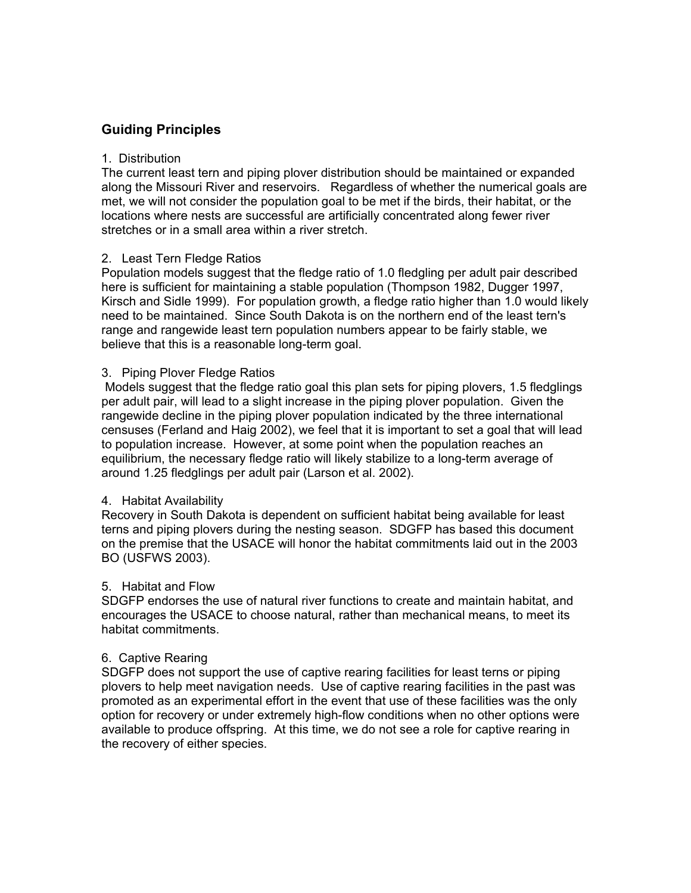## Guiding Principles

1. Distribution

The current least tern and piping plover distribution should be maintained or expanded along the Missouri River and reservoirs. Regardless of whether the numerical goals are met, we will not consider the population goal to be met if the birds, their habitat, or the locations where nests are successful are artificially concentrated along fewer river stretches or in a small area within a river stretch.

2. Least Tern Fledge Ratios

Population models suggest that the fledge ratio of 1.0 fledgling per adult pair described here is sufficient for maintaining a stable population (Thompson 1982, Dugger 1997, Kirsch and Sidle 1999). For population growth, a fledge ratio higher than 1.0 would likely need to be maintained. Since South Dakota is on the northern end of the least tern's range and rangewide least tern population numbers appear to be fairly stable, we believe that this is a reasonable long-term goal.

3. Piping Plover Fledge Ratios

Models suggest that the fledge ratio goal this plan sets for piping plovers, 1.5 fledglings per adult pair, will lead to a slight increase in the piping plover population. Given the rangewide decline in the piping plover population indicated by the three international censuses (Ferland and Haig 2002), we feel that it is important to set a goal that will lead to population increase. However, at some point when the population reaches an equilibrium, the necessary fledge ratio will likely stabilize to a long-term average of around 1.25 fledglings per adult pair (Larson et al. 2002).

4. Habitat Availability

Recovery in South Dakota is dependent on sufficient habitat being available for least terns and piping plovers during the nesting season. SDGFP has based this document on the premise that the USACE will honor the habitat commitments laid out in the 2003 BO (USFWS 2003).

5. Habitat and Flow

SDGFP endorses the use of natural river functions to create and maintain habitat, and encourages the USACE to choose natural, rather than mechanical means, to meet its habitat commitments.

6. Captive Rearing

SDGFP does not support the use of captive rearing facilities for least terns or piping plovers to help meet navigation needs. Use of captive rearing facilities in the past was promoted as an experimental effort in the event that use of these facilities was the only option for recovery or under extremely high-flow conditions when no other options were available to produce offspring. At this time, we do not see a role for captive rearing in the recovery of either species.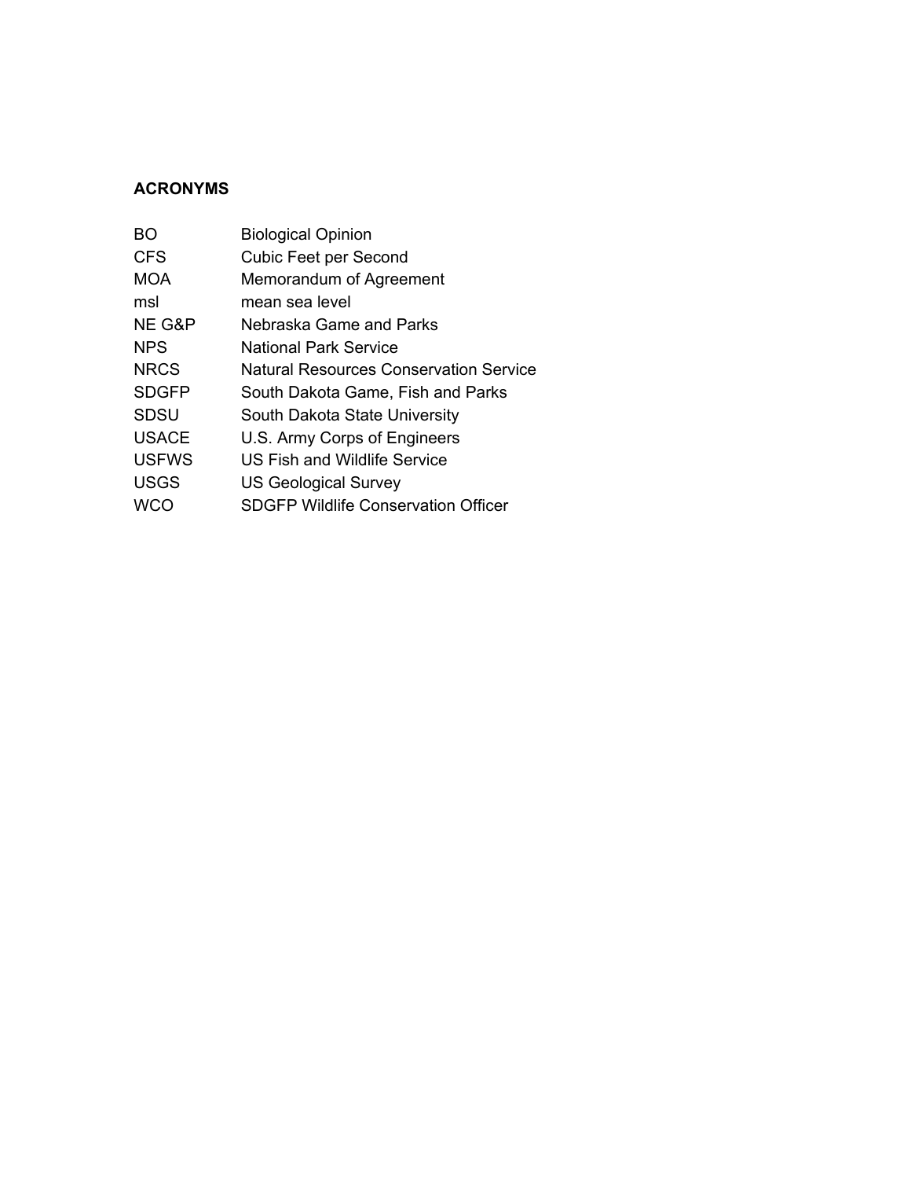## ACRONYMS

| | |
|---|---|
| BO | Biological Opinion |
| CFS | Cubic Feet per Second |
| MOA | Memorandum of Agreement |
| msl | mean sea level |
| NE G&P | Nebraska Game and Parks |
| NPS | National Park Service |
| NRCS | Natural Resources Conservation Service |
| SDGFP | South Dakota Game, Fish and Parks |
| SDSU | South Dakota State University |
| USACE | U.S. Army Corps of Engineers |
| USFWS | US Fish and Wildlife Service |
| USGS | US Geological Survey |
| WCO | SDGFP Wildlife Conservation Officer |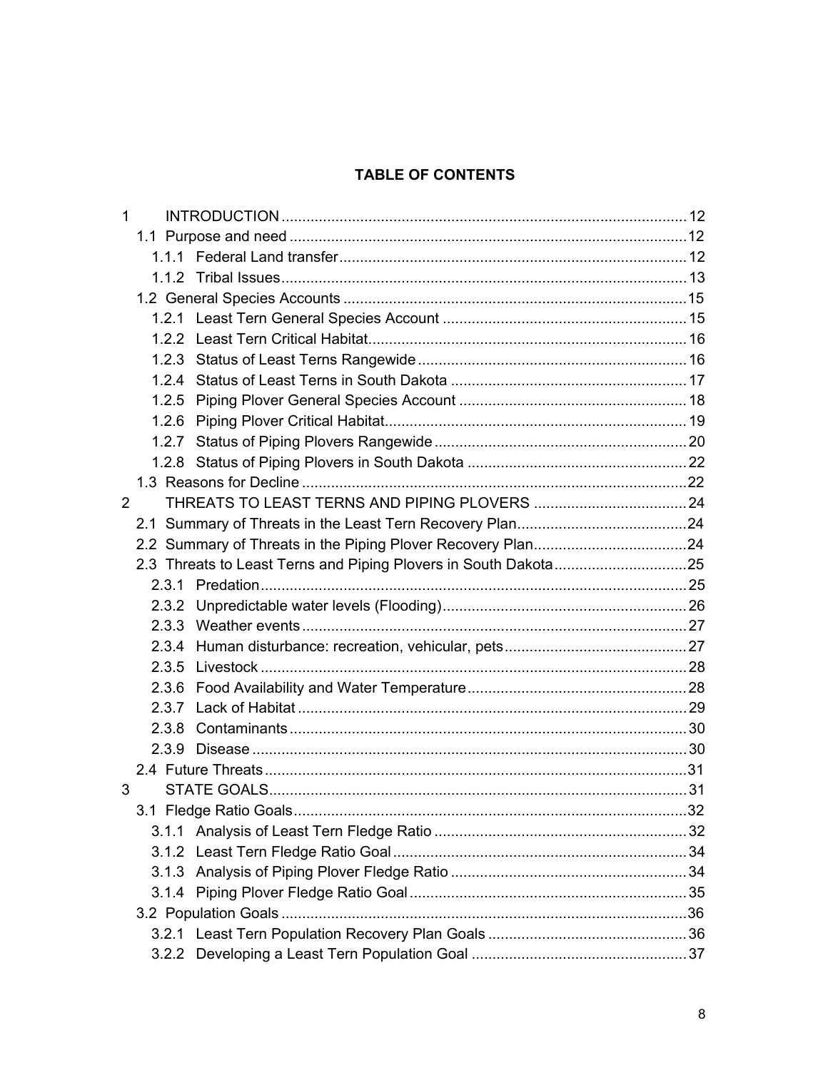## TABLE OF CONTENTS

- 1 INTRODUCTION ..... 12
  - 1.1 Purpose and need ..... 12
    - 1.1.1 Federal Land transfer ..... 12
    - 1.1.2 Tribal Issues ..... 13
  - 1.2 General Species Accounts ..... 15
    - 1.2.1 Least Tern General Species Account ..... 15
    - 1.2.2 Least Tern Critical Habitat ..... 16
    - 1.2.3 Status of Least Terns Rangewide ..... 16
    - 1.2.4 Status of Least Terns in South Dakota ..... 17
    - 1.2.5 Piping Plover General Species Account ..... 18
    - 1.2.6 Piping Plover Critical Habitat ..... 19
    - 1.2.7 Status of Piping Plovers Rangewide ..... 20
    - 1.2.8 Status of Piping Plovers in South Dakota ..... 22
  - 1.3 Reasons for Decline ..... 22
- 2 THREATS TO LEAST TERNS AND PIPING PLOVERS ..... 24
  - 2.1 Summary of Threats in the Least Tern Recovery Plan ..... 24
  - 2.2 Summary of Threats in the Piping Plover Recovery Plan ..... 24
  - 2.3 Threats to Least Terns and Piping Plovers in South Dakota ..... 25
    - 2.3.1 Predation ..... 25
    - 2.3.2 Unpredictable water levels (Flooding) ..... 26
    - 2.3.3 Weather events ..... 27
    - 2.3.4 Human disturbance: recreation, vehicular, pets ..... 27
    - 2.3.5 Livestock ..... 28
    - 2.3.6 Food Availability and Water Temperature ..... 28
    - 2.3.7 Lack of Habitat ..... 29
    - 2.3.8 Contaminants ..... 30
    - 2.3.9 Disease ..... 30
  - 2.4 Future Threats ..... 31
- 3 STATE GOALS ..... 31
  - 3.1 Fledge Ratio Goals ..... 32
    - 3.1.1 Analysis of Least Tern Fledge Ratio ..... 32
    - 3.1.2 Least Tern Fledge Ratio Goal ..... 34
    - 3.1.3 Analysis of Piping Plover Fledge Ratio ..... 34
    - 3.1.4 Piping Plover Fledge Ratio Goal ..... 35
  - 3.2 Population Goals ..... 36
    - 3.2.1 Least Tern Population Recovery Plan Goals ..... 36
    - 3.2.2 Developing a Least Tern Population Goal ..... 37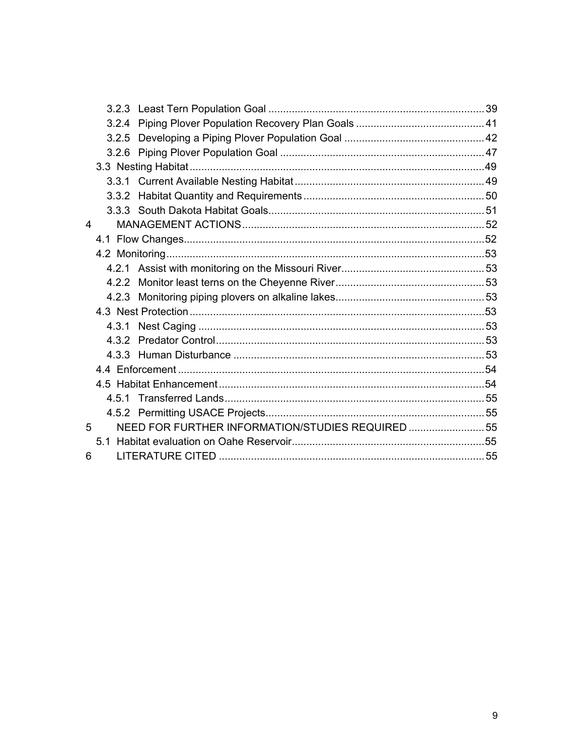- 3.2.3 Least Tern Population Goal ............ 39
- 3.2.4 Piping Plover Population Recovery Plan Goals ............ 41
- 3.2.5 Developing a Piping Plover Population Goal ............ 42
- 3.2.6 Piping Plover Population Goal ............ 47
- 3.3 Nesting Habitat ............ 49
  - 3.3.1 Current Available Nesting Habitat ............ 49
  - 3.3.2 Habitat Quantity and Requirements ............ 50
  - 3.3.3 South Dakota Habitat Goals ............ 51
- 4 MANAGEMENT ACTIONS ............ 52
  - 4.1 Flow Changes ............ 52
  - 4.2 Monitoring ............ 53
    - 4.2.1 Assist with monitoring on the Missouri River ............ 53
    - 4.2.2 Monitor least terns on the Cheyenne River ............ 53
    - 4.2.3 Monitoring piping plovers on alkaline lakes ............ 53
  - 4.3 Nest Protection ............ 53
    - 4.3.1 Nest Caging ............ 53
    - 4.3.2 Predator Control ............ 53
    - 4.3.3 Human Disturbance ............ 53
  - 4.4 Enforcement ............ 54
  - 4.5 Habitat Enhancement ............ 54
    - 4.5.1 Transferred Lands ............ 55
    - 4.5.2 Permitting USACE Projects ............ 55
- 5 NEED FOR FURTHER INFORMATION/STUDIES REQUIRED ............ 55
  - 5.1 Habitat evaluation on Oahe Reservoir ............ 55
- 6 LITERATURE CITED ............ 55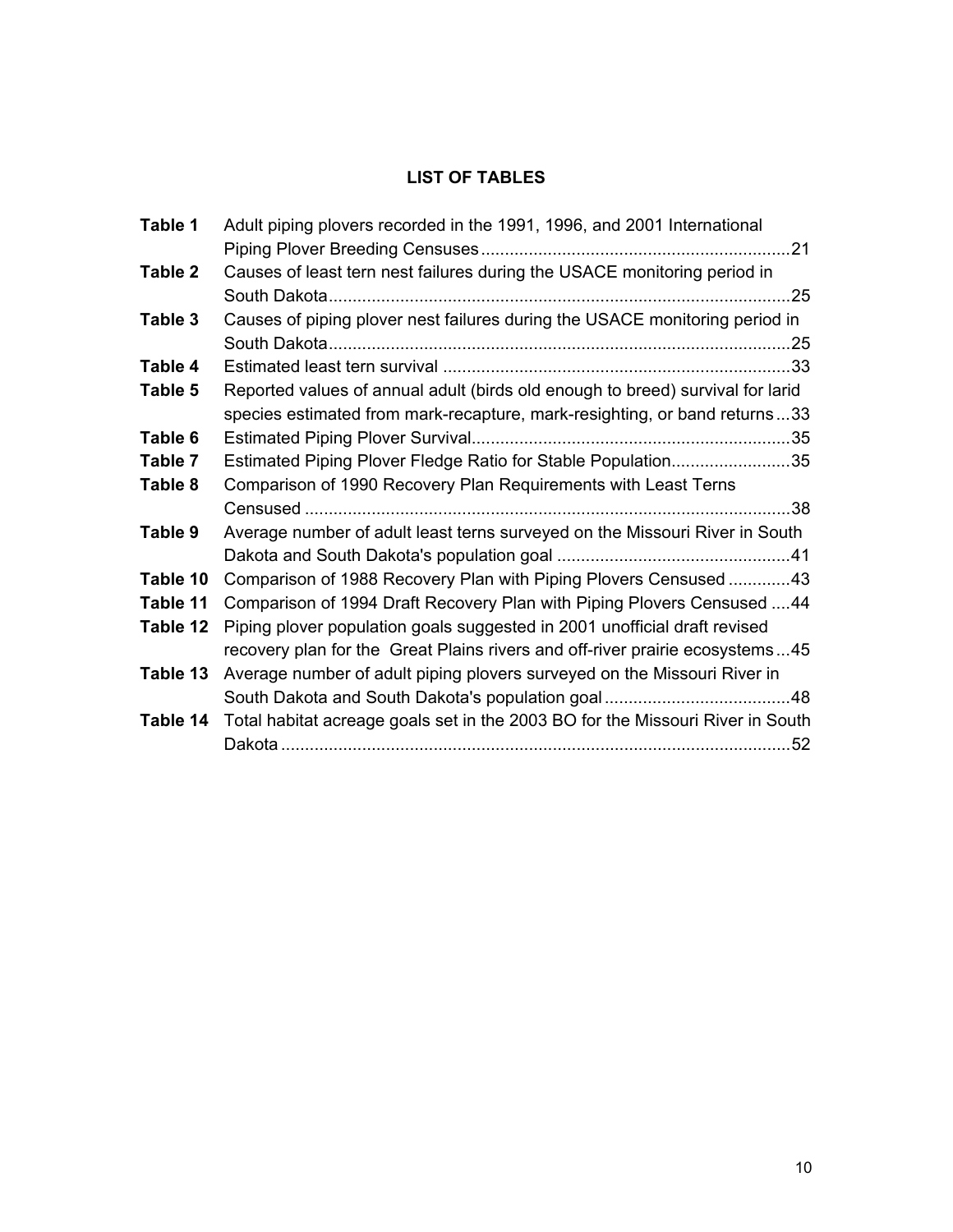## LIST OF TABLES

| | | |
|---|---|---|
| **Table 1** | Adult piping plovers recorded in the 1991, 1996, and 2001 International Piping Plover Breeding Censuses | 21 |
| **Table 2** | Causes of least tern nest failures during the USACE monitoring period in South Dakota | 25 |
| **Table 3** | Causes of piping plover nest failures during the USACE monitoring period in South Dakota | 25 |
| **Table 4** | Estimated least tern survival | 33 |
| **Table 5** | Reported values of annual adult (birds old enough to breed) survival for larid species estimated from mark-recapture, mark-resighting, or band returns | 33 |
| **Table 6** | Estimated Piping Plover Survival | 35 |
| **Table 7** | Estimated Piping Plover Fledge Ratio for Stable Population | 35 |
| **Table 8** | Comparison of 1990 Recovery Plan Requirements with Least Terns Censused | 38 |
| **Table 9** | Average number of adult least terns surveyed on the Missouri River in South Dakota and South Dakota's population goal | 41 |
| **Table 10** | Comparison of 1988 Recovery Plan with Piping Plovers Censused | 43 |
| **Table 11** | Comparison of 1994 Draft Recovery Plan with Piping Plovers Censused | 44 |
| **Table 12** | Piping plover population goals suggested in 2001 unofficial draft revised recovery plan for the Great Plains rivers and off-river prairie ecosystems | 45 |
| **Table 13** | Average number of adult piping plovers surveyed on the Missouri River in South Dakota and South Dakota's population goal | 48 |
| **Table 14** | Total habitat acreage goals set in the 2003 BO for the Missouri River in South Dakota | 52 |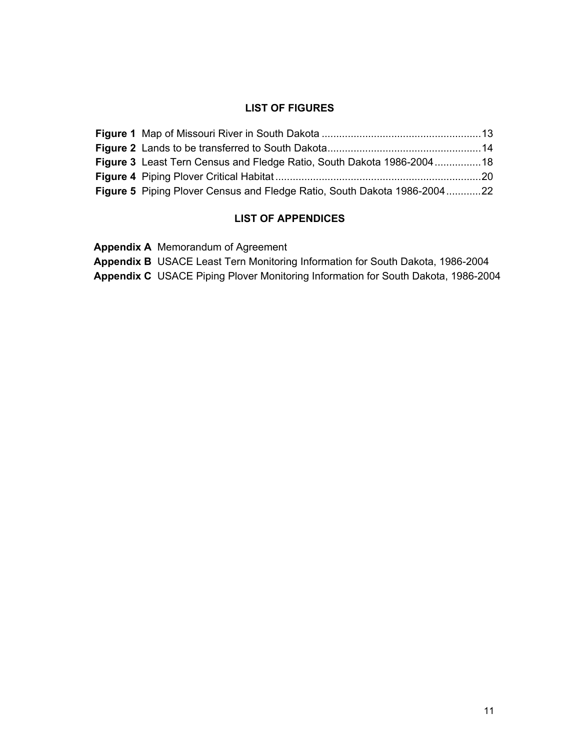## LIST OF FIGURES

**Figure 1** Map of Missouri River in South Dakota ....................................................... 13
**Figure 2** Lands to be transferred to South Dakota..................................................... 14
**Figure 3** Least Tern Census and Fledge Ratio, South Dakota 1986-2004 ................ 18
**Figure 4** Piping Plover Critical Habitat ....................................................................... 20
**Figure 5** Piping Plover Census and Fledge Ratio, South Dakota 1986-2004 ............ 22

## LIST OF APPENDICES

**Appendix A** Memorandum of Agreement
**Appendix B** USACE Least Tern Monitoring Information for South Dakota, 1986-2004
**Appendix C** USACE Piping Plover Monitoring Information for South Dakota, 1986-2004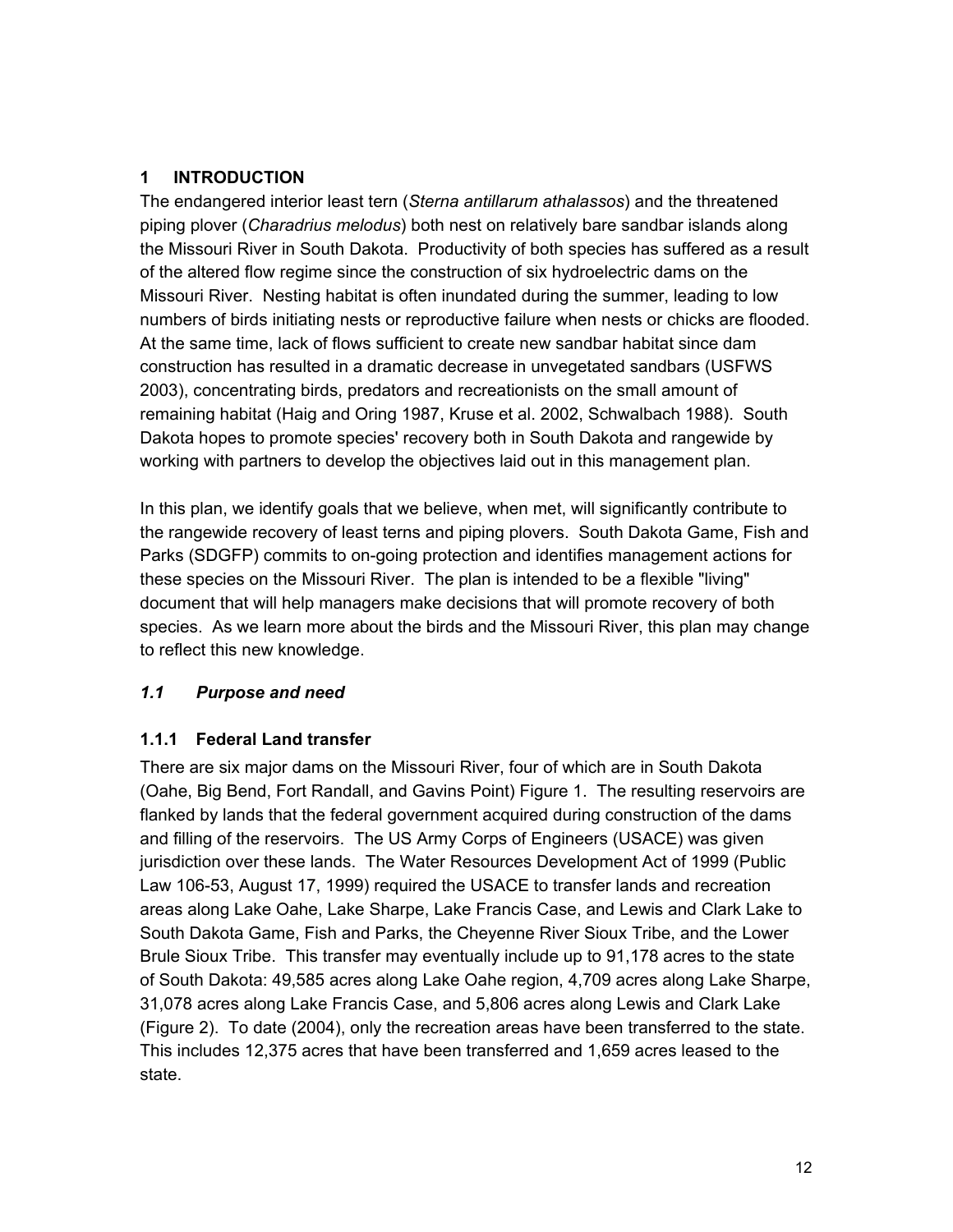# 1 INTRODUCTION

The endangered interior least tern (*Sterna antillarum athalassos*) and the threatened piping plover (*Charadrius melodus*) both nest on relatively bare sandbar islands along the Missouri River in South Dakota. Productivity of both species has suffered as a result of the altered flow regime since the construction of six hydroelectric dams on the Missouri River. Nesting habitat is often inundated during the summer, leading to low numbers of birds initiating nests or reproductive failure when nests or chicks are flooded. At the same time, lack of flows sufficient to create new sandbar habitat since dam construction has resulted in a dramatic decrease in unvegetated sandbars (USFWS 2003), concentrating birds, predators and recreationists on the small amount of remaining habitat (Haig and Oring 1987, Kruse et al. 2002, Schwalbach 1988). South Dakota hopes to promote species' recovery both in South Dakota and rangewide by working with partners to develop the objectives laid out in this management plan.

In this plan, we identify goals that we believe, when met, will significantly contribute to the rangewide recovery of least terns and piping plovers. South Dakota Game, Fish and Parks (SDGFP) commits to on-going protection and identifies management actions for these species on the Missouri River. The plan is intended to be a flexible "living" document that will help managers make decisions that will promote recovery of both species. As we learn more about the birds and the Missouri River, this plan may change to reflect this new knowledge.

## *1.1 Purpose and need*

### 1.1.1 Federal Land transfer

There are six major dams on the Missouri River, four of which are in South Dakota (Oahe, Big Bend, Fort Randall, and Gavins Point) Figure 1. The resulting reservoirs are flanked by lands that the federal government acquired during construction of the dams and filling of the reservoirs. The US Army Corps of Engineers (USACE) was given jurisdiction over these lands. The Water Resources Development Act of 1999 (Public Law 106-53, August 17, 1999) required the USACE to transfer lands and recreation areas along Lake Oahe, Lake Sharpe, Lake Francis Case, and Lewis and Clark Lake to South Dakota Game, Fish and Parks, the Cheyenne River Sioux Tribe, and the Lower Brule Sioux Tribe. This transfer may eventually include up to 91,178 acres to the state of South Dakota: 49,585 acres along Lake Oahe region, 4,709 acres along Lake Sharpe, 31,078 acres along Lake Francis Case, and 5,806 acres along Lewis and Clark Lake (Figure 2). To date (2004), only the recreation areas have been transferred to the state. This includes 12,375 acres that have been transferred and 1,659 acres leased to the state.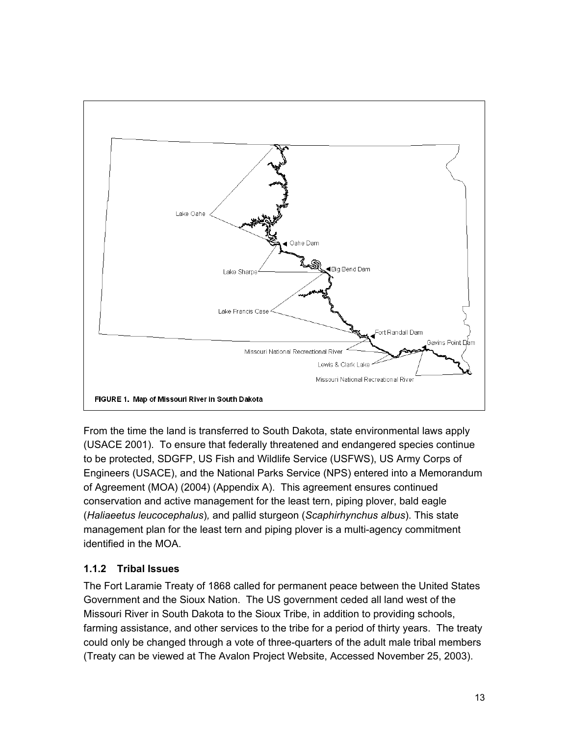FIGURE 1. Map of Missouri River in South Dakota

From the time the land is transferred to South Dakota, state environmental laws apply (USACE 2001). To ensure that federally threatened and endangered species continue to be protected, SDGFP, US Fish and Wildlife Service (USFWS), US Army Corps of Engineers (USACE), and the National Parks Service (NPS) entered into a Memorandum of Agreement (MOA) (2004) (Appendix A). This agreement ensures continued conservation and active management for the least tern, piping plover, bald eagle (*Haliaeetus leucocephalus*)*,* and pallid sturgeon (*Scaphirhynchus albus*). This state management plan for the least tern and piping plover is a multi-agency commitment identified in the MOA.

### 1.1.2 Tribal Issues

The Fort Laramie Treaty of 1868 called for permanent peace between the United States Government and the Sioux Nation. The US government ceded all land west of the Missouri River in South Dakota to the Sioux Tribe, in addition to providing schools, farming assistance, and other services to the tribe for a period of thirty years. The treaty could only be changed through a vote of three-quarters of the adult male tribal members (Treaty can be viewed at The Avalon Project Website, Accessed November 25, 2003).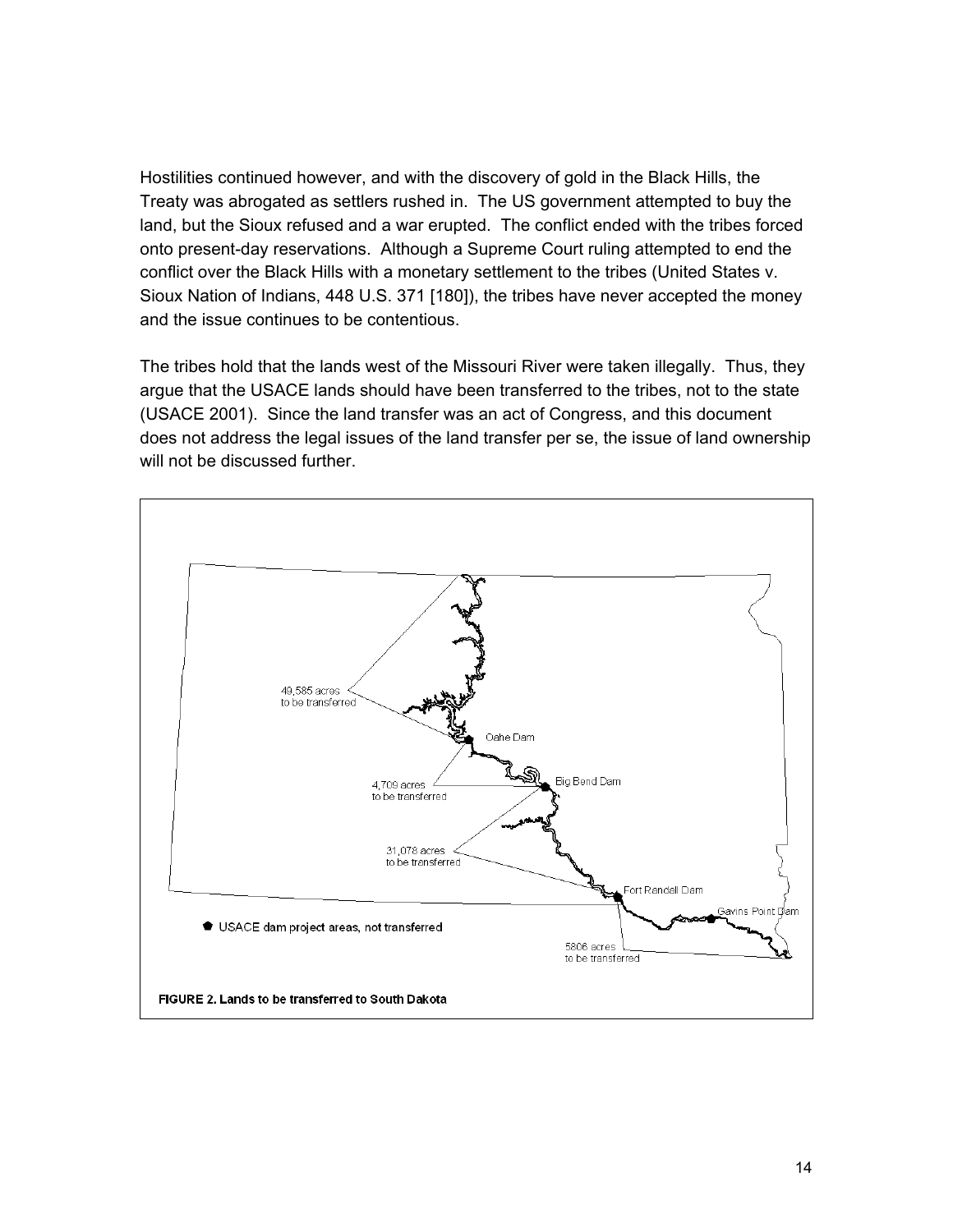Hostilities continued however, and with the discovery of gold in the Black Hills, the Treaty was abrogated as settlers rushed in. The US government attempted to buy the land, but the Sioux refused and a war erupted. The conflict ended with the tribes forced onto present-day reservations. Although a Supreme Court ruling attempted to end the conflict over the Black Hills with a monetary settlement to the tribes (United States v. Sioux Nation of Indians, 448 U.S. 371 [180]), the tribes have never accepted the money and the issue continues to be contentious.

The tribes hold that the lands west of the Missouri River were taken illegally. Thus, they argue that the USACE lands should have been transferred to the tribes, not to the state (USACE 2001). Since the land transfer was an act of Congress, and this document does not address the legal issues of the land transfer per se, the issue of land ownership will not be discussed further.

49,585 acres to be transferred

Oahe Dam

4,709 acres to be transferred

Big Bend Dam

31,078 acres to be transferred

Fort Randall Dam

Gavins Point Dam

USACE dam project areas, not transferred

5806 acres to be transferred

**FIGURE 2. Lands to be transferred to South Dakota**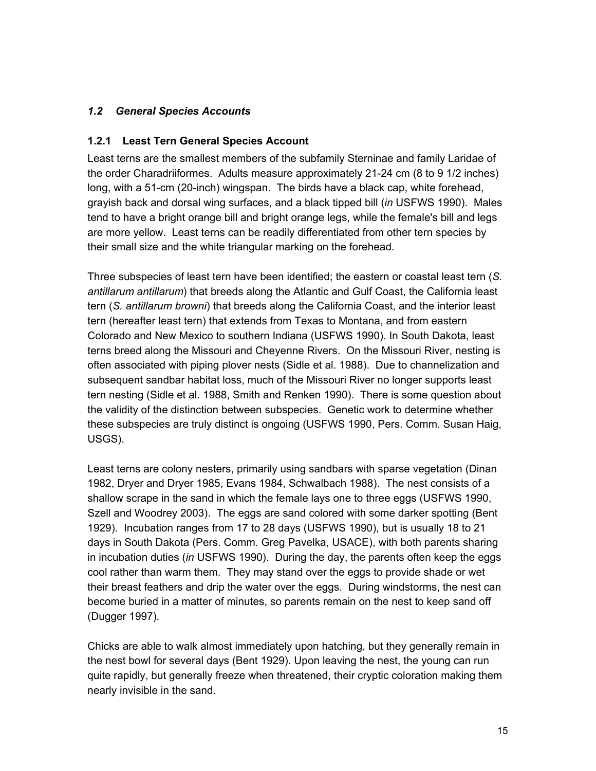## *1.2 General Species Accounts*

### 1.2.1 Least Tern General Species Account

Least terns are the smallest members of the subfamily Sterninae and family Laridae of the order Charadriiformes. Adults measure approximately 21-24 cm (8 to 9 1/2 inches) long, with a 51-cm (20-inch) wingspan. The birds have a black cap, white forehead, grayish back and dorsal wing surfaces, and a black tipped bill (*in* USFWS 1990). Males tend to have a bright orange bill and bright orange legs, while the female's bill and legs are more yellow. Least terns can be readily differentiated from other tern species by their small size and the white triangular marking on the forehead.

Three subspecies of least tern have been identified; the eastern or coastal least tern (*S. antillarum antillarum*) that breeds along the Atlantic and Gulf Coast, the California least tern (*S. antillarum browni*) that breeds along the California Coast, and the interior least tern (hereafter least tern) that extends from Texas to Montana, and from eastern Colorado and New Mexico to southern Indiana (USFWS 1990). In South Dakota, least terns breed along the Missouri and Cheyenne Rivers. On the Missouri River, nesting is often associated with piping plover nests (Sidle et al. 1988). Due to channelization and subsequent sandbar habitat loss, much of the Missouri River no longer supports least tern nesting (Sidle et al. 1988, Smith and Renken 1990). There is some question about the validity of the distinction between subspecies. Genetic work to determine whether these subspecies are truly distinct is ongoing (USFWS 1990, Pers. Comm. Susan Haig, USGS).

Least terns are colony nesters, primarily using sandbars with sparse vegetation (Dinan 1982, Dryer and Dryer 1985, Evans 1984, Schwalbach 1988). The nest consists of a shallow scrape in the sand in which the female lays one to three eggs (USFWS 1990, Szell and Woodrey 2003). The eggs are sand colored with some darker spotting (Bent 1929). Incubation ranges from 17 to 28 days (USFWS 1990), but is usually 18 to 21 days in South Dakota (Pers. Comm. Greg Pavelka, USACE), with both parents sharing in incubation duties (*in* USFWS 1990). During the day, the parents often keep the eggs cool rather than warm them. They may stand over the eggs to provide shade or wet their breast feathers and drip the water over the eggs. During windstorms, the nest can become buried in a matter of minutes, so parents remain on the nest to keep sand off (Dugger 1997).

Chicks are able to walk almost immediately upon hatching, but they generally remain in the nest bowl for several days (Bent 1929). Upon leaving the nest, the young can run quite rapidly, but generally freeze when threatened, their cryptic coloration making them nearly invisible in the sand.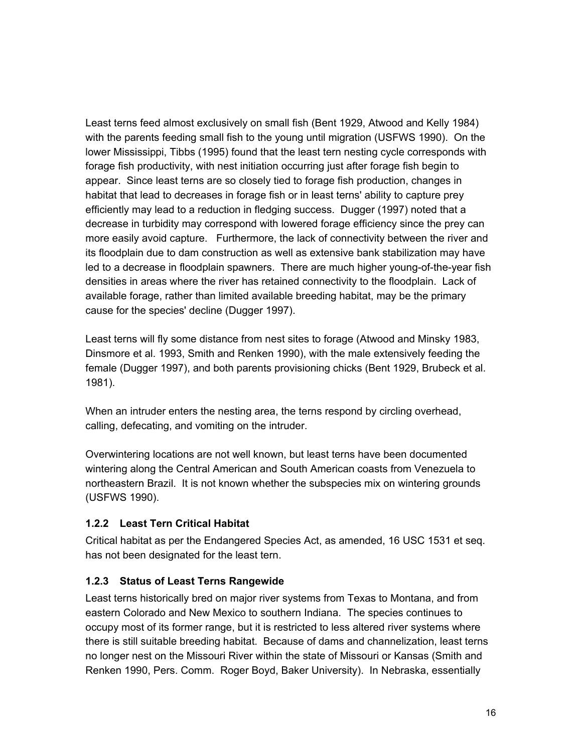Least terns feed almost exclusively on small fish (Bent 1929, Atwood and Kelly 1984) with the parents feeding small fish to the young until migration (USFWS 1990). On the lower Mississippi, Tibbs (1995) found that the least tern nesting cycle corresponds with forage fish productivity, with nest initiation occurring just after forage fish begin to appear. Since least terns are so closely tied to forage fish production, changes in habitat that lead to decreases in forage fish or in least terns' ability to capture prey efficiently may lead to a reduction in fledging success. Dugger (1997) noted that a decrease in turbidity may correspond with lowered forage efficiency since the prey can more easily avoid capture. Furthermore, the lack of connectivity between the river and its floodplain due to dam construction as well as extensive bank stabilization may have led to a decrease in floodplain spawners. There are much higher young-of-the-year fish densities in areas where the river has retained connectivity to the floodplain. Lack of available forage, rather than limited available breeding habitat, may be the primary cause for the species' decline (Dugger 1997).

Least terns will fly some distance from nest sites to forage (Atwood and Minsky 1983, Dinsmore et al. 1993, Smith and Renken 1990), with the male extensively feeding the female (Dugger 1997), and both parents provisioning chicks (Bent 1929, Brubeck et al. 1981).

When an intruder enters the nesting area, the terns respond by circling overhead, calling, defecating, and vomiting on the intruder.

Overwintering locations are not well known, but least terns have been documented wintering along the Central American and South American coasts from Venezuela to northeastern Brazil. It is not known whether the subspecies mix on wintering grounds (USFWS 1990).

### 1.2.2 Least Tern Critical Habitat

Critical habitat as per the Endangered Species Act, as amended, 16 USC 1531 et seq. has not been designated for the least tern.

### 1.2.3 Status of Least Terns Rangewide

Least terns historically bred on major river systems from Texas to Montana, and from eastern Colorado and New Mexico to southern Indiana. The species continues to occupy most of its former range, but it is restricted to less altered river systems where there is still suitable breeding habitat. Because of dams and channelization, least terns no longer nest on the Missouri River within the state of Missouri or Kansas (Smith and Renken 1990, Pers. Comm. Roger Boyd, Baker University). In Nebraska, essentially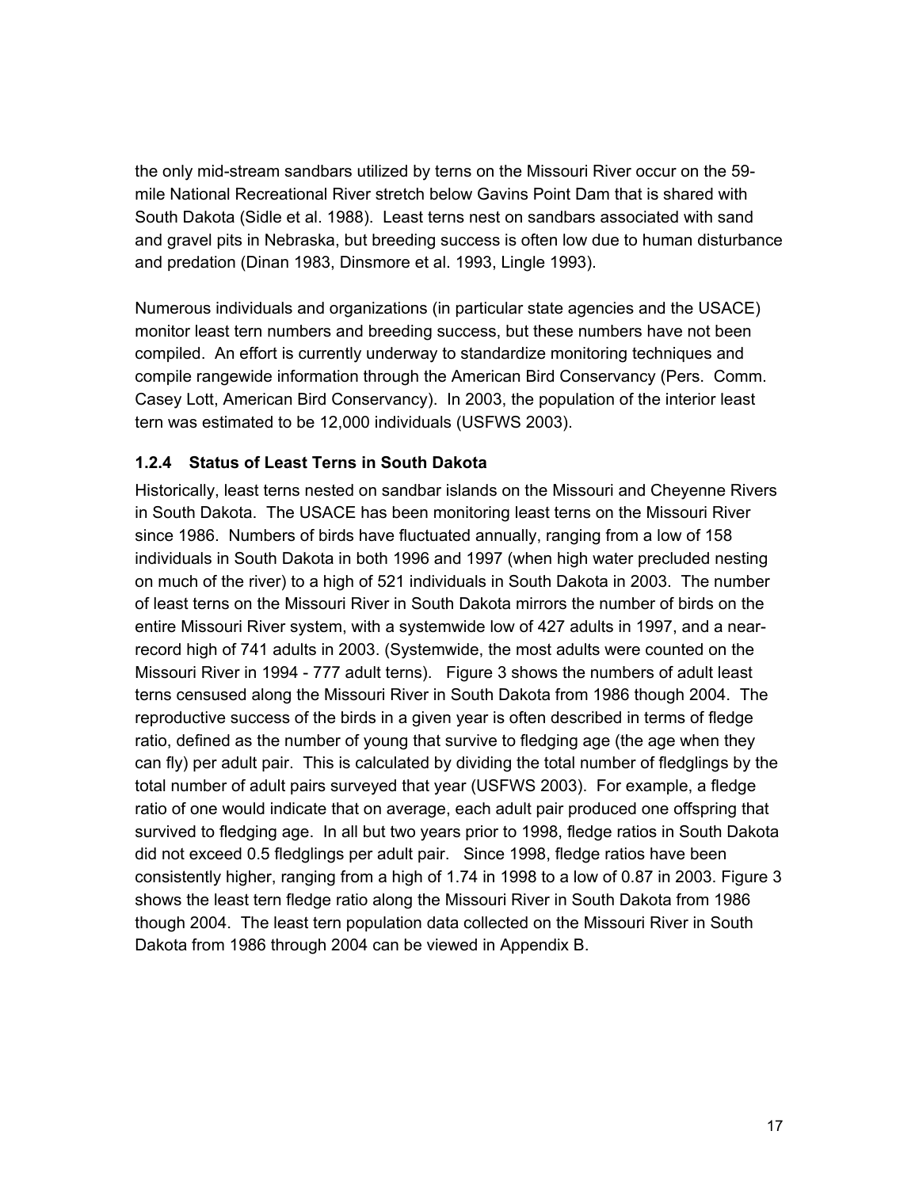the only mid-stream sandbars utilized by terns on the Missouri River occur on the 59-mile National Recreational River stretch below Gavins Point Dam that is shared with South Dakota (Sidle et al. 1988). Least terns nest on sandbars associated with sand and gravel pits in Nebraska, but breeding success is often low due to human disturbance and predation (Dinan 1983, Dinsmore et al. 1993, Lingle 1993).

Numerous individuals and organizations (in particular state agencies and the USACE) monitor least tern numbers and breeding success, but these numbers have not been compiled. An effort is currently underway to standardize monitoring techniques and compile rangewide information through the American Bird Conservancy (Pers. Comm. Casey Lott, American Bird Conservancy). In 2003, the population of the interior least tern was estimated to be 12,000 individuals (USFWS 2003).

### 1.2.4 Status of Least Terns in South Dakota

Historically, least terns nested on sandbar islands on the Missouri and Cheyenne Rivers in South Dakota. The USACE has been monitoring least terns on the Missouri River since 1986. Numbers of birds have fluctuated annually, ranging from a low of 158 individuals in South Dakota in both 1996 and 1997 (when high water precluded nesting on much of the river) to a high of 521 individuals in South Dakota in 2003. The number of least terns on the Missouri River in South Dakota mirrors the number of birds on the entire Missouri River system, with a systemwide low of 427 adults in 1997, and a near-record high of 741 adults in 2003. (Systemwide, the most adults were counted on the Missouri River in 1994 - 777 adult terns). Figure 3 shows the numbers of adult least terns censused along the Missouri River in South Dakota from 1986 though 2004. The reproductive success of the birds in a given year is often described in terms of fledge ratio, defined as the number of young that survive to fledging age (the age when they can fly) per adult pair. This is calculated by dividing the total number of fledglings by the total number of adult pairs surveyed that year (USFWS 2003). For example, a fledge ratio of one would indicate that on average, each adult pair produced one offspring that survived to fledging age. In all but two years prior to 1998, fledge ratios in South Dakota did not exceed 0.5 fledglings per adult pair. Since 1998, fledge ratios have been consistently higher, ranging from a high of 1.74 in 1998 to a low of 0.87 in 2003. Figure 3 shows the least tern fledge ratio along the Missouri River in South Dakota from 1986 though 2004. The least tern population data collected on the Missouri River in South Dakota from 1986 through 2004 can be viewed in Appendix B.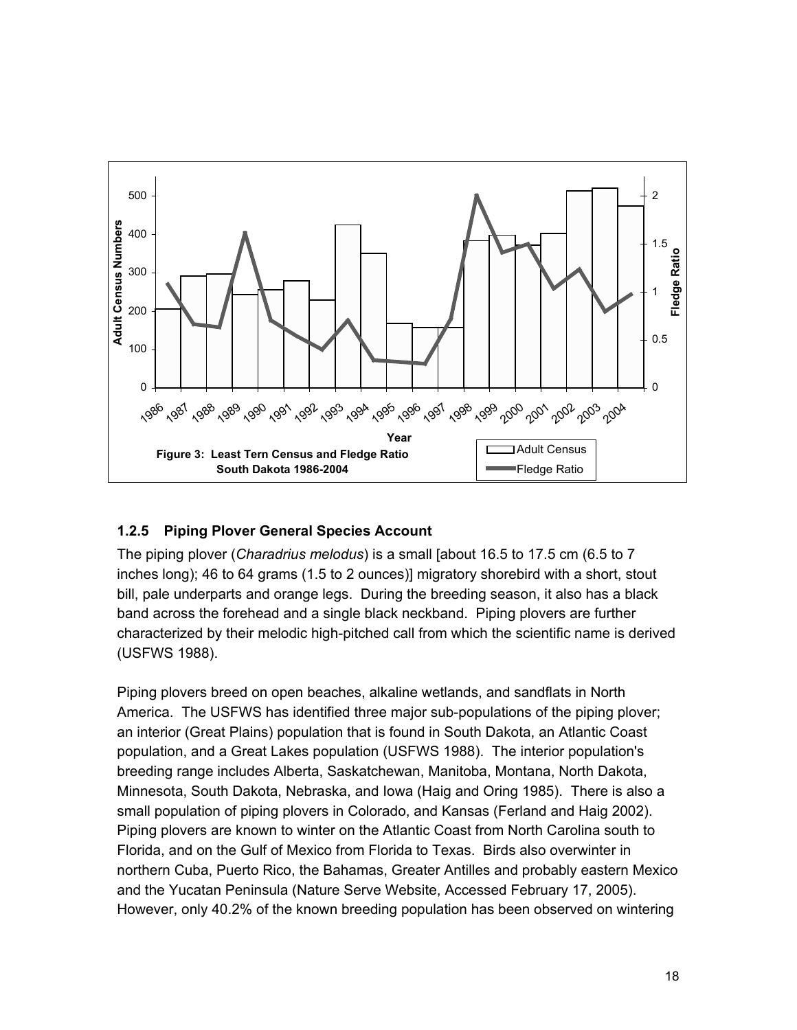Figure 3: Least Tern Census and Fledge Ratio South Dakota 1986-2004

### 1.2.5 Piping Plover General Species Account

The piping plover (*Charadrius melodus*) is a small [about 16.5 to 17.5 cm (6.5 to 7 inches long); 46 to 64 grams (1.5 to 2 ounces)] migratory shorebird with a short, stout bill, pale underparts and orange legs. During the breeding season, it also has a black band across the forehead and a single black neckband. Piping plovers are further characterized by their melodic high-pitched call from which the scientific name is derived (USFWS 1988).

Piping plovers breed on open beaches, alkaline wetlands, and sandflats in North America. The USFWS has identified three major sub-populations of the piping plover; an interior (Great Plains) population that is found in South Dakota, an Atlantic Coast population, and a Great Lakes population (USFWS 1988). The interior population's breeding range includes Alberta, Saskatchewan, Manitoba, Montana, North Dakota, Minnesota, South Dakota, Nebraska, and Iowa (Haig and Oring 1985). There is also a small population of piping plovers in Colorado, and Kansas (Ferland and Haig 2002). Piping plovers are known to winter on the Atlantic Coast from North Carolina south to Florida, and on the Gulf of Mexico from Florida to Texas. Birds also overwinter in northern Cuba, Puerto Rico, the Bahamas, Greater Antilles and probably eastern Mexico and the Yucatan Peninsula (Nature Serve Website, Accessed February 17, 2005). However, only 40.2% of the known breeding population has been observed on wintering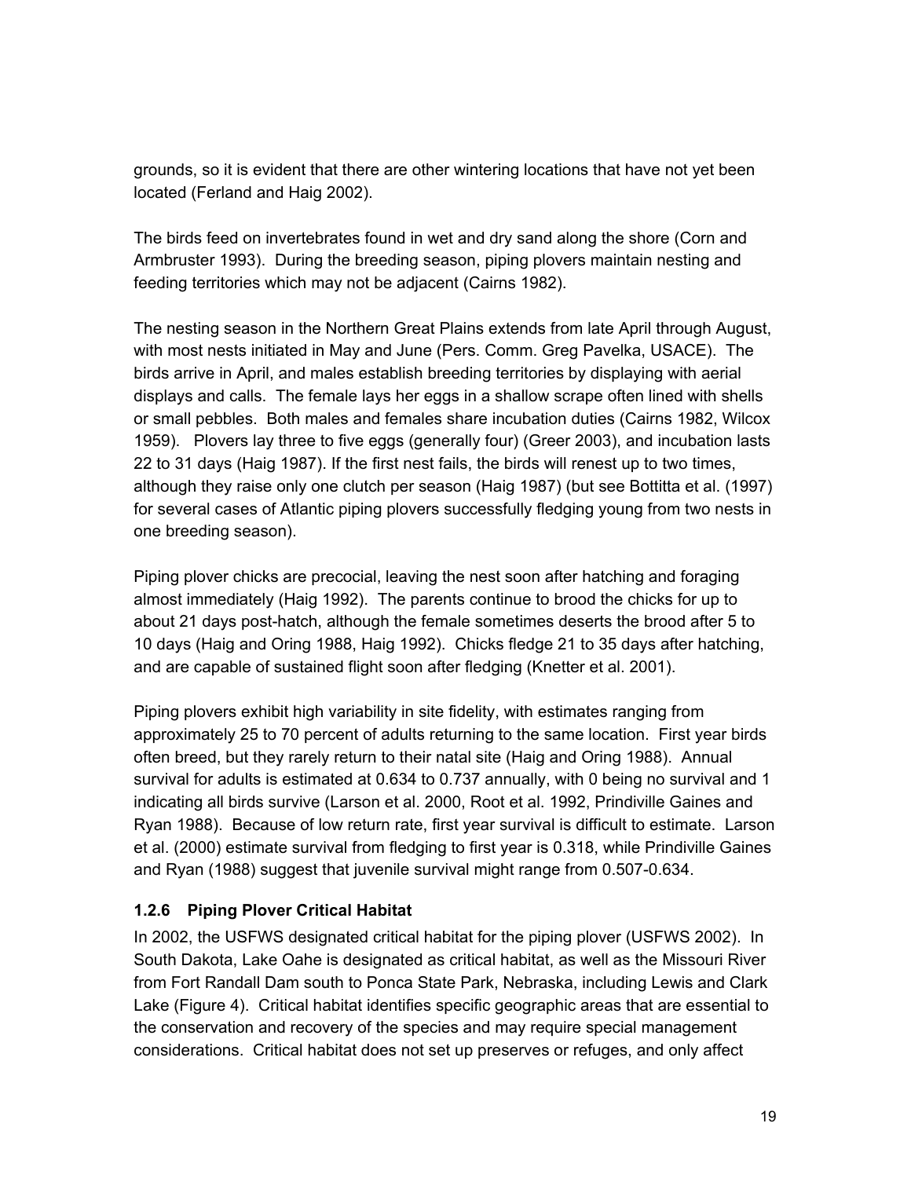grounds, so it is evident that there are other wintering locations that have not yet been located (Ferland and Haig 2002).

The birds feed on invertebrates found in wet and dry sand along the shore (Corn and Armbruster 1993). During the breeding season, piping plovers maintain nesting and feeding territories which may not be adjacent (Cairns 1982).

The nesting season in the Northern Great Plains extends from late April through August, with most nests initiated in May and June (Pers. Comm. Greg Pavelka, USACE). The birds arrive in April, and males establish breeding territories by displaying with aerial displays and calls. The female lays her eggs in a shallow scrape often lined with shells or small pebbles. Both males and females share incubation duties (Cairns 1982, Wilcox 1959). Plovers lay three to five eggs (generally four) (Greer 2003), and incubation lasts 22 to 31 days (Haig 1987). If the first nest fails, the birds will renest up to two times, although they raise only one clutch per season (Haig 1987) (but see Bottitta et al. (1997) for several cases of Atlantic piping plovers successfully fledging young from two nests in one breeding season).

Piping plover chicks are precocial, leaving the nest soon after hatching and foraging almost immediately (Haig 1992). The parents continue to brood the chicks for up to about 21 days post-hatch, although the female sometimes deserts the brood after 5 to 10 days (Haig and Oring 1988, Haig 1992). Chicks fledge 21 to 35 days after hatching, and are capable of sustained flight soon after fledging (Knetter et al. 2001).

Piping plovers exhibit high variability in site fidelity, with estimates ranging from approximately 25 to 70 percent of adults returning to the same location. First year birds often breed, but they rarely return to their natal site (Haig and Oring 1988). Annual survival for adults is estimated at 0.634 to 0.737 annually, with 0 being no survival and 1 indicating all birds survive (Larson et al. 2000, Root et al. 1992, Prindiville Gaines and Ryan 1988). Because of low return rate, first year survival is difficult to estimate. Larson et al. (2000) estimate survival from fledging to first year is 0.318, while Prindiville Gaines and Ryan (1988) suggest that juvenile survival might range from 0.507-0.634.

### 1.2.6 Piping Plover Critical Habitat

In 2002, the USFWS designated critical habitat for the piping plover (USFWS 2002). In South Dakota, Lake Oahe is designated as critical habitat, as well as the Missouri River from Fort Randall Dam south to Ponca State Park, Nebraska, including Lewis and Clark Lake (Figure 4). Critical habitat identifies specific geographic areas that are essential to the conservation and recovery of the species and may require special management considerations. Critical habitat does not set up preserves or refuges, and only affect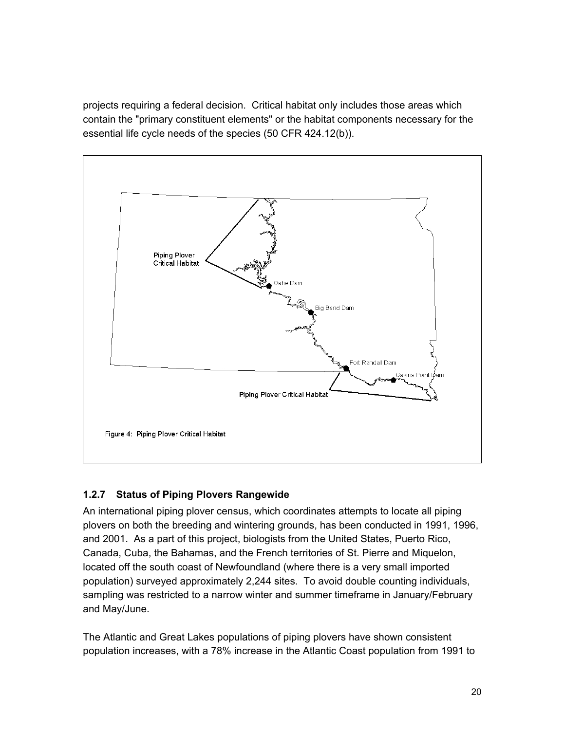projects requiring a federal decision. Critical habitat only includes those areas which contain the "primary constituent elements" or the habitat components necessary for the essential life cycle needs of the species (50 CFR 424.12(b)).

Figure 4: Piping Plover Critical Habitat

### 1.2.7 Status of Piping Plovers Rangewide

An international piping plover census, which coordinates attempts to locate all piping plovers on both the breeding and wintering grounds, has been conducted in 1991, 1996, and 2001. As a part of this project, biologists from the United States, Puerto Rico, Canada, Cuba, the Bahamas, and the French territories of St. Pierre and Miquelon, located off the south coast of Newfoundland (where there is a very small imported population) surveyed approximately 2,244 sites. To avoid double counting individuals, sampling was restricted to a narrow winter and summer timeframe in January/February and May/June.

The Atlantic and Great Lakes populations of piping plovers have shown consistent population increases, with a 78% increase in the Atlantic Coast population from 1991 to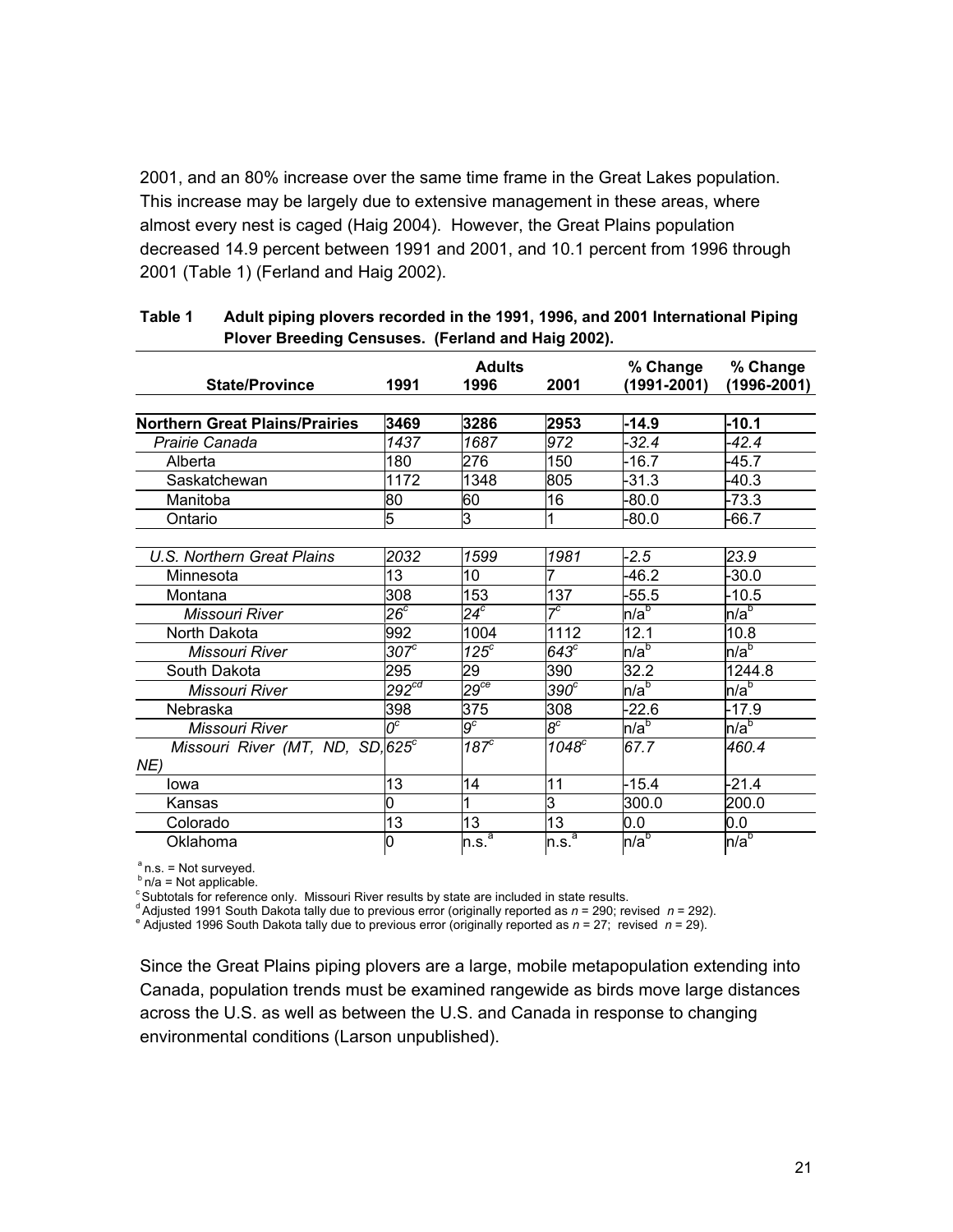2001, and an 80% increase over the same time frame in the Great Lakes population. This increase may be largely due to extensive management in these areas, where almost every nest is caged (Haig 2004). However, the Great Plains population decreased 14.9 percent between 1991 and 2001, and 10.1 percent from 1996 through 2001 (Table 1) (Ferland and Haig 2002).

**Table 1 Adult piping plovers recorded in the 1991, 1996, and 2001 International Piping Plover Breeding Censuses. (Ferland and Haig 2002).**

| State/Province | Adults 1991 | Adults 1996 | Adults 2001 | % Change (1991-2001) | % Change (1996-2001) |
|---|---|---|---|---|---|
| **Northern Great Plains/Prairies** | **3469** | **3286** | **2953** | **-14.9** | **-10.1** |
| *Prairie Canada* | *1437* | *1687* | *972* | *-32.4* | *-42.4* |
| Alberta | 180 | 276 | 150 | -16.7 | -45.7 |
| Saskatchewan | 1172 | 1348 | 805 | -31.3 | -40.3 |
| Manitoba | 80 | 60 | 16 | -80.0 | -73.3 |
| Ontario | 5 | 3 | 1 | -80.0 | -66.7 |
| *U.S. Northern Great Plains* | *2032* | *1599* | *1981* | *-2.5* | *23.9* |
| Minnesota | 13 | 10 | 7 | -46.2 | -30.0 |
| Montana | 308 | 153 | 137 | -55.5 | -10.5 |
| *Missouri River* | *26*[c] | *24*[c] | *7*[c] | n/a[b] | n/a[b] |
| North Dakota | 992 | 1004 | 1112 | 12.1 | 10.8 |
| *Missouri River* | *307*[c] | *125*[c] | *643*[c] | n/a[b] | n/a[b] |
| South Dakota | 295 | 29 | 390 | 32.2 | 1244.8 |
| *Missouri River* | *292*[cd] | *29*[ce] | *390*[c] | n/a[b] | n/a[b] |
| Nebraska | 398 | 375 | 308 | -22.6 | -17.9 |
| *Missouri River* | *0*[c] | *9*[c] | *8*[c] | n/a[b] | n/a[b] |
| *Missouri River (MT, ND, SD, NE)* | *625*[c] | *187*[c] | *1048*[c] | *67.7* | *460.4* |
| Iowa | 13 | 14 | 11 | -15.4 | -21.4 |
| Kansas | 0 | 1 | 3 | 300.0 | 200.0 |
| Colorado | 13 | 13 | 13 | 0.0 | 0.0 |
| Oklahoma | 0 | n.s.[a] | n.s.[a] | n/a[b] | n/a[b] |

[a] n.s. = Not surveyed.
[b] n/a = Not applicable.
[c] Subtotals for reference only. Missouri River results by state are included in state results.
[d] Adjusted 1991 South Dakota tally due to previous error (originally reported as $n = 290$; revised $n = 292$).
[e] Adjusted 1996 South Dakota tally due to previous error (originally reported as $n = 27$; revised $n = 29$).

Since the Great Plains piping plovers are a large, mobile metapopulation extending into Canada, population trends must be examined rangewide as birds move large distances across the U.S. as well as between the U.S. and Canada in response to changing environmental conditions (Larson unpublished).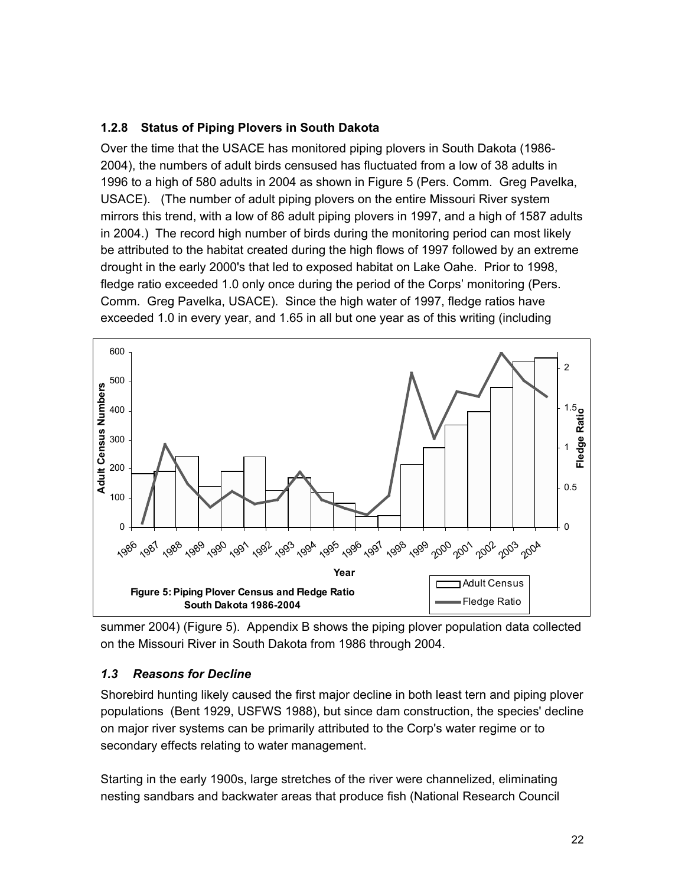### 1.2.8 Status of Piping Plovers in South Dakota

Over the time that the USACE has monitored piping plovers in South Dakota (1986-2004), the numbers of adult birds censused has fluctuated from a low of 38 adults in 1996 to a high of 580 adults in 2004 as shown in Figure 5 (Pers. Comm. Greg Pavelka, USACE). (The number of adult piping plovers on the entire Missouri River system mirrors this trend, with a low of 86 adult piping plovers in 1997, and a high of 1587 adults in 2004.) The record high number of birds during the monitoring period can most likely be attributed to the habitat created during the high flows of 1997 followed by an extreme drought in the early 2000's that led to exposed habitat on Lake Oahe. Prior to 1998, fledge ratio exceeded 1.0 only once during the period of the Corps' monitoring (Pers. Comm. Greg Pavelka, USACE). Since the high water of 1997, fledge ratios have exceeded 1.0 in every year, and 1.65 in all but one year as of this writing (including summer 2004) (Figure 5). Appendix B shows the piping plover population data collected on the Missouri River in South Dakota from 1986 through 2004.

**Figure 5: Piping Plover Census and Fledge Ratio South Dakota 1986-2004**

## *1.3 Reasons for Decline*

Shorebird hunting likely caused the first major decline in both least tern and piping plover populations (Bent 1929, USFWS 1988), but since dam construction, the species' decline on major river systems can be primarily attributed to the Corp's water regime or to secondary effects relating to water management.

Starting in the early 1900s, large stretches of the river were channelized, eliminating nesting sandbars and backwater areas that produce fish (National Research Council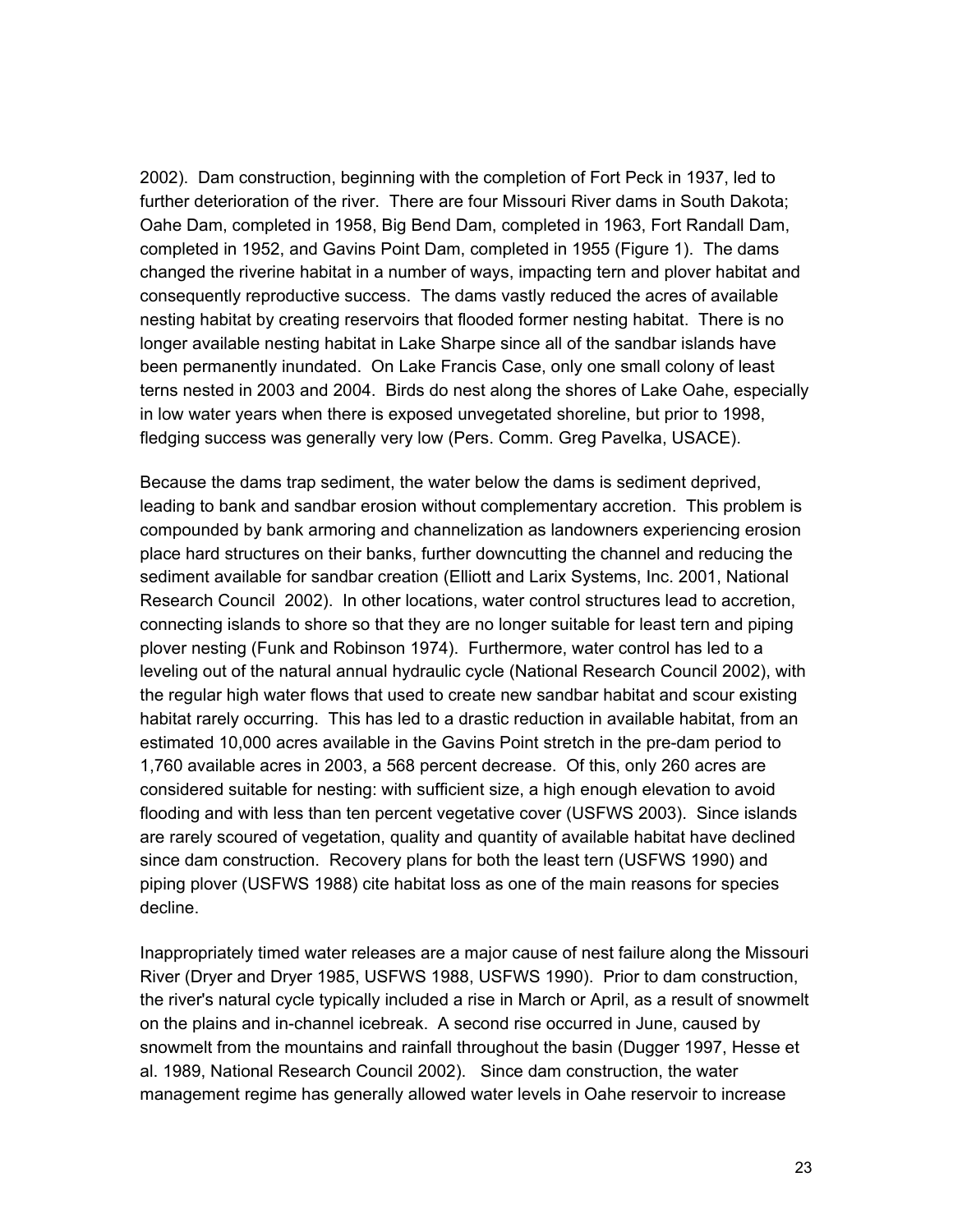2002). Dam construction, beginning with the completion of Fort Peck in 1937, led to further deterioration of the river. There are four Missouri River dams in South Dakota; Oahe Dam, completed in 1958, Big Bend Dam, completed in 1963, Fort Randall Dam, completed in 1952, and Gavins Point Dam, completed in 1955 (Figure 1). The dams changed the riverine habitat in a number of ways, impacting tern and plover habitat and consequently reproductive success. The dams vastly reduced the acres of available nesting habitat by creating reservoirs that flooded former nesting habitat. There is no longer available nesting habitat in Lake Sharpe since all of the sandbar islands have been permanently inundated. On Lake Francis Case, only one small colony of least terns nested in 2003 and 2004. Birds do nest along the shores of Lake Oahe, especially in low water years when there is exposed unvegetated shoreline, but prior to 1998, fledging success was generally very low (Pers. Comm. Greg Pavelka, USACE).

Because the dams trap sediment, the water below the dams is sediment deprived, leading to bank and sandbar erosion without complementary accretion. This problem is compounded by bank armoring and channelization as landowners experiencing erosion place hard structures on their banks, further downcutting the channel and reducing the sediment available for sandbar creation (Elliott and Larix Systems, Inc. 2001, National Research Council 2002). In other locations, water control structures lead to accretion, connecting islands to shore so that they are no longer suitable for least tern and piping plover nesting (Funk and Robinson 1974). Furthermore, water control has led to a leveling out of the natural annual hydraulic cycle (National Research Council 2002), with the regular high water flows that used to create new sandbar habitat and scour existing habitat rarely occurring. This has led to a drastic reduction in available habitat, from an estimated 10,000 acres available in the Gavins Point stretch in the pre-dam period to 1,760 available acres in 2003, a 568 percent decrease. Of this, only 260 acres are considered suitable for nesting: with sufficient size, a high enough elevation to avoid flooding and with less than ten percent vegetative cover (USFWS 2003). Since islands are rarely scoured of vegetation, quality and quantity of available habitat have declined since dam construction. Recovery plans for both the least tern (USFWS 1990) and piping plover (USFWS 1988) cite habitat loss as one of the main reasons for species decline.

Inappropriately timed water releases are a major cause of nest failure along the Missouri River (Dryer and Dryer 1985, USFWS 1988, USFWS 1990). Prior to dam construction, the river's natural cycle typically included a rise in March or April, as a result of snowmelt on the plains and in-channel icebreak. A second rise occurred in June, caused by snowmelt from the mountains and rainfall throughout the basin (Dugger 1997, Hesse et al. 1989, National Research Council 2002). Since dam construction, the water management regime has generally allowed water levels in Oahe reservoir to increase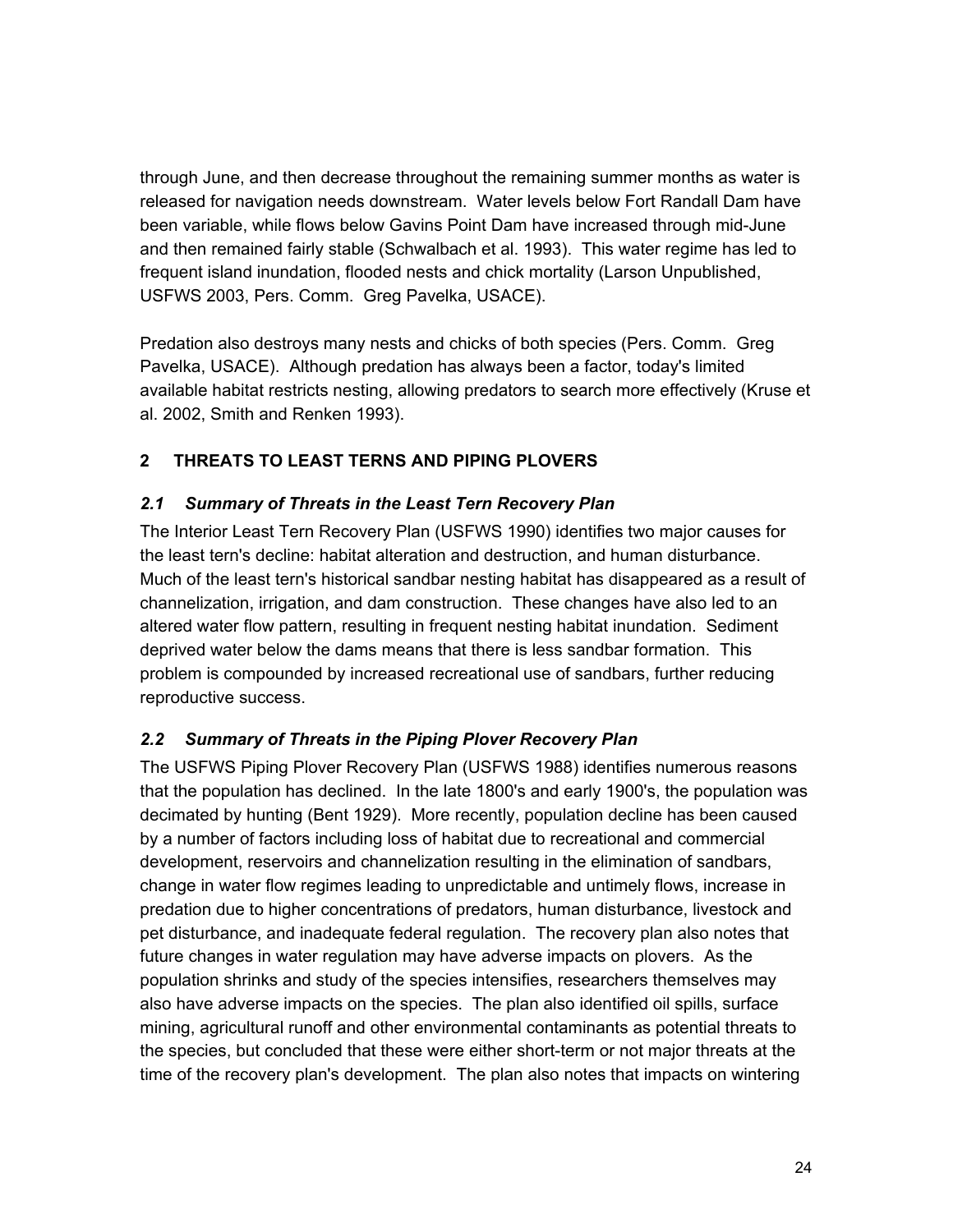through June, and then decrease throughout the remaining summer months as water is released for navigation needs downstream. Water levels below Fort Randall Dam have been variable, while flows below Gavins Point Dam have increased through mid-June and then remained fairly stable (Schwalbach et al. 1993). This water regime has led to frequent island inundation, flooded nests and chick mortality (Larson Unpublished, USFWS 2003, Pers. Comm. Greg Pavelka, USACE).

Predation also destroys many nests and chicks of both species (Pers. Comm. Greg Pavelka, USACE). Although predation has always been a factor, today's limited available habitat restricts nesting, allowing predators to search more effectively (Kruse et al. 2002, Smith and Renken 1993).

## 2 THREATS TO LEAST TERNS AND PIPING PLOVERS

### *2.1 Summary of Threats in the Least Tern Recovery Plan*

The Interior Least Tern Recovery Plan (USFWS 1990) identifies two major causes for the least tern's decline: habitat alteration and destruction, and human disturbance. Much of the least tern's historical sandbar nesting habitat has disappeared as a result of channelization, irrigation, and dam construction. These changes have also led to an altered water flow pattern, resulting in frequent nesting habitat inundation. Sediment deprived water below the dams means that there is less sandbar formation. This problem is compounded by increased recreational use of sandbars, further reducing reproductive success.

### *2.2 Summary of Threats in the Piping Plover Recovery Plan*

The USFWS Piping Plover Recovery Plan (USFWS 1988) identifies numerous reasons that the population has declined. In the late 1800's and early 1900's, the population was decimated by hunting (Bent 1929). More recently, population decline has been caused by a number of factors including loss of habitat due to recreational and commercial development, reservoirs and channelization resulting in the elimination of sandbars, change in water flow regimes leading to unpredictable and untimely flows, increase in predation due to higher concentrations of predators, human disturbance, livestock and pet disturbance, and inadequate federal regulation. The recovery plan also notes that future changes in water regulation may have adverse impacts on plovers. As the population shrinks and study of the species intensifies, researchers themselves may also have adverse impacts on the species. The plan also identified oil spills, surface mining, agricultural runoff and other environmental contaminants as potential threats to the species, but concluded that these were either short-term or not major threats at the time of the recovery plan's development. The plan also notes that impacts on wintering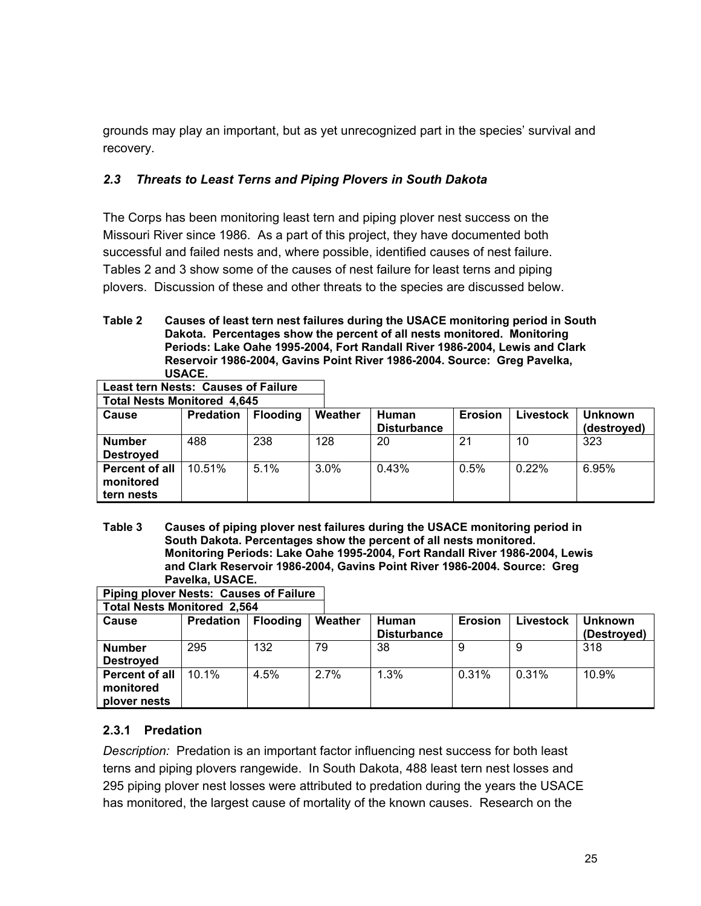grounds may play an important, but as yet unrecognized part in the species' survival and recovery.

### *2.3 Threats to Least Terns and Piping Plovers in South Dakota*

The Corps has been monitoring least tern and piping plover nest success on the Missouri River since 1986. As a part of this project, they have documented both successful and failed nests and, where possible, identified causes of nest failure. Tables 2 and 3 show some of the causes of nest failure for least terns and piping plovers. Discussion of these and other threats to the species are discussed below.

**Table 2 Causes of least tern nest failures during the USACE monitoring period in South Dakota. Percentages show the percent of all nests monitored. Monitoring Periods: Lake Oahe 1995-2004, Fort Randall River 1986-2004, Lewis and Clark Reservoir 1986-2004, Gavins Point River 1986-2004. Source: Greg Pavelka, USACE.**

| **Least tern Nests: Causes of Failure** | | | | | | | |
|---|---|---|---|---|---|---|---|
| **Total Nests Monitored 4,645** | | | | | | | |
| **Cause** | **Predation** | **Flooding** | **Weather** | **Human Disturbance** | **Erosion** | **Livestock** | **Unknown (destroyed)** |
| **Number Destroyed** | 488 | 238 | 128 | 20 | 21 | 10 | 323 |
| **Percent of all monitored tern nests** | 10.51% | 5.1% | 3.0% | 0.43% | 0.5% | 0.22% | 6.95% |

**Table 3 Causes of piping plover nest failures during the USACE monitoring period in South Dakota. Percentages show the percent of all nests monitored. Monitoring Periods: Lake Oahe 1995-2004, Fort Randall River 1986-2004, Lewis and Clark Reservoir 1986-2004, Gavins Point River 1986-2004. Source: Greg Pavelka, USACE.**

| **Piping plover Nests: Causes of Failure** | | | | | | | |
|---|---|---|---|---|---|---|---|
| **Total Nests Monitored 2,564** | | | | | | | |
| **Cause** | **Predation** | **Flooding** | **Weather** | **Human Disturbance** | **Erosion** | **Livestock** | **Unknown (Destroyed)** |
| **Number Destroyed** | 295 | 132 | 79 | 38 | 9 | 9 | 318 |
| **Percent of all monitored plover nests** | 10.1% | 4.5% | 2.7% | 1.3% | 0.31% | 0.31% | 10.9% |

#### 2.3.1 Predation

*Description:* Predation is an important factor influencing nest success for both least terns and piping plovers rangewide. In South Dakota, 488 least tern nest losses and 295 piping plover nest losses were attributed to predation during the years the USACE has monitored, the largest cause of mortality of the known causes. Research on the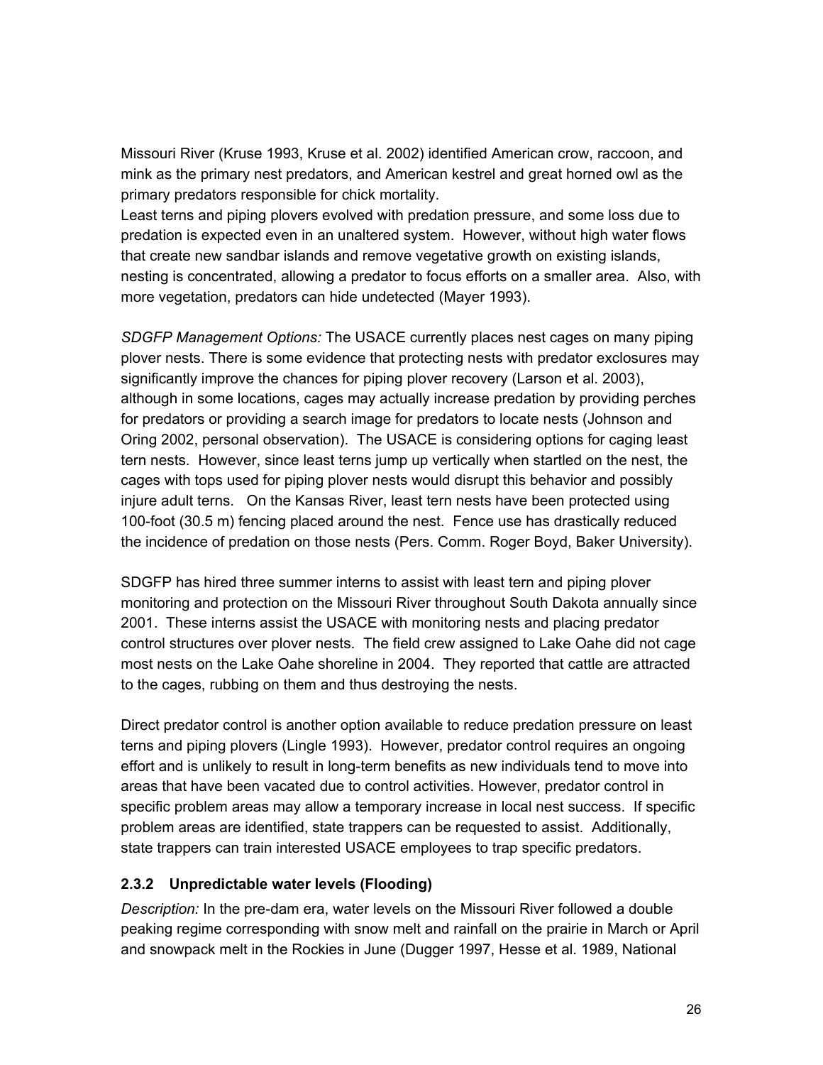Missouri River (Kruse 1993, Kruse et al. 2002) identified American crow, raccoon, and mink as the primary nest predators, and American kestrel and great horned owl as the primary predators responsible for chick mortality.
Least terns and piping plovers evolved with predation pressure, and some loss due to predation is expected even in an unaltered system. However, without high water flows that create new sandbar islands and remove vegetative growth on existing islands, nesting is concentrated, allowing a predator to focus efforts on a smaller area. Also, with more vegetation, predators can hide undetected (Mayer 1993).

*SDGFP Management Options:* The USACE currently places nest cages on many piping plover nests. There is some evidence that protecting nests with predator exclosures may significantly improve the chances for piping plover recovery (Larson et al. 2003), although in some locations, cages may actually increase predation by providing perches for predators or providing a search image for predators to locate nests (Johnson and Oring 2002, personal observation). The USACE is considering options for caging least tern nests. However, since least terns jump up vertically when startled on the nest, the cages with tops used for piping plover nests would disrupt this behavior and possibly injure adult terns. On the Kansas River, least tern nests have been protected using 100-foot (30.5 m) fencing placed around the nest. Fence use has drastically reduced the incidence of predation on those nests (Pers. Comm. Roger Boyd, Baker University).

SDGFP has hired three summer interns to assist with least tern and piping plover monitoring and protection on the Missouri River throughout South Dakota annually since 2001. These interns assist the USACE with monitoring nests and placing predator control structures over plover nests. The field crew assigned to Lake Oahe did not cage most nests on the Lake Oahe shoreline in 2004. They reported that cattle are attracted to the cages, rubbing on them and thus destroying the nests.

Direct predator control is another option available to reduce predation pressure on least terns and piping plovers (Lingle 1993). However, predator control requires an ongoing effort and is unlikely to result in long-term benefits as new individuals tend to move into areas that have been vacated due to control activities. However, predator control in specific problem areas may allow a temporary increase in local nest success. If specific problem areas are identified, state trappers can be requested to assist. Additionally, state trappers can train interested USACE employees to trap specific predators.

### 2.3.2 Unpredictable water levels (Flooding)

*Description:* In the pre-dam era, water levels on the Missouri River followed a double peaking regime corresponding with snow melt and rainfall on the prairie in March or April and snowpack melt in the Rockies in June (Dugger 1997, Hesse et al. 1989, National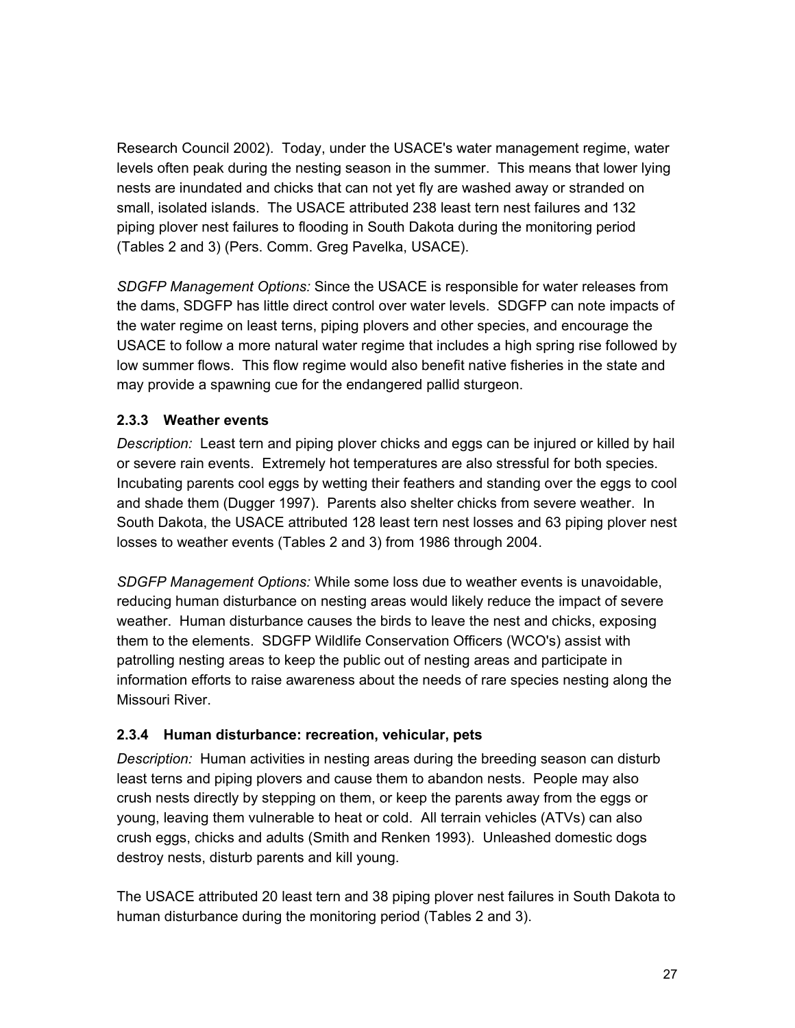Research Council 2002). Today, under the USACE's water management regime, water levels often peak during the nesting season in the summer. This means that lower lying nests are inundated and chicks that can not yet fly are washed away or stranded on small, isolated islands. The USACE attributed 238 least tern nest failures and 132 piping plover nest failures to flooding in South Dakota during the monitoring period (Tables 2 and 3) (Pers. Comm. Greg Pavelka, USACE).

*SDGFP Management Options:* Since the USACE is responsible for water releases from the dams, SDGFP has little direct control over water levels. SDGFP can note impacts of the water regime on least terns, piping plovers and other species, and encourage the USACE to follow a more natural water regime that includes a high spring rise followed by low summer flows. This flow regime would also benefit native fisheries in the state and may provide a spawning cue for the endangered pallid sturgeon.

### 2.3.3 Weather events

*Description:* Least tern and piping plover chicks and eggs can be injured or killed by hail or severe rain events. Extremely hot temperatures are also stressful for both species. Incubating parents cool eggs by wetting their feathers and standing over the eggs to cool and shade them (Dugger 1997). Parents also shelter chicks from severe weather. In South Dakota, the USACE attributed 128 least tern nest losses and 63 piping plover nest losses to weather events (Tables 2 and 3) from 1986 through 2004.

*SDGFP Management Options:* While some loss due to weather events is unavoidable, reducing human disturbance on nesting areas would likely reduce the impact of severe weather. Human disturbance causes the birds to leave the nest and chicks, exposing them to the elements. SDGFP Wildlife Conservation Officers (WCO's) assist with patrolling nesting areas to keep the public out of nesting areas and participate in information efforts to raise awareness about the needs of rare species nesting along the Missouri River.

### 2.3.4 Human disturbance: recreation, vehicular, pets

*Description:* Human activities in nesting areas during the breeding season can disturb least terns and piping plovers and cause them to abandon nests. People may also crush nests directly by stepping on them, or keep the parents away from the eggs or young, leaving them vulnerable to heat or cold. All terrain vehicles (ATVs) can also crush eggs, chicks and adults (Smith and Renken 1993). Unleashed domestic dogs destroy nests, disturb parents and kill young.

The USACE attributed 20 least tern and 38 piping plover nest failures in South Dakota to human disturbance during the monitoring period (Tables 2 and 3).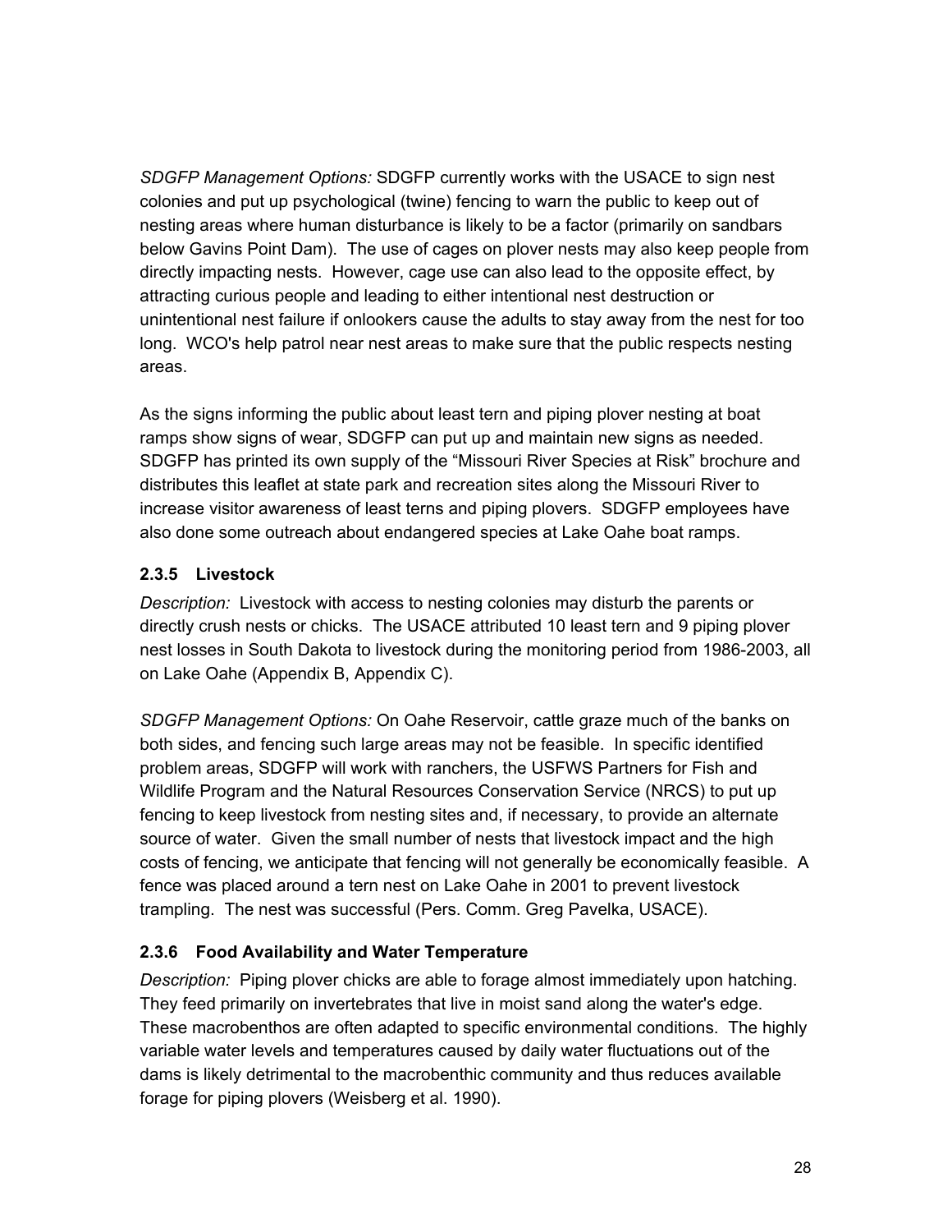*SDGFP Management Options:* SDGFP currently works with the USACE to sign nest colonies and put up psychological (twine) fencing to warn the public to keep out of nesting areas where human disturbance is likely to be a factor (primarily on sandbars below Gavins Point Dam). The use of cages on plover nests may also keep people from directly impacting nests. However, cage use can also lead to the opposite effect, by attracting curious people and leading to either intentional nest destruction or unintentional nest failure if onlookers cause the adults to stay away from the nest for too long. WCO's help patrol near nest areas to make sure that the public respects nesting areas.

As the signs informing the public about least tern and piping plover nesting at boat ramps show signs of wear, SDGFP can put up and maintain new signs as needed. SDGFP has printed its own supply of the "Missouri River Species at Risk" brochure and distributes this leaflet at state park and recreation sites along the Missouri River to increase visitor awareness of least terns and piping plovers. SDGFP employees have also done some outreach about endangered species at Lake Oahe boat ramps.

### 2.3.5 Livestock

*Description:* Livestock with access to nesting colonies may disturb the parents or directly crush nests or chicks. The USACE attributed 10 least tern and 9 piping plover nest losses in South Dakota to livestock during the monitoring period from 1986-2003, all on Lake Oahe (Appendix B, Appendix C).

*SDGFP Management Options:* On Oahe Reservoir, cattle graze much of the banks on both sides, and fencing such large areas may not be feasible. In specific identified problem areas, SDGFP will work with ranchers, the USFWS Partners for Fish and Wildlife Program and the Natural Resources Conservation Service (NRCS) to put up fencing to keep livestock from nesting sites and, if necessary, to provide an alternate source of water. Given the small number of nests that livestock impact and the high costs of fencing, we anticipate that fencing will not generally be economically feasible. A fence was placed around a tern nest on Lake Oahe in 2001 to prevent livestock trampling. The nest was successful (Pers. Comm. Greg Pavelka, USACE).

### 2.3.6 Food Availability and Water Temperature

*Description:* Piping plover chicks are able to forage almost immediately upon hatching. They feed primarily on invertebrates that live in moist sand along the water's edge. These macrobenthos are often adapted to specific environmental conditions. The highly variable water levels and temperatures caused by daily water fluctuations out of the dams is likely detrimental to the macrobenthic community and thus reduces available forage for piping plovers (Weisberg et al. 1990).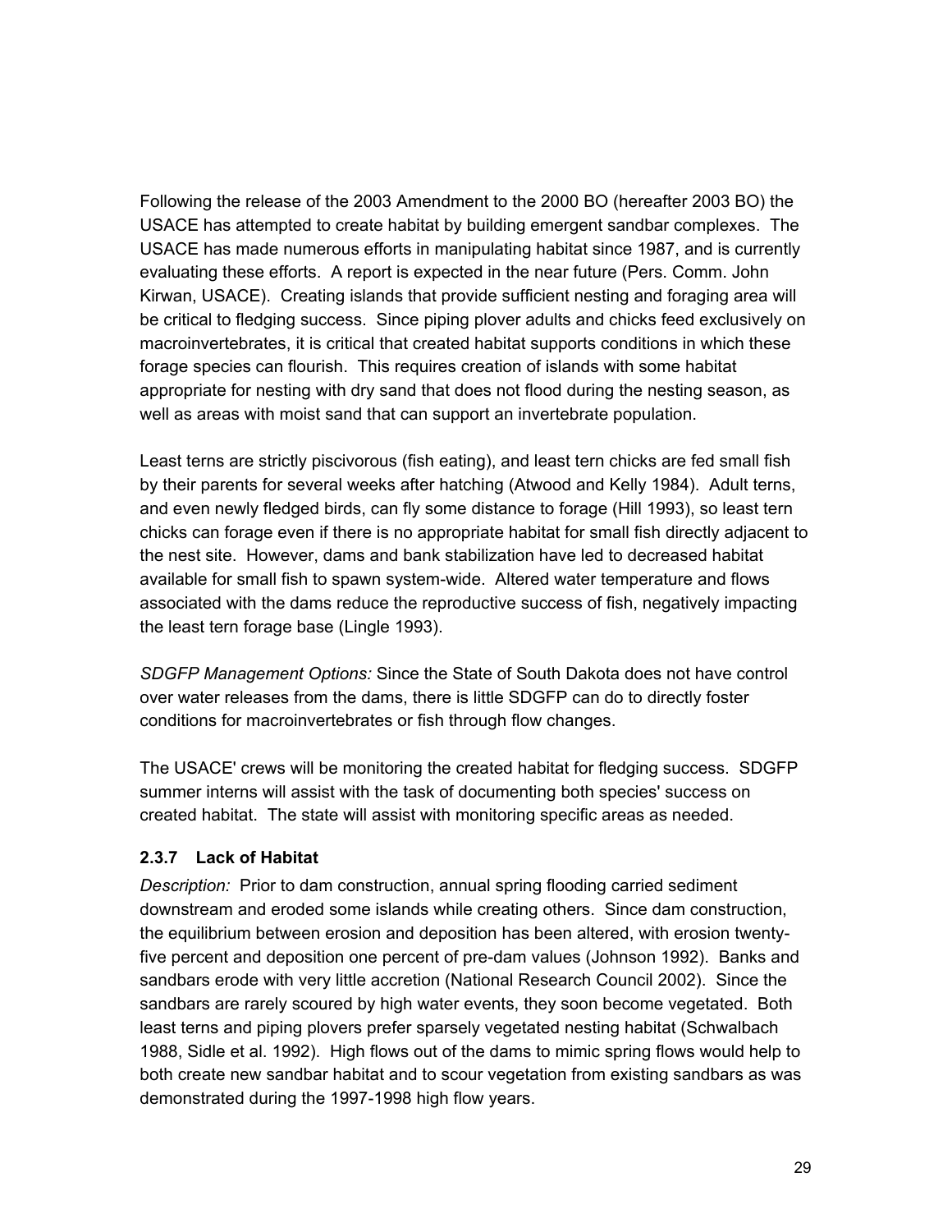Following the release of the 2003 Amendment to the 2000 BO (hereafter 2003 BO) the USACE has attempted to create habitat by building emergent sandbar complexes. The USACE has made numerous efforts in manipulating habitat since 1987, and is currently evaluating these efforts. A report is expected in the near future (Pers. Comm. John Kirwan, USACE). Creating islands that provide sufficient nesting and foraging area will be critical to fledging success. Since piping plover adults and chicks feed exclusively on macroinvertebrates, it is critical that created habitat supports conditions in which these forage species can flourish. This requires creation of islands with some habitat appropriate for nesting with dry sand that does not flood during the nesting season, as well as areas with moist sand that can support an invertebrate population.

Least terns are strictly piscivorous (fish eating), and least tern chicks are fed small fish by their parents for several weeks after hatching (Atwood and Kelly 1984). Adult terns, and even newly fledged birds, can fly some distance to forage (Hill 1993), so least tern chicks can forage even if there is no appropriate habitat for small fish directly adjacent to the nest site. However, dams and bank stabilization have led to decreased habitat available for small fish to spawn system-wide. Altered water temperature and flows associated with the dams reduce the reproductive success of fish, negatively impacting the least tern forage base (Lingle 1993).

*SDGFP Management Options:* Since the State of South Dakota does not have control over water releases from the dams, there is little SDGFP can do to directly foster conditions for macroinvertebrates or fish through flow changes.

The USACE' crews will be monitoring the created habitat for fledging success. SDGFP summer interns will assist with the task of documenting both species' success on created habitat. The state will assist with monitoring specific areas as needed.

### 2.3.7 Lack of Habitat

*Description:* Prior to dam construction, annual spring flooding carried sediment downstream and eroded some islands while creating others. Since dam construction, the equilibrium between erosion and deposition has been altered, with erosion twenty-five percent and deposition one percent of pre-dam values (Johnson 1992). Banks and sandbars erode with very little accretion (National Research Council 2002). Since the sandbars are rarely scoured by high water events, they soon become vegetated. Both least terns and piping plovers prefer sparsely vegetated nesting habitat (Schwalbach 1988, Sidle et al. 1992). High flows out of the dams to mimic spring flows would help to both create new sandbar habitat and to scour vegetation from existing sandbars as was demonstrated during the 1997-1998 high flow years.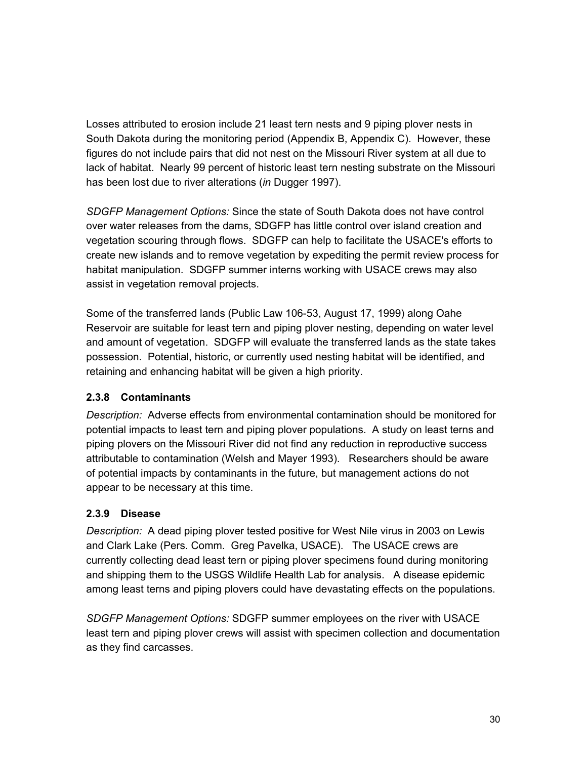Losses attributed to erosion include 21 least tern nests and 9 piping plover nests in South Dakota during the monitoring period (Appendix B, Appendix C). However, these figures do not include pairs that did not nest on the Missouri River system at all due to lack of habitat. Nearly 99 percent of historic least tern nesting substrate on the Missouri has been lost due to river alterations (*in* Dugger 1997).

*SDGFP Management Options:* Since the state of South Dakota does not have control over water releases from the dams, SDGFP has little control over island creation and vegetation scouring through flows. SDGFP can help to facilitate the USACE's efforts to create new islands and to remove vegetation by expediting the permit review process for habitat manipulation. SDGFP summer interns working with USACE crews may also assist in vegetation removal projects.

Some of the transferred lands (Public Law 106-53, August 17, 1999) along Oahe Reservoir are suitable for least tern and piping plover nesting, depending on water level and amount of vegetation. SDGFP will evaluate the transferred lands as the state takes possession. Potential, historic, or currently used nesting habitat will be identified, and retaining and enhancing habitat will be given a high priority.

### 2.3.8 Contaminants

*Description:* Adverse effects from environmental contamination should be monitored for potential impacts to least tern and piping plover populations. A study on least terns and piping plovers on the Missouri River did not find any reduction in reproductive success attributable to contamination (Welsh and Mayer 1993). Researchers should be aware of potential impacts by contaminants in the future, but management actions do not appear to be necessary at this time.

### 2.3.9 Disease

*Description:* A dead piping plover tested positive for West Nile virus in 2003 on Lewis and Clark Lake (Pers. Comm. Greg Pavelka, USACE). The USACE crews are currently collecting dead least tern or piping plover specimens found during monitoring and shipping them to the USGS Wildlife Health Lab for analysis. A disease epidemic among least terns and piping plovers could have devastating effects on the populations.

*SDGFP Management Options:* SDGFP summer employees on the river with USACE least tern and piping plover crews will assist with specimen collection and documentation as they find carcasses.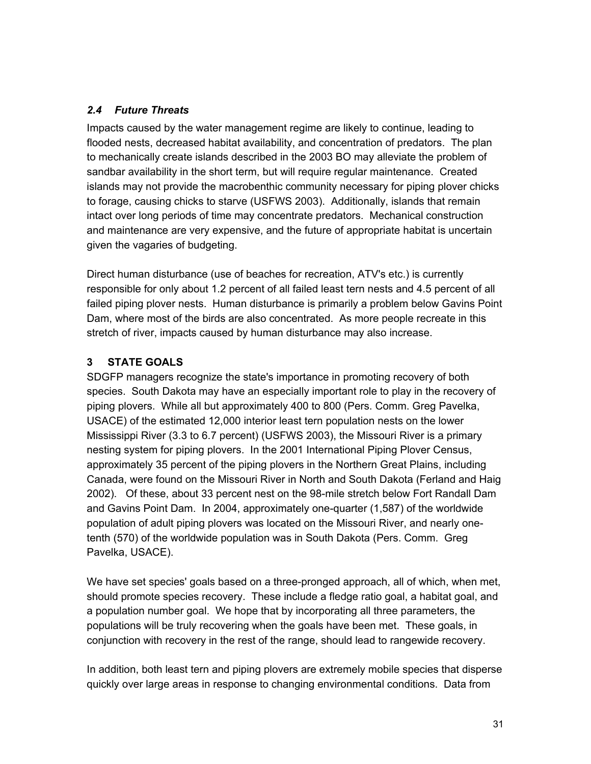### *2.4 Future Threats*

Impacts caused by the water management regime are likely to continue, leading to flooded nests, decreased habitat availability, and concentration of predators. The plan to mechanically create islands described in the 2003 BO may alleviate the problem of sandbar availability in the short term, but will require regular maintenance. Created islands may not provide the macrobenthic community necessary for piping plover chicks to forage, causing chicks to starve (USFWS 2003). Additionally, islands that remain intact over long periods of time may concentrate predators. Mechanical construction and maintenance are very expensive, and the future of appropriate habitat is uncertain given the vagaries of budgeting.

Direct human disturbance (use of beaches for recreation, ATV's etc.) is currently responsible for only about 1.2 percent of all failed least tern nests and 4.5 percent of all failed piping plover nests. Human disturbance is primarily a problem below Gavins Point Dam, where most of the birds are also concentrated. As more people recreate in this stretch of river, impacts caused by human disturbance may also increase.

## 3 STATE GOALS

SDGFP managers recognize the state's importance in promoting recovery of both species. South Dakota may have an especially important role to play in the recovery of piping plovers. While all but approximately 400 to 800 (Pers. Comm. Greg Pavelka, USACE) of the estimated 12,000 interior least tern population nests on the lower Mississippi River (3.3 to 6.7 percent) (USFWS 2003), the Missouri River is a primary nesting system for piping plovers. In the 2001 International Piping Plover Census, approximately 35 percent of the piping plovers in the Northern Great Plains, including Canada, were found on the Missouri River in North and South Dakota (Ferland and Haig 2002). Of these, about 33 percent nest on the 98-mile stretch below Fort Randall Dam and Gavins Point Dam. In 2004, approximately one-quarter (1,587) of the worldwide population of adult piping plovers was located on the Missouri River, and nearly one-tenth (570) of the worldwide population was in South Dakota (Pers. Comm. Greg Pavelka, USACE).

We have set species' goals based on a three-pronged approach, all of which, when met, should promote species recovery. These include a fledge ratio goal, a habitat goal, and a population number goal. We hope that by incorporating all three parameters, the populations will be truly recovering when the goals have been met. These goals, in conjunction with recovery in the rest of the range, should lead to rangewide recovery.

In addition, both least tern and piping plovers are extremely mobile species that disperse quickly over large areas in response to changing environmental conditions. Data from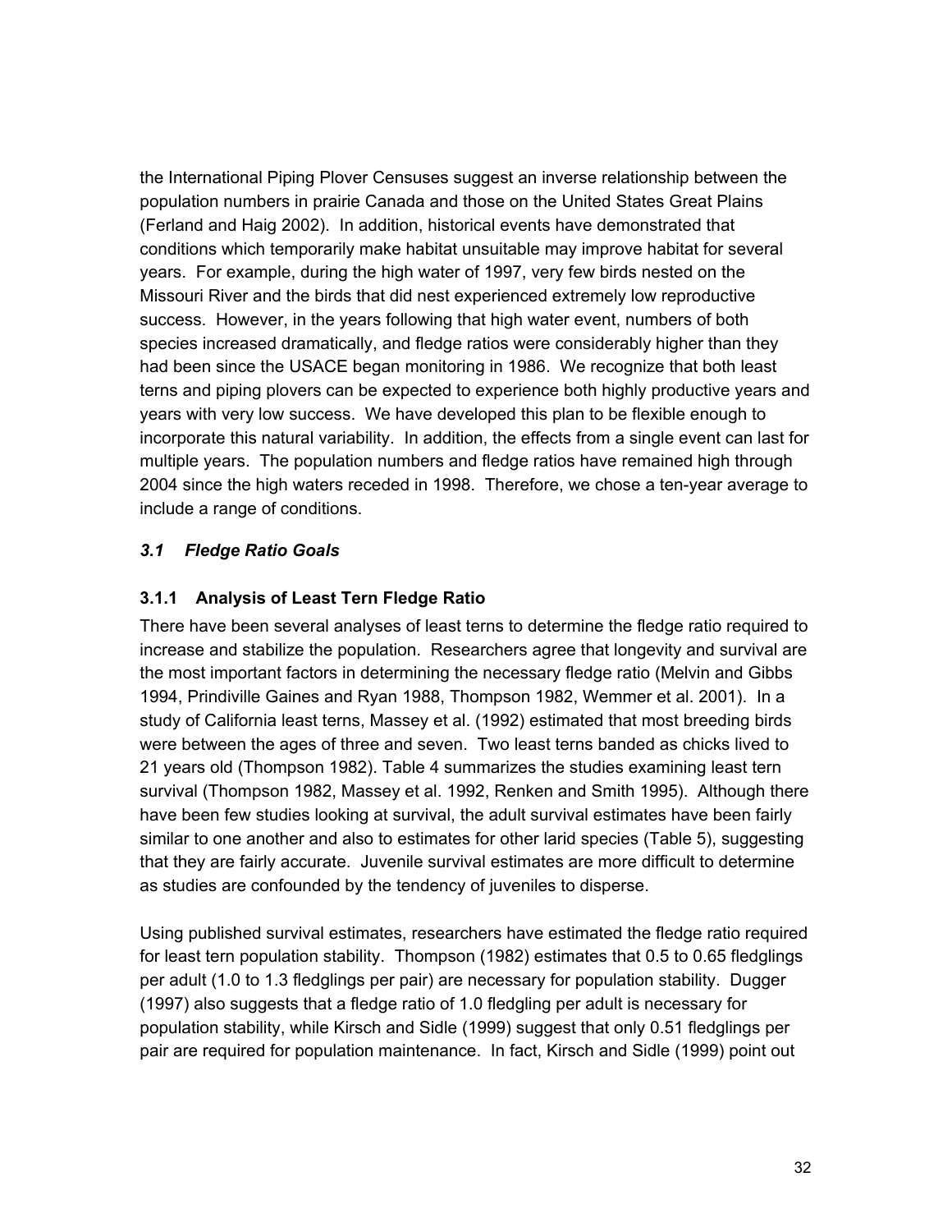the International Piping Plover Censuses suggest an inverse relationship between the population numbers in prairie Canada and those on the United States Great Plains (Ferland and Haig 2002). In addition, historical events have demonstrated that conditions which temporarily make habitat unsuitable may improve habitat for several years. For example, during the high water of 1997, very few birds nested on the Missouri River and the birds that did nest experienced extremely low reproductive success. However, in the years following that high water event, numbers of both species increased dramatically, and fledge ratios were considerably higher than they had been since the USACE began monitoring in 1986. We recognize that both least terns and piping plovers can be expected to experience both highly productive years and years with very low success. We have developed this plan to be flexible enough to incorporate this natural variability. In addition, the effects from a single event can last for multiple years. The population numbers and fledge ratios have remained high through 2004 since the high waters receded in 1998. Therefore, we chose a ten-year average to include a range of conditions.

## *3.1 Fledge Ratio Goals*

### 3.1.1 Analysis of Least Tern Fledge Ratio

There have been several analyses of least terns to determine the fledge ratio required to increase and stabilize the population. Researchers agree that longevity and survival are the most important factors in determining the necessary fledge ratio (Melvin and Gibbs 1994, Prindiville Gaines and Ryan 1988, Thompson 1982, Wemmer et al. 2001). In a study of California least terns, Massey et al. (1992) estimated that most breeding birds were between the ages of three and seven. Two least terns banded as chicks lived to 21 years old (Thompson 1982). Table 4 summarizes the studies examining least tern survival (Thompson 1982, Massey et al. 1992, Renken and Smith 1995). Although there have been few studies looking at survival, the adult survival estimates have been fairly similar to one another and also to estimates for other larid species (Table 5), suggesting that they are fairly accurate. Juvenile survival estimates are more difficult to determine as studies are confounded by the tendency of juveniles to disperse.

Using published survival estimates, researchers have estimated the fledge ratio required for least tern population stability. Thompson (1982) estimates that 0.5 to 0.65 fledglings per adult (1.0 to 1.3 fledglings per pair) are necessary for population stability. Dugger (1997) also suggests that a fledge ratio of 1.0 fledgling per adult is necessary for population stability, while Kirsch and Sidle (1999) suggest that only 0.51 fledglings per pair are required for population maintenance. In fact, Kirsch and Sidle (1999) point out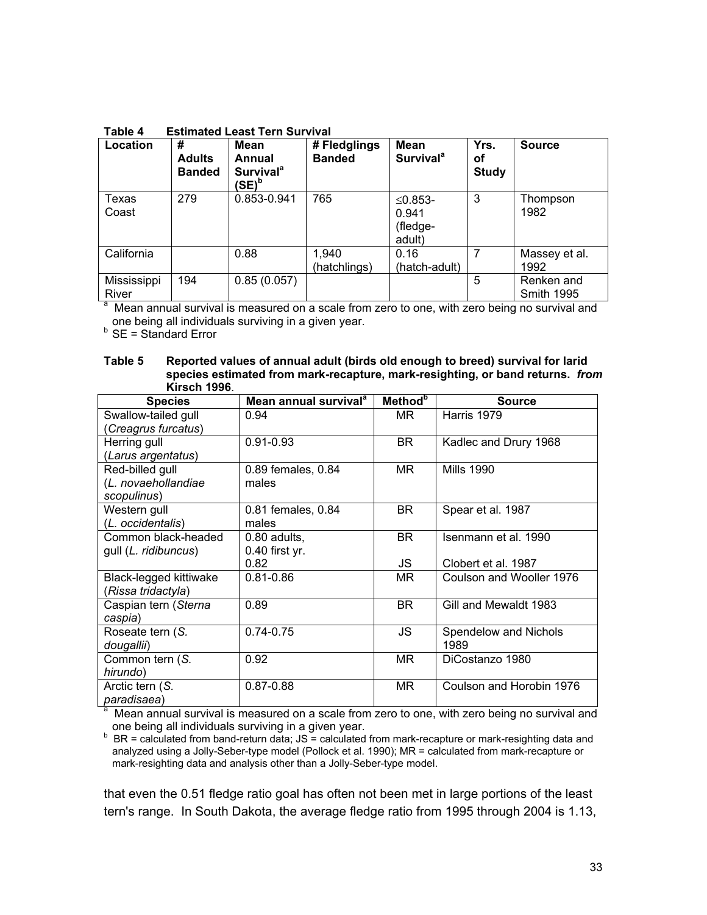**Table 4 Estimated Least Tern Survival**

| Location | # Adults Banded | Mean Annual Survival[a] (SE)[b] | # Fledglings Banded | Mean Survival[a] | Yrs. of Study | Source |
|---|---|---|---|---|---|---|
| Texas Coast | 279 | 0.853-0.941 | 765 | ≤0.853-0.941 (fledge-adult) | 3 | Thompson 1982 |
| California | | 0.88 | 1,940 (hatchlings) | 0.16 (hatch-adult) | 7 | Massey et al. 1992 |
| Mississippi River | 194 | 0.85 (0.057) | | | 5 | Renken and Smith 1995 |

[a] Mean annual survival is measured on a scale from zero to one, with zero being no survival and one being all individuals surviving in a given year.
[b] SE = Standard Error

**Table 5 Reported values of annual adult (birds old enough to breed) survival for larid species estimated from mark-recapture, mark-resighting, or band returns.** ***from*** **Kirsch 1996**.

| Species | Mean annual survival[a] | Method[b] | Source |
|---|---|---|---|
| Swallow-tailed gull (*Creagrus furcatus*) | 0.94 | MR | Harris 1979 |
| Herring gull (*Larus argentatus*) | 0.91-0.93 | BR | Kadlec and Drury 1968 |
| Red-billed gull (*L. novaehollandiae scopulinus*) | 0.89 females, 0.84 males | MR | Mills 1990 |
| Western gull (*L. occidentalis*) | 0.81 females, 0.84 males | BR | Spear et al. 1987 |
| Common black-headed gull (*L. ridibuncus*) | 0.80 adults, 0.40 first yr. | BR | Isenmann et al. 1990 |
| | 0.82 | JS | Clobert et al. 1987 |
| Black-legged kittiwake (*Rissa tridactyla*) | 0.81-0.86 | MR | Coulson and Wooller 1976 |
| Caspian tern (*Sterna caspia*) | 0.89 | BR | Gill and Mewaldt 1983 |
| Roseate tern (*S. dougallii*) | 0.74-0.75 | JS | Spendelow and Nichols 1989 |
| Common tern (*S. hirundo*) | 0.92 | MR | DiCostanzo 1980 |
| Arctic tern (*S. paradisaea*) | 0.87-0.88 | MR | Coulson and Horobin 1976 |

[a] Mean annual survival is measured on a scale from zero to one, with zero being no survival and one being all individuals surviving in a given year.
[b] BR = calculated from band-return data; JS = calculated from mark-recapture or mark-resighting data and analyzed using a Jolly-Seber-type model (Pollock et al. 1990); MR = calculated from mark-recapture or mark-resighting data and analysis other than a Jolly-Seber-type model.

that even the 0.51 fledge ratio goal has often not been met in large portions of the least tern's range. In South Dakota, the average fledge ratio from 1995 through 2004 is 1.13,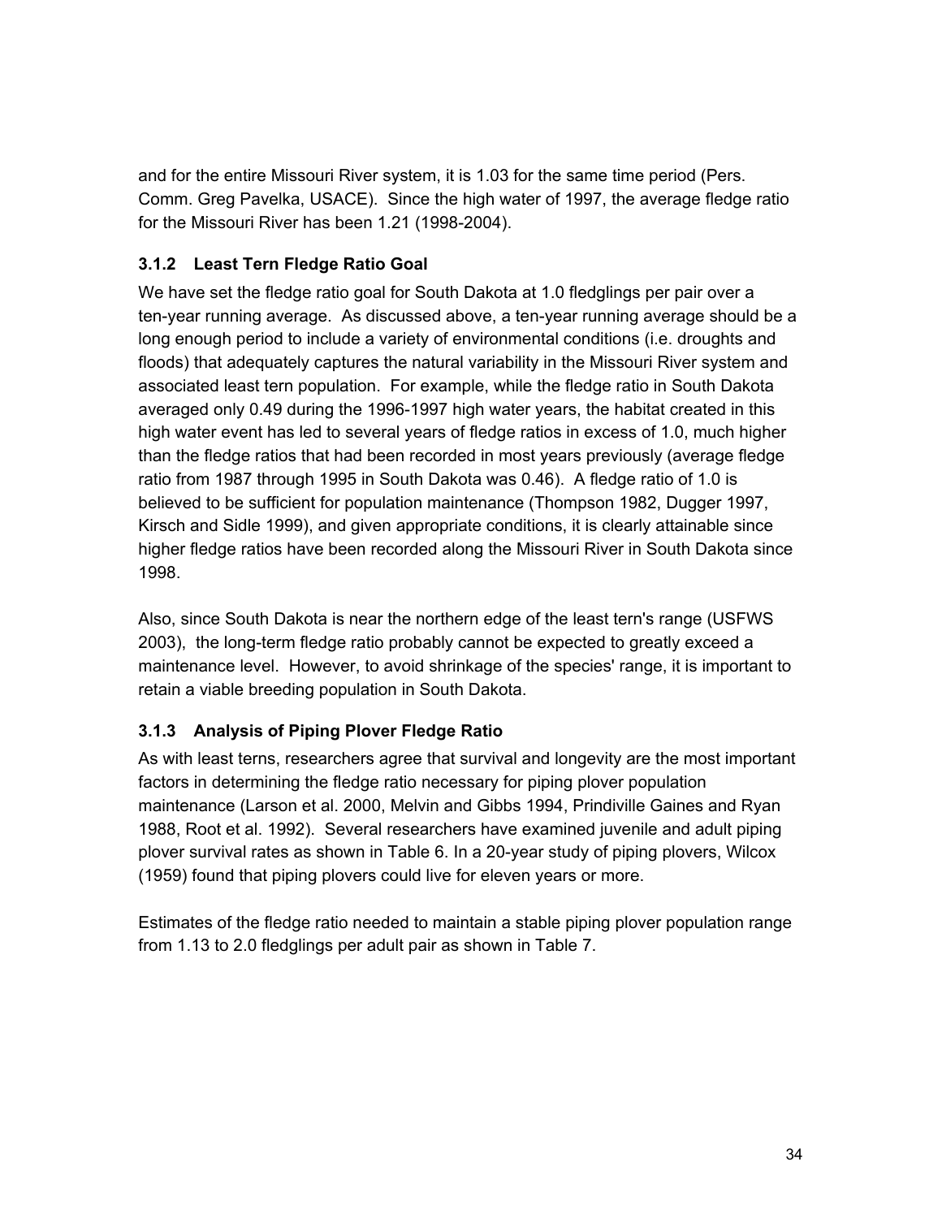and for the entire Missouri River system, it is 1.03 for the same time period (Pers. Comm. Greg Pavelka, USACE). Since the high water of 1997, the average fledge ratio for the Missouri River has been 1.21 (1998-2004).

### 3.1.2 Least Tern Fledge Ratio Goal

We have set the fledge ratio goal for South Dakota at 1.0 fledglings per pair over a ten-year running average. As discussed above, a ten-year running average should be a long enough period to include a variety of environmental conditions (i.e. droughts and floods) that adequately captures the natural variability in the Missouri River system and associated least tern population. For example, while the fledge ratio in South Dakota averaged only 0.49 during the 1996-1997 high water years, the habitat created in this high water event has led to several years of fledge ratios in excess of 1.0, much higher than the fledge ratios that had been recorded in most years previously (average fledge ratio from 1987 through 1995 in South Dakota was 0.46). A fledge ratio of 1.0 is believed to be sufficient for population maintenance (Thompson 1982, Dugger 1997, Kirsch and Sidle 1999), and given appropriate conditions, it is clearly attainable since higher fledge ratios have been recorded along the Missouri River in South Dakota since 1998.

Also, since South Dakota is near the northern edge of the least tern's range (USFWS 2003), the long-term fledge ratio probably cannot be expected to greatly exceed a maintenance level. However, to avoid shrinkage of the species' range, it is important to retain a viable breeding population in South Dakota.

### 3.1.3 Analysis of Piping Plover Fledge Ratio

As with least terns, researchers agree that survival and longevity are the most important factors in determining the fledge ratio necessary for piping plover population maintenance (Larson et al. 2000, Melvin and Gibbs 1994, Prindiville Gaines and Ryan 1988, Root et al. 1992). Several researchers have examined juvenile and adult piping plover survival rates as shown in Table 6. In a 20-year study of piping plovers, Wilcox (1959) found that piping plovers could live for eleven years or more.

Estimates of the fledge ratio needed to maintain a stable piping plover population range from 1.13 to 2.0 fledglings per adult pair as shown in Table 7.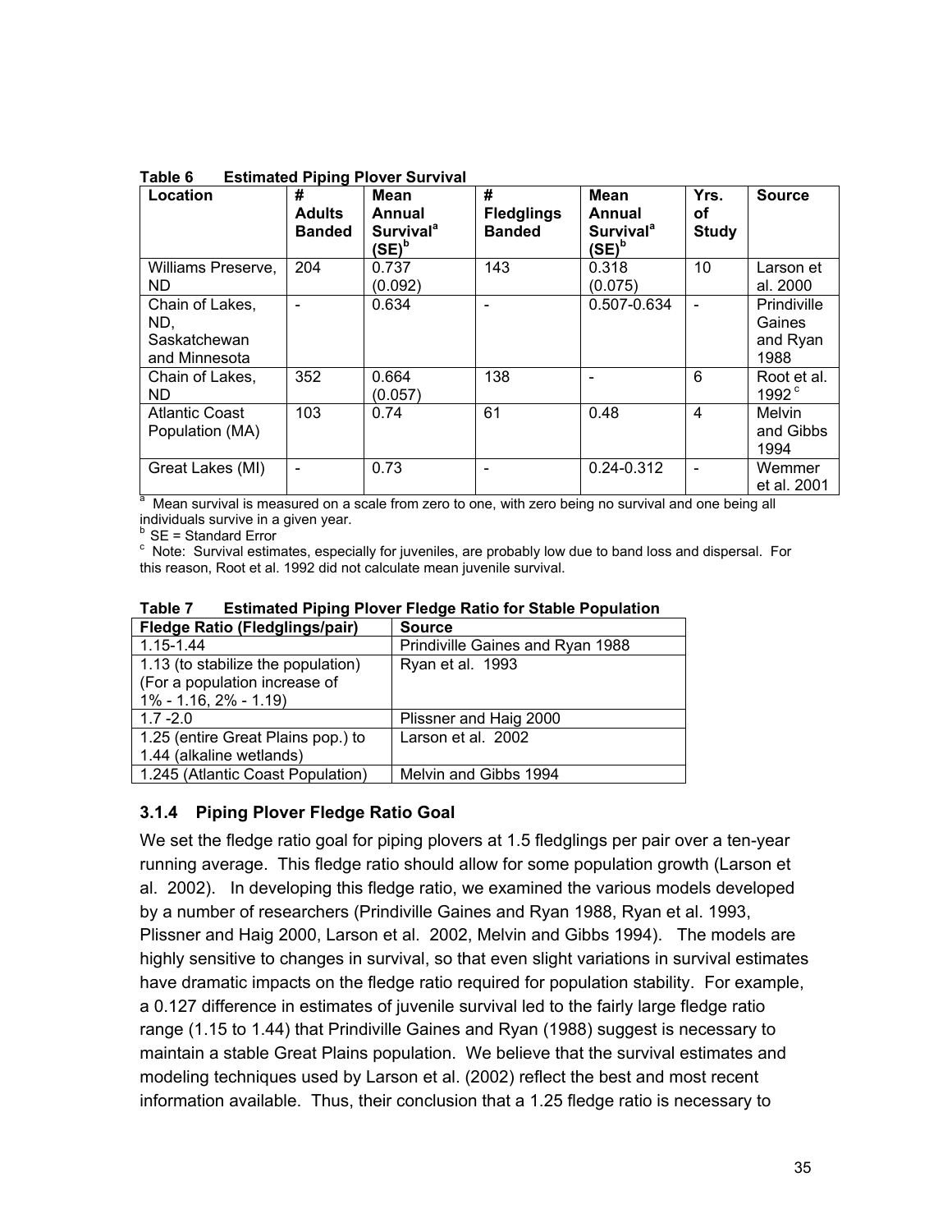**Table 6 Estimated Piping Plover Survival**

| Location | # Adults Banded | Mean Annual Survival[a] (SE)[b] | # Fledglings Banded | Mean Annual Survival[a] (SE)[b] | Yrs. of Study | Source |
|---|---|---|---|---|---|---|
| Williams Preserve, ND | 204 | 0.737 (0.092) | 143 | 0.318 (0.075) | 10 | Larson et al. 2000 |
| Chain of Lakes, ND, Saskatchewan and Minnesota | - | 0.634 | - | 0.507-0.634 | - | Prindiville Gaines and Ryan 1988 |
| Chain of Lakes, ND | 352 | 0.664 (0.057) | 138 | - | 6 | Root et al. 1992[c] |
| Atlantic Coast Population (MA) | 103 | 0.74 | 61 | 0.48 | 4 | Melvin and Gibbs 1994 |
| Great Lakes (MI) | - | 0.73 | - | 0.24-0.312 | - | Wemmer et al. 2001 |

[a] Mean survival is measured on a scale from zero to one, with zero being no survival and one being all individuals survive in a given year.
[b] SE = Standard Error
[c] Note: Survival estimates, especially for juveniles, are probably low due to band loss and dispersal. For this reason, Root et al. 1992 did not calculate mean juvenile survival.

**Table 7 Estimated Piping Plover Fledge Ratio for Stable Population**

| Fledge Ratio (Fledglings/pair) | Source |
|---|---|
| 1.15-1.44 | Prindiville Gaines and Ryan 1988 |
| 1.13 (to stabilize the population) (For a population increase of 1% - 1.16, 2% - 1.19) | Ryan et al. 1993 |
| 1.7 -2.0 | Plissner and Haig 2000 |
| 1.25 (entire Great Plains pop.) to 1.44 (alkaline wetlands) | Larson et al. 2002 |
| 1.245 (Atlantic Coast Population) | Melvin and Gibbs 1994 |

### 3.1.4 Piping Plover Fledge Ratio Goal

We set the fledge ratio goal for piping plovers at 1.5 fledglings per pair over a ten-year running average. This fledge ratio should allow for some population growth (Larson et al. 2002). In developing this fledge ratio, we examined the various models developed by a number of researchers (Prindiville Gaines and Ryan 1988, Ryan et al. 1993, Plissner and Haig 2000, Larson et al. 2002, Melvin and Gibbs 1994). The models are highly sensitive to changes in survival, so that even slight variations in survival estimates have dramatic impacts on the fledge ratio required for population stability. For example, a 0.127 difference in estimates of juvenile survival led to the fairly large fledge ratio range (1.15 to 1.44) that Prindiville Gaines and Ryan (1988) suggest is necessary to maintain a stable Great Plains population. We believe that the survival estimates and modeling techniques used by Larson et al. (2002) reflect the best and most recent information available. Thus, their conclusion that a 1.25 fledge ratio is necessary to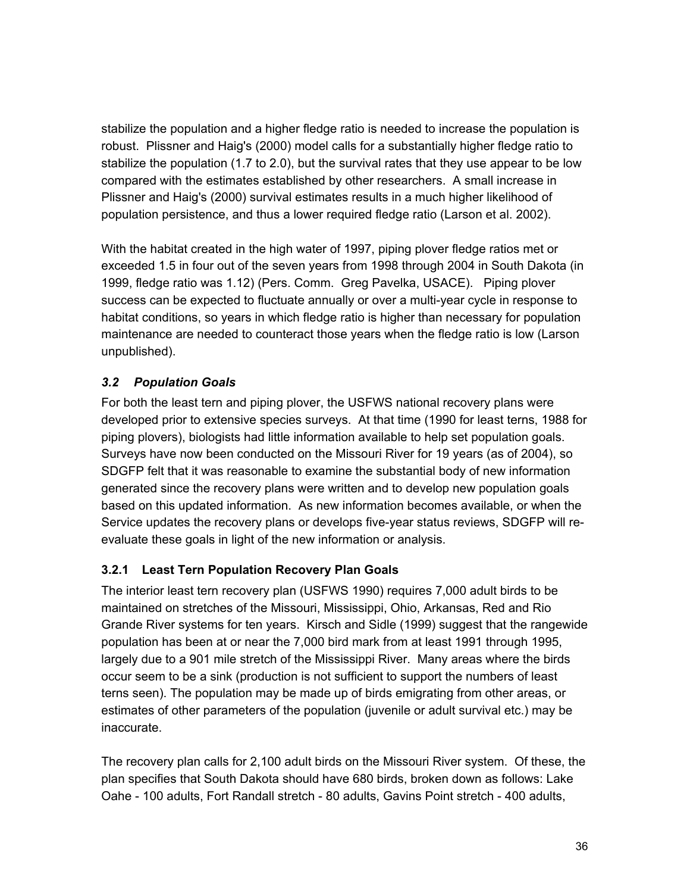stabilize the population and a higher fledge ratio is needed to increase the population is robust. Plissner and Haig's (2000) model calls for a substantially higher fledge ratio to stabilize the population (1.7 to 2.0), but the survival rates that they use appear to be low compared with the estimates established by other researchers. A small increase in Plissner and Haig's (2000) survival estimates results in a much higher likelihood of population persistence, and thus a lower required fledge ratio (Larson et al. 2002).

With the habitat created in the high water of 1997, piping plover fledge ratios met or exceeded 1.5 in four out of the seven years from 1998 through 2004 in South Dakota (in 1999, fledge ratio was 1.12) (Pers. Comm. Greg Pavelka, USACE). Piping plover success can be expected to fluctuate annually or over a multi-year cycle in response to habitat conditions, so years in which fledge ratio is higher than necessary for population maintenance are needed to counteract those years when the fledge ratio is low (Larson unpublished).

### *3.2 Population Goals*

For both the least tern and piping plover, the USFWS national recovery plans were developed prior to extensive species surveys. At that time (1990 for least terns, 1988 for piping plovers), biologists had little information available to help set population goals. Surveys have now been conducted on the Missouri River for 19 years (as of 2004), so SDGFP felt that it was reasonable to examine the substantial body of new information generated since the recovery plans were written and to develop new population goals based on this updated information. As new information becomes available, or when the Service updates the recovery plans or develops five-year status reviews, SDGFP will re-evaluate these goals in light of the new information or analysis.

#### 3.2.1 Least Tern Population Recovery Plan Goals

The interior least tern recovery plan (USFWS 1990) requires 7,000 adult birds to be maintained on stretches of the Missouri, Mississippi, Ohio, Arkansas, Red and Rio Grande River systems for ten years. Kirsch and Sidle (1999) suggest that the rangewide population has been at or near the 7,000 bird mark from at least 1991 through 1995, largely due to a 901 mile stretch of the Mississippi River. Many areas where the birds occur seem to be a sink (production is not sufficient to support the numbers of least terns seen). The population may be made up of birds emigrating from other areas, or estimates of other parameters of the population (juvenile or adult survival etc.) may be inaccurate.

The recovery plan calls for 2,100 adult birds on the Missouri River system. Of these, the plan specifies that South Dakota should have 680 birds, broken down as follows: Lake Oahe - 100 adults, Fort Randall stretch - 80 adults, Gavins Point stretch - 400 adults,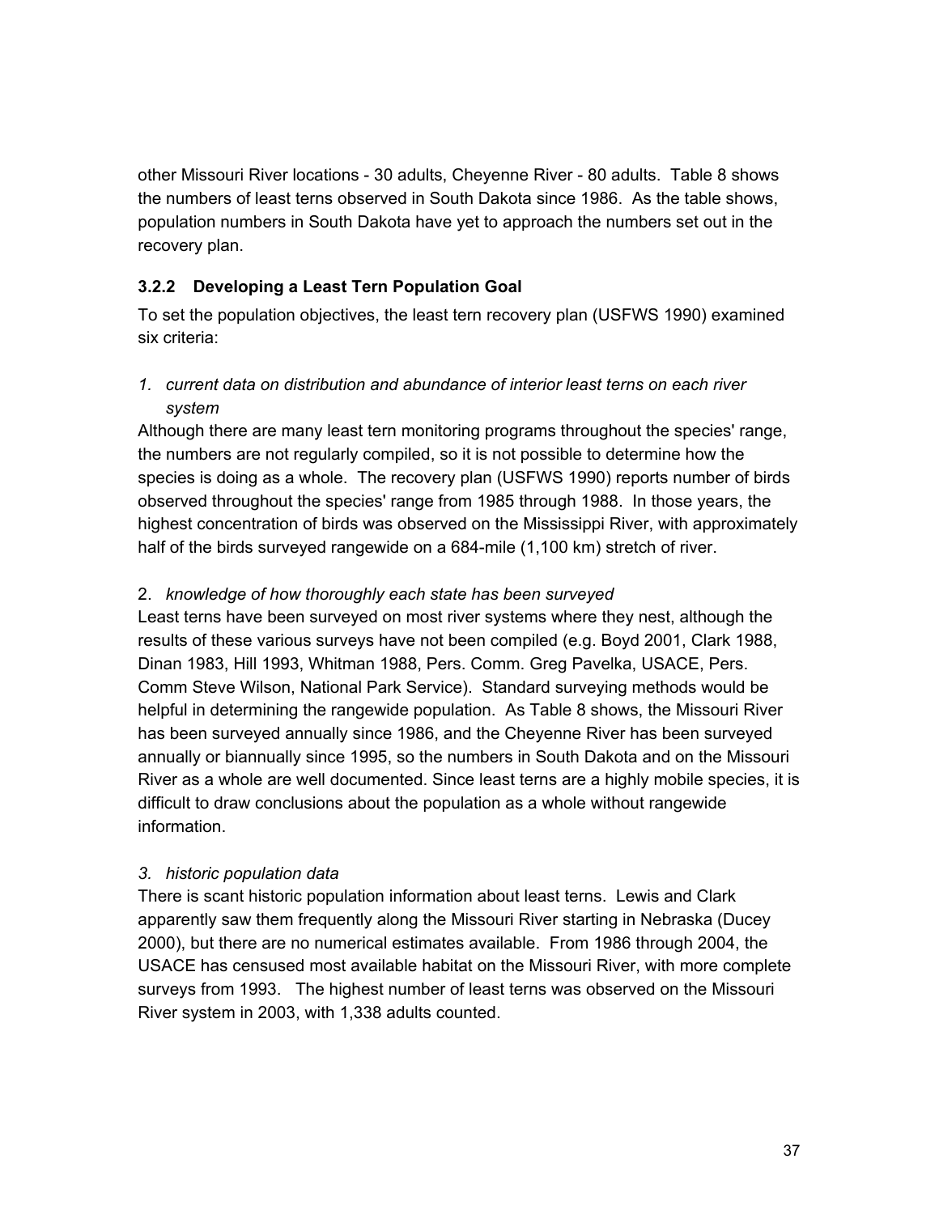other Missouri River locations - 30 adults, Cheyenne River - 80 adults. Table 8 shows the numbers of least terns observed in South Dakota since 1986. As the table shows, population numbers in South Dakota have yet to approach the numbers set out in the recovery plan.

### 3.2.2 Developing a Least Tern Population Goal

To set the population objectives, the least tern recovery plan (USFWS 1990) examined six criteria:

*1. current data on distribution and abundance of interior least terns on each river system*

Although there are many least tern monitoring programs throughout the species' range, the numbers are not regularly compiled, so it is not possible to determine how the species is doing as a whole. The recovery plan (USFWS 1990) reports number of birds observed throughout the species' range from 1985 through 1988. In those years, the highest concentration of birds was observed on the Mississippi River, with approximately half of the birds surveyed rangewide on a 684-mile (1,100 km) stretch of river.

2. *knowledge of how thoroughly each state has been surveyed*

Least terns have been surveyed on most river systems where they nest, although the results of these various surveys have not been compiled (e.g. Boyd 2001, Clark 1988, Dinan 1983, Hill 1993, Whitman 1988, Pers. Comm. Greg Pavelka, USACE, Pers. Comm Steve Wilson, National Park Service). Standard surveying methods would be helpful in determining the rangewide population. As Table 8 shows, the Missouri River has been surveyed annually since 1986, and the Cheyenne River has been surveyed annually or biannually since 1995, so the numbers in South Dakota and on the Missouri River as a whole are well documented. Since least terns are a highly mobile species, it is difficult to draw conclusions about the population as a whole without rangewide information.

*3. historic population data*

There is scant historic population information about least terns. Lewis and Clark apparently saw them frequently along the Missouri River starting in Nebraska (Ducey 2000), but there are no numerical estimates available. From 1986 through 2004, the USACE has censused most available habitat on the Missouri River, with more complete surveys from 1993. The highest number of least terns was observed on the Missouri River system in 2003, with 1,338 adults counted.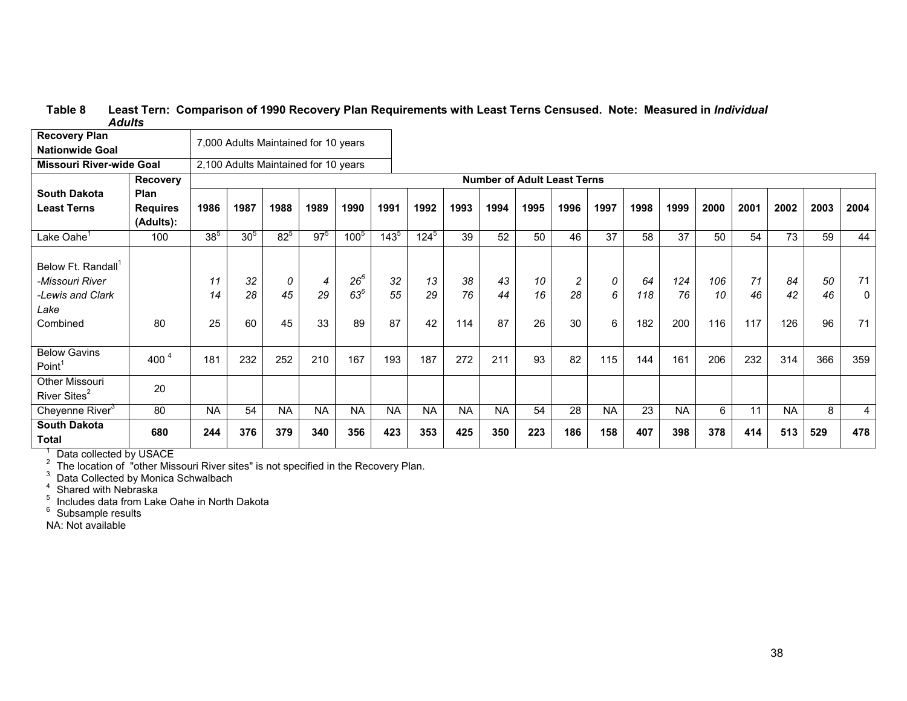**Table 8 Least Tern: Comparison of 1990 Recovery Plan Requirements with Least Terns Censused. Note: Measured in *Individual Adults***

| Recovery Plan Nationwide Goal | | 7,000 Adults Maintained for 10 years | | | | | | | | | | | | | | | | | | |
|---|---|---|---|---|---|---|---|---|---|---|---|---|---|---|---|---|---|---|---|---|
| **Missouri River-wide Goal** | | 2,100 Adults Maintained for 10 years | | | | | | | | | | | | | | | | | | |
| **South Dakota Least Terns** | **Recovery Plan Requires (Adults):** | **Number of Adult Least Terns** | | | | | | | | | | | | | | | | | | |
| | | **1986** | **1987** | **1988** | **1989** | **1990** | **1991** | **1992** | **1993** | **1994** | **1995** | **1996** | **1997** | **1998** | **1999** | **2000** | **2001** | **2002** | **2003** | **2004** |
| Lake Oahe[1] | 100 | 38[5] | 30[5] | 82[5] | 97[5] | 100[5] | 143[5] | 124[5] | 39 | 52 | 50 | 46 | 37 | 58 | 37 | 50 | 54 | 73 | 59 | 44 |
| Below Ft. Randall[1] | | | | | | | | | | | | | | | | | | | | |
| *-Missouri River* | | *11* | *32* | *0* | *4* | *26*[6] | *32* | *13* | *38* | *43* | *10* | *2* | *0* | *64* | *124* | *106* | *71* | *84* | *50* | 71 |
| *-Lewis and Clark Lake* | | *14* | *28* | *45* | *29* | *63*[6] | *55* | *29* | *76* | *44* | *16* | *28* | *6* | *118* | *76* | *10* | *46* | *42* | *46* | 0 |
| Combined | 80 | 25 | 60 | 45 | 33 | 89 | 87 | 42 | 114 | 87 | 26 | 30 | 6 | 182 | 200 | 116 | 117 | 126 | 96 | 71 |
| Below Gavins Point[1] | 400 [4] | 181 | 232 | 252 | 210 | 167 | 193 | 187 | 272 | 211 | 93 | 82 | 115 | 144 | 161 | 206 | 232 | 314 | 366 | 359 |
| Other Missouri River Sites[2] | 20 | | | | | | | | | | | | | | | | | | | |
| Cheyenne River[3] | 80 | NA | 54 | NA | NA | NA | NA | NA | NA | NA | 54 | 28 | NA | 23 | NA | 6 | 11 | NA | 8 | 4 |
| **South Dakota Total** | **680** | **244** | **376** | **379** | **340** | **356** | **423** | **353** | **425** | **350** | **223** | **186** | **158** | **407** | **398** | **378** | **414** | **513** | **529** | **478** |

[1] Data collected by USACE
[2] The location of "other Missouri River sites" is not specified in the Recovery Plan.
[3] Data Collected by Monica Schwalbach
[4] Shared with Nebraska
[5] Includes data from Lake Oahe in North Dakota
[6] Subsample results
NA: Not available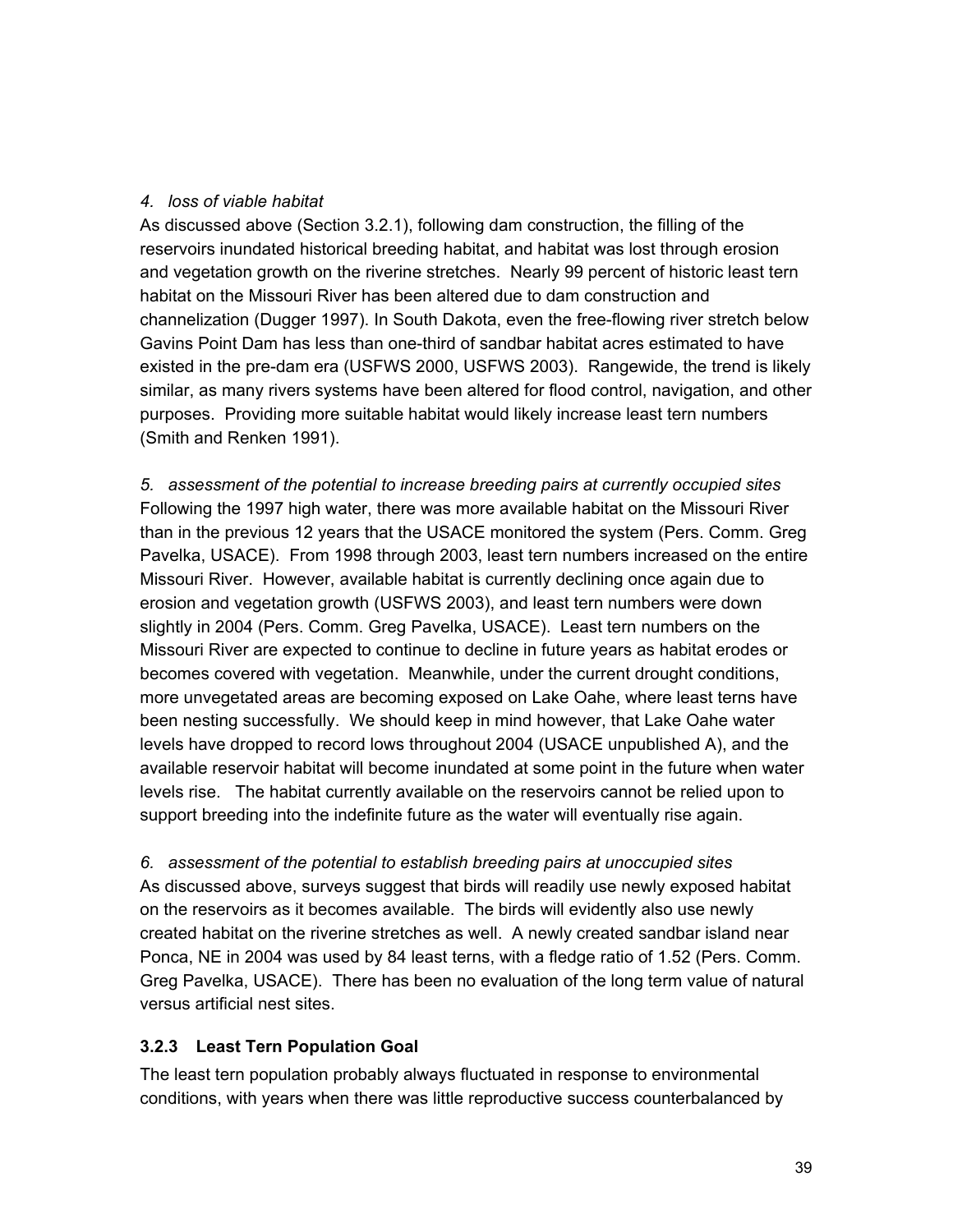*4. loss of viable habitat*

As discussed above (Section 3.2.1), following dam construction, the filling of the reservoirs inundated historical breeding habitat, and habitat was lost through erosion and vegetation growth on the riverine stretches. Nearly 99 percent of historic least tern habitat on the Missouri River has been altered due to dam construction and channelization (Dugger 1997). In South Dakota, even the free-flowing river stretch below Gavins Point Dam has less than one-third of sandbar habitat acres estimated to have existed in the pre-dam era (USFWS 2000, USFWS 2003). Rangewide, the trend is likely similar, as many rivers systems have been altered for flood control, navigation, and other purposes. Providing more suitable habitat would likely increase least tern numbers (Smith and Renken 1991).

*5. assessment of the potential to increase breeding pairs at currently occupied sites*

Following the 1997 high water, there was more available habitat on the Missouri River than in the previous 12 years that the USACE monitored the system (Pers. Comm. Greg Pavelka, USACE). From 1998 through 2003, least tern numbers increased on the entire Missouri River. However, available habitat is currently declining once again due to erosion and vegetation growth (USFWS 2003), and least tern numbers were down slightly in 2004 (Pers. Comm. Greg Pavelka, USACE). Least tern numbers on the Missouri River are expected to continue to decline in future years as habitat erodes or becomes covered with vegetation. Meanwhile, under the current drought conditions, more unvegetated areas are becoming exposed on Lake Oahe, where least terns have been nesting successfully. We should keep in mind however, that Lake Oahe water levels have dropped to record lows throughout 2004 (USACE unpublished A), and the available reservoir habitat will become inundated at some point in the future when water levels rise. The habitat currently available on the reservoirs cannot be relied upon to support breeding into the indefinite future as the water will eventually rise again.

*6. assessment of the potential to establish breeding pairs at unoccupied sites*

As discussed above, surveys suggest that birds will readily use newly exposed habitat on the reservoirs as it becomes available. The birds will evidently also use newly created habitat on the riverine stretches as well. A newly created sandbar island near Ponca, NE in 2004 was used by 84 least terns, with a fledge ratio of 1.52 (Pers. Comm. Greg Pavelka, USACE). There has been no evaluation of the long term value of natural versus artificial nest sites.

### 3.2.3 Least Tern Population Goal

The least tern population probably always fluctuated in response to environmental conditions, with years when there was little reproductive success counterbalanced by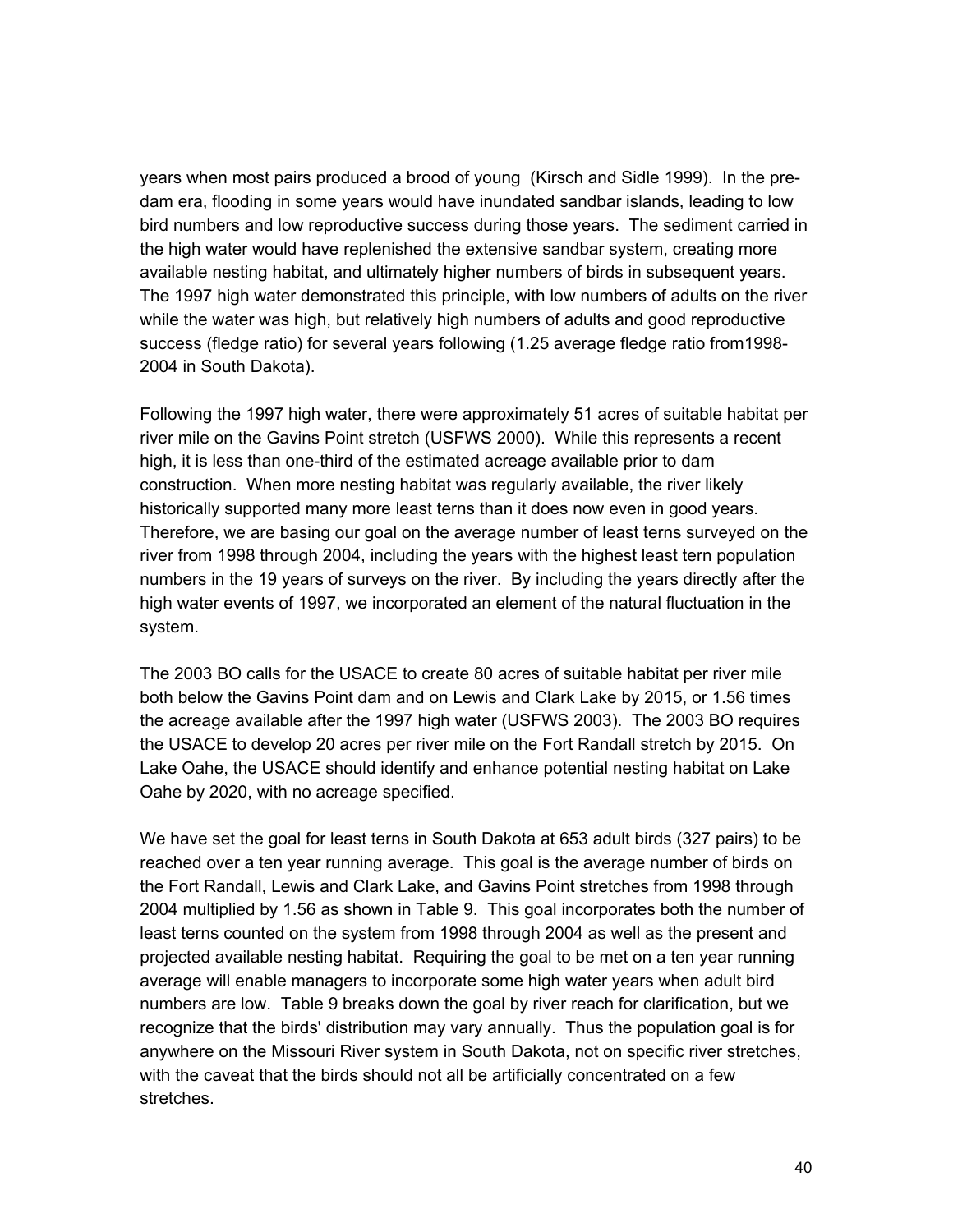years when most pairs produced a brood of young (Kirsch and Sidle 1999). In the pre-dam era, flooding in some years would have inundated sandbar islands, leading to low bird numbers and low reproductive success during those years. The sediment carried in the high water would have replenished the extensive sandbar system, creating more available nesting habitat, and ultimately higher numbers of birds in subsequent years. The 1997 high water demonstrated this principle, with low numbers of adults on the river while the water was high, but relatively high numbers of adults and good reproductive success (fledge ratio) for several years following (1.25 average fledge ratio from1998-2004 in South Dakota).

Following the 1997 high water, there were approximately 51 acres of suitable habitat per river mile on the Gavins Point stretch (USFWS 2000). While this represents a recent high, it is less than one-third of the estimated acreage available prior to dam construction. When more nesting habitat was regularly available, the river likely historically supported many more least terns than it does now even in good years. Therefore, we are basing our goal on the average number of least terns surveyed on the river from 1998 through 2004, including the years with the highest least tern population numbers in the 19 years of surveys on the river. By including the years directly after the high water events of 1997, we incorporated an element of the natural fluctuation in the system.

The 2003 BO calls for the USACE to create 80 acres of suitable habitat per river mile both below the Gavins Point dam and on Lewis and Clark Lake by 2015, or 1.56 times the acreage available after the 1997 high water (USFWS 2003). The 2003 BO requires the USACE to develop 20 acres per river mile on the Fort Randall stretch by 2015. On Lake Oahe, the USACE should identify and enhance potential nesting habitat on Lake Oahe by 2020, with no acreage specified.

We have set the goal for least terns in South Dakota at 653 adult birds (327 pairs) to be reached over a ten year running average. This goal is the average number of birds on the Fort Randall, Lewis and Clark Lake, and Gavins Point stretches from 1998 through 2004 multiplied by 1.56 as shown in Table 9. This goal incorporates both the number of least terns counted on the system from 1998 through 2004 as well as the present and projected available nesting habitat. Requiring the goal to be met on a ten year running average will enable managers to incorporate some high water years when adult bird numbers are low. Table 9 breaks down the goal by river reach for clarification, but we recognize that the birds' distribution may vary annually. Thus the population goal is for anywhere on the Missouri River system in South Dakota, not on specific river stretches, with the caveat that the birds should not all be artificially concentrated on a few stretches.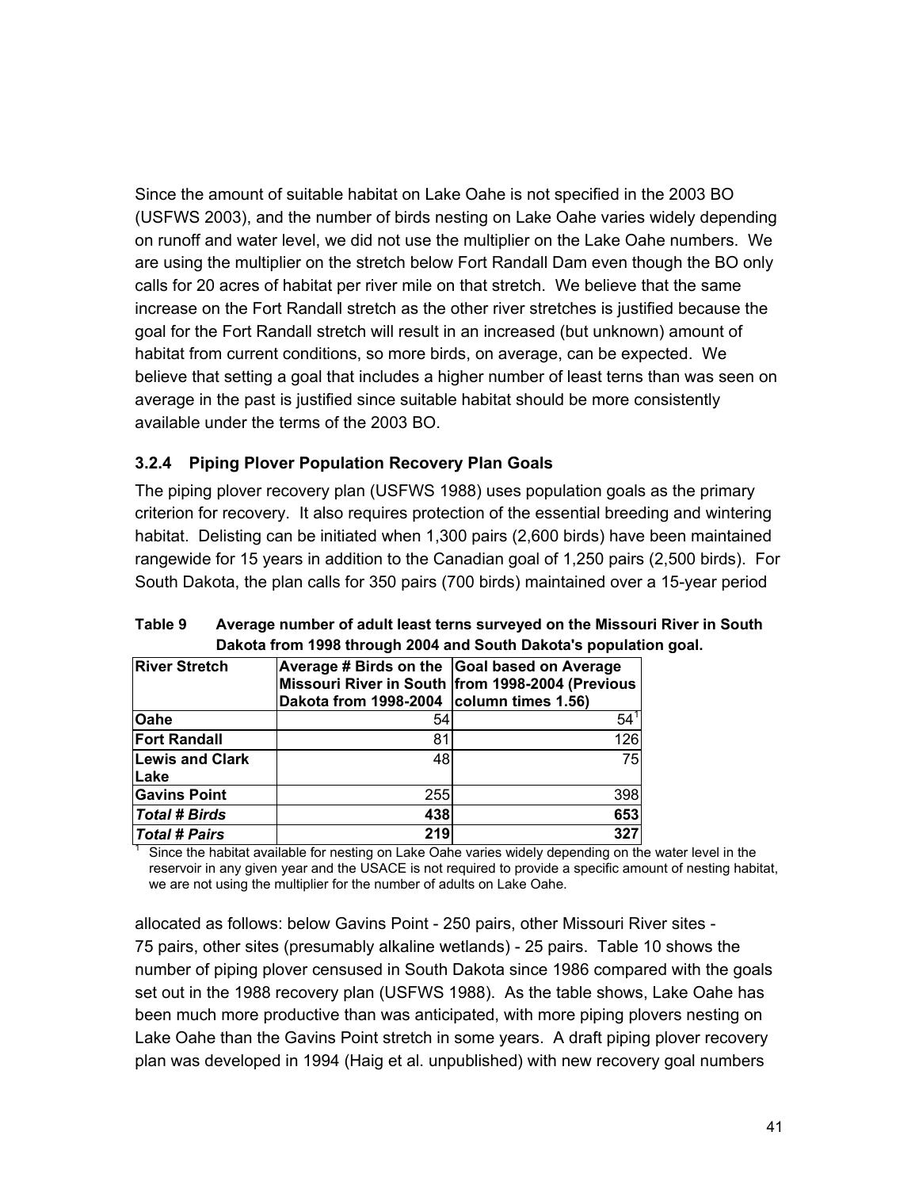Since the amount of suitable habitat on Lake Oahe is not specified in the 2003 BO (USFWS 2003), and the number of birds nesting on Lake Oahe varies widely depending on runoff and water level, we did not use the multiplier on the Lake Oahe numbers. We are using the multiplier on the stretch below Fort Randall Dam even though the BO only calls for 20 acres of habitat per river mile on that stretch. We believe that the same increase on the Fort Randall stretch as the other river stretches is justified because the goal for the Fort Randall stretch will result in an increased (but unknown) amount of habitat from current conditions, so more birds, on average, can be expected. We believe that setting a goal that includes a higher number of least terns than was seen on average in the past is justified since suitable habitat should be more consistently available under the terms of the 2003 BO.

### 3.2.4 Piping Plover Population Recovery Plan Goals

The piping plover recovery plan (USFWS 1988) uses population goals as the primary criterion for recovery. It also requires protection of the essential breeding and wintering habitat. Delisting can be initiated when 1,300 pairs (2,600 birds) have been maintained rangewide for 15 years in addition to the Canadian goal of 1,250 pairs (2,500 birds). For South Dakota, the plan calls for 350 pairs (700 birds) maintained over a 15-year period

**Table 9 Average number of adult least terns surveyed on the Missouri River in South Dakota from 1998 through 2004 and South Dakota's population goal.**

| River Stretch | Average # Birds on the Missouri River in South Dakota from 1998-2004 | Goal based on Average from 1998-2004 (Previous column times 1.56) |
|---|---|---|
| **Oahe** | 54 | 54[1] |
| **Fort Randall** | 81 | 126 |
| **Lewis and Clark Lake** | 48 | 75 |
| **Gavins Point** | 255 | 398 |
| ***Total # Birds*** | **438** | **653** |
| ***Total # Pairs*** | **219** | **327** |

[1] Since the habitat available for nesting on Lake Oahe varies widely depending on the water level in the reservoir in any given year and the USACE is not required to provide a specific amount of nesting habitat, we are not using the multiplier for the number of adults on Lake Oahe.

allocated as follows: below Gavins Point - 250 pairs, other Missouri River sites - 75 pairs, other sites (presumably alkaline wetlands) - 25 pairs. Table 10 shows the number of piping plover censused in South Dakota since 1986 compared with the goals set out in the 1988 recovery plan (USFWS 1988). As the table shows, Lake Oahe has been much more productive than was anticipated, with more piping plovers nesting on Lake Oahe than the Gavins Point stretch in some years. A draft piping plover recovery plan was developed in 1994 (Haig et al. unpublished) with new recovery goal numbers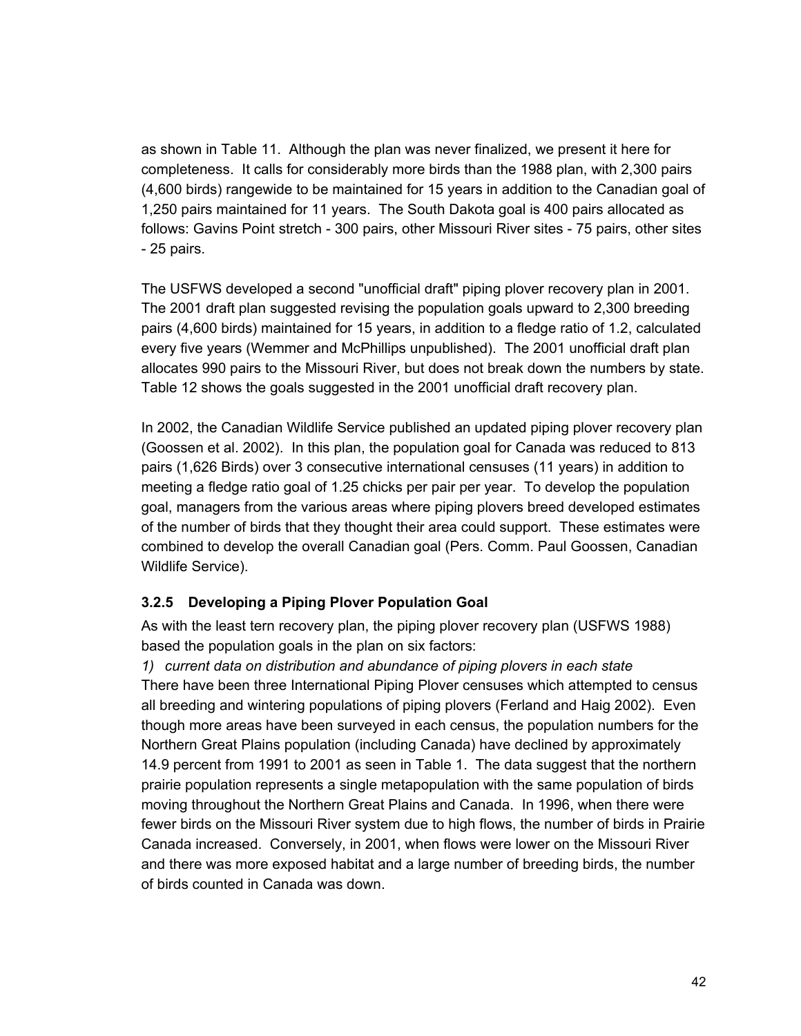as shown in Table 11. Although the plan was never finalized, we present it here for completeness. It calls for considerably more birds than the 1988 plan, with 2,300 pairs (4,600 birds) rangewide to be maintained for 15 years in addition to the Canadian goal of 1,250 pairs maintained for 11 years. The South Dakota goal is 400 pairs allocated as follows: Gavins Point stretch - 300 pairs, other Missouri River sites - 75 pairs, other sites - 25 pairs.

The USFWS developed a second "unofficial draft" piping plover recovery plan in 2001. The 2001 draft plan suggested revising the population goals upward to 2,300 breeding pairs (4,600 birds) maintained for 15 years, in addition to a fledge ratio of 1.2, calculated every five years (Wemmer and McPhillips unpublished). The 2001 unofficial draft plan allocates 990 pairs to the Missouri River, but does not break down the numbers by state. Table 12 shows the goals suggested in the 2001 unofficial draft recovery plan.

In 2002, the Canadian Wildlife Service published an updated piping plover recovery plan (Goossen et al. 2002). In this plan, the population goal for Canada was reduced to 813 pairs (1,626 Birds) over 3 consecutive international censuses (11 years) in addition to meeting a fledge ratio goal of 1.25 chicks per pair per year. To develop the population goal, managers from the various areas where piping plovers breed developed estimates of the number of birds that they thought their area could support. These estimates were combined to develop the overall Canadian goal (Pers. Comm. Paul Goossen, Canadian Wildlife Service).

### 3.2.5 Developing a Piping Plover Population Goal

As with the least tern recovery plan, the piping plover recovery plan (USFWS 1988) based the population goals in the plan on six factors:

*1) current data on distribution and abundance of piping plovers in each state*

There have been three International Piping Plover censuses which attempted to census all breeding and wintering populations of piping plovers (Ferland and Haig 2002). Even though more areas have been surveyed in each census, the population numbers for the Northern Great Plains population (including Canada) have declined by approximately 14.9 percent from 1991 to 2001 as seen in Table 1. The data suggest that the northern prairie population represents a single metapopulation with the same population of birds moving throughout the Northern Great Plains and Canada. In 1996, when there were fewer birds on the Missouri River system due to high flows, the number of birds in Prairie Canada increased. Conversely, in 2001, when flows were lower on the Missouri River and there was more exposed habitat and a large number of breeding birds, the number of birds counted in Canada was down.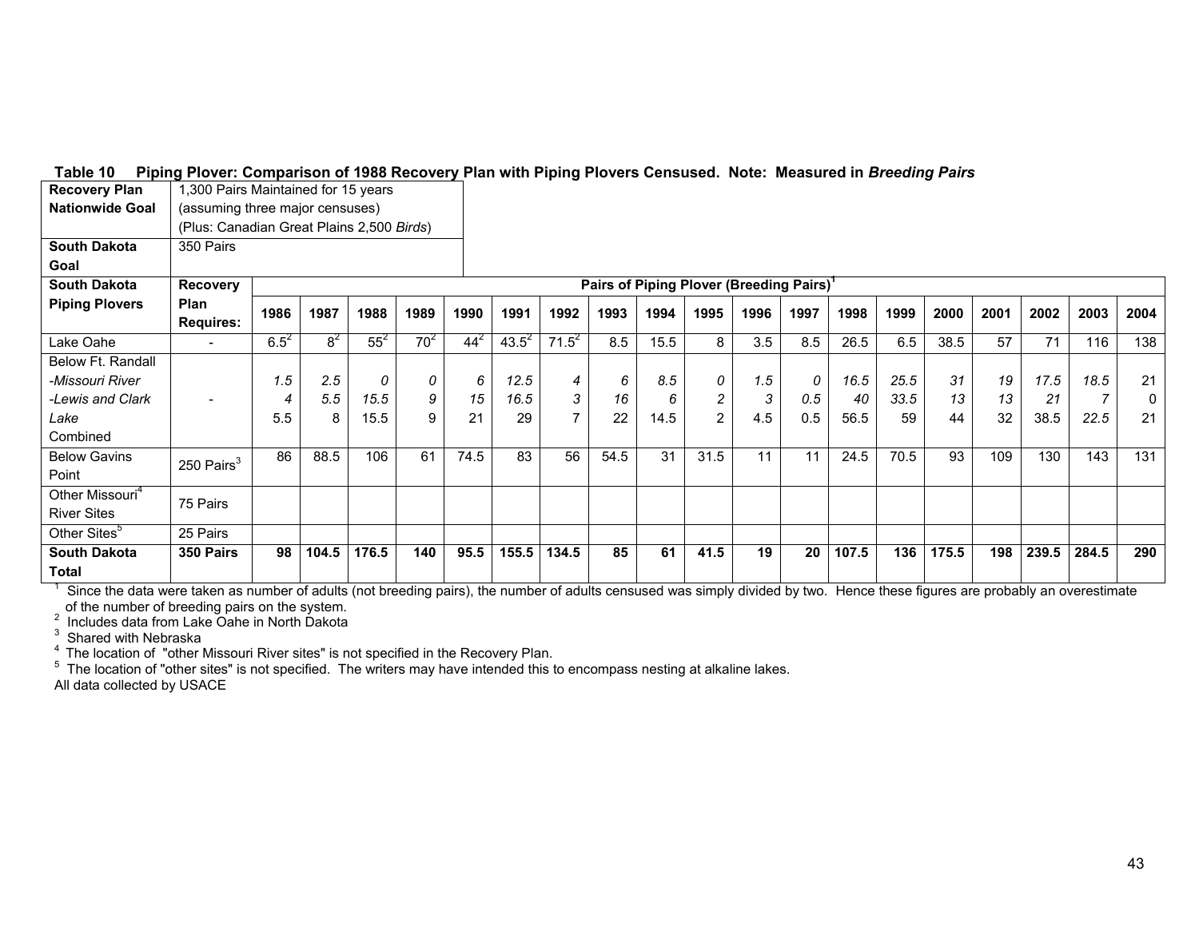**Table 10 Piping Plover: Comparison of 1988 Recovery Plan with Piping Plovers Censused. Note: Measured in *Breeding Pairs***

| **Recovery Plan Nationwide Goal** | 1,300 Pairs Maintained for 15 years (assuming three major censuses) (Plus: Canadian Great Plains 2,500 *Birds*) | | | | | | | | | | | | | | | | | | | |
|---|---|---|---|---|---|---|---|---|---|---|---|---|---|---|---|---|---|---|---|---|
| **South Dakota Goal** | 350 Pairs | | | | | | | | | | | | | | | | | | | |
| **South Dakota Piping Plovers** | **Recovery Plan Requires:** | **Pairs of Piping Plover (Breeding Pairs)[1]** | | | | | | | | | | | | | | | | | | |
| | | **1986** | **1987** | **1988** | **1989** | **1990** | **1991** | **1992** | **1993** | **1994** | **1995** | **1996** | **1997** | **1998** | **1999** | **2000** | **2001** | **2002** | **2003** | **2004** |
| Lake Oahe | - | 6.5[2] | 8[2] | 55[2] | 70[2] | 44[2] | 43.5[2] | 71.5[2] | 8.5 | 15.5 | 8 | 3.5 | 8.5 | 26.5 | 6.5 | 38.5 | 57 | 71 | 116 | 138 |
| Below Ft. Randall | | | | | | | | | | | | | | | | | | | | |
| *-Missouri River* | | *1.5* | *2.5* | *0* | *0* | *6* | *12.5* | *4* | *6* | *8.5* | *0* | *1.5* | *0* | *16.5* | *25.5* | *31* | *19* | *17.5* | *18.5* | 21 |
| *-Lewis and Clark* | - | *4* | *5.5* | *15.5* | *9* | *15* | *16.5* | *3* | *16* | *6* | *2* | *3* | *0.5* | *40* | *33.5* | *13* | *13* | *21* | *7* | 0 |
| *Lake* Combined | | 5.5 | 8 | 15.5 | 9 | 21 | 29 | 7 | 22 | 14.5 | 2 | 4.5 | 0.5 | 56.5 | 59 | 44 | 32 | 38.5 | *22.5* | 21 |
| Below Gavins Point | 250 Pairs[3] | 86 | 88.5 | 106 | 61 | 74.5 | 83 | 56 | 54.5 | 31 | 31.5 | 11 | 11 | 24.5 | 70.5 | 93 | 109 | 130 | 143 | 131 |
| Other Missouri[4] River Sites | 75 Pairs | | | | | | | | | | | | | | | | | | | |
| Other Sites[5] | 25 Pairs | | | | | | | | | | | | | | | | | | | |
| **South Dakota Total** | **350 Pairs** | **98** | **104.5** | **176.5** | **140** | **95.5** | **155.5** | **134.5** | **85** | **61** | **41.5** | **19** | **20** | **107.5** | **136** | **175.5** | **198** | **239.5** | **284.5** | **290** |

[1] Since the data were taken as number of adults (not breeding pairs), the number of adults censused was simply divided by two. Hence these figures are probably an overestimate of the number of breeding pairs on the system.
[2] Includes data from Lake Oahe in North Dakota
[3] Shared with Nebraska
[4] The location of "other Missouri River sites" is not specified in the Recovery Plan.
[5] The location of "other sites" is not specified. The writers may have intended this to encompass nesting at alkaline lakes.
All data collected by USACE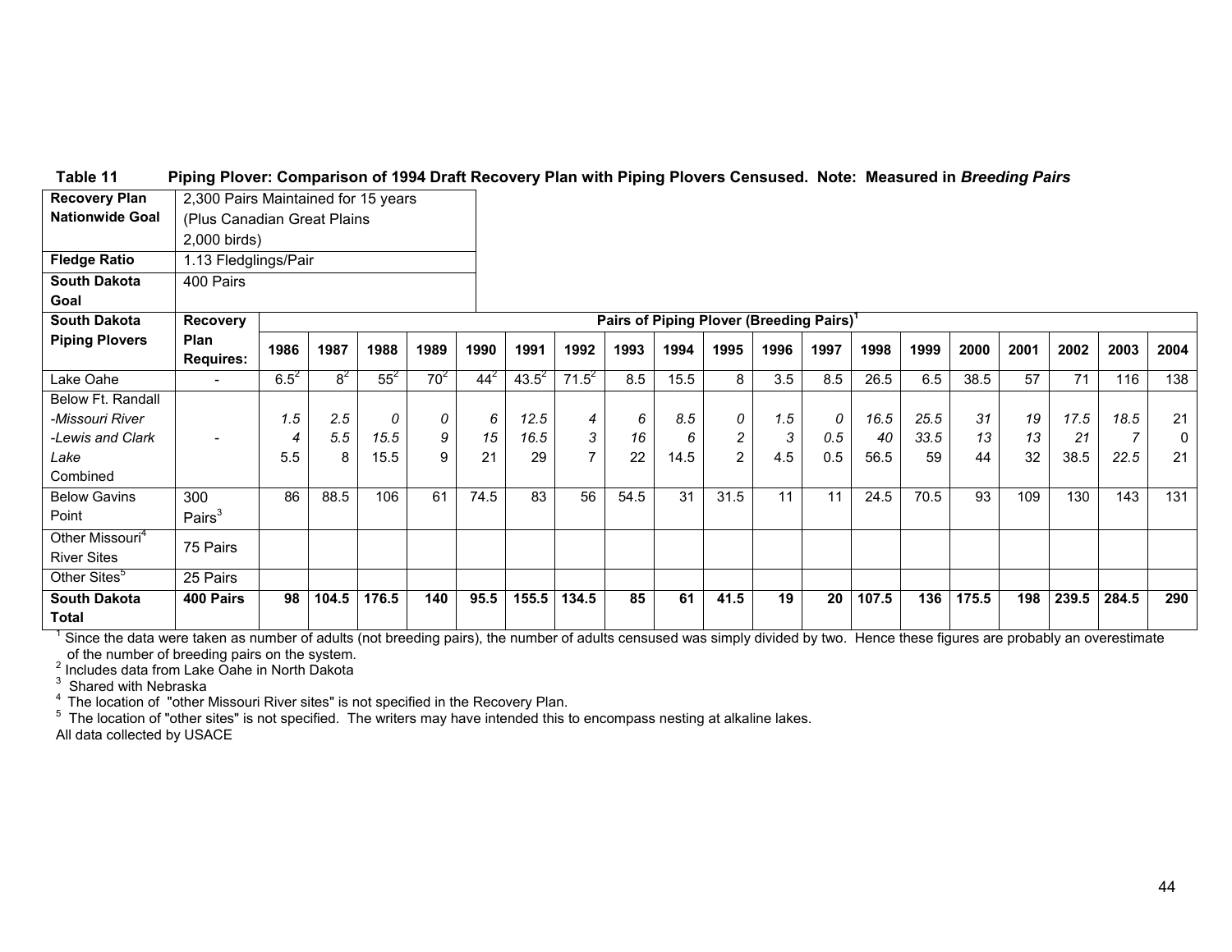**Table 11 Piping Plover: Comparison of 1994 Draft Recovery Plan with Piping Plovers Censused. Note: Measured in *Breeding Pairs***

| **Recovery Plan Nationwide Goal** | 2,300 Pairs Maintained for 15 years (Plus Canadian Great Plains 2,000 birds) | | | | | | | | | | | | | | | | | | | |
|---|---|---|---|---|---|---|---|---|---|---|---|---|---|---|---|---|---|---|---|---|
| **Fledge Ratio** | 1.13 Fledglings/Pair | | | | | | | | | | | | | | | | | | | |
| **South Dakota Goal** | 400 Pairs | | | | | | | | | | | | | | | | | | | |
| **South Dakota Piping Plovers** | **Recovery Plan Requires:** | **Pairs of Piping Plover (Breeding Pairs)[1]** | | | | | | | | | | | | | | | | | | |
| | | **1986** | **1987** | **1988** | **1989** | **1990** | **1991** | **1992** | **1993** | **1994** | **1995** | **1996** | **1997** | **1998** | **1999** | **2000** | **2001** | **2002** | **2003** | **2004** |
| Lake Oahe | - | 6.5[2] | 8[2] | 55[2] | 70[2] | 44[2] | 43.5[2] | 71.5[2] | 8.5 | 15.5 | 8 | 3.5 | 8.5 | 26.5 | 6.5 | 38.5 | 57 | 71 | 116 | 138 |
| Below Ft. Randall | | | | | | | | | | | | | | | | | | | | |
| *-Missouri River* | | *1.5* | *2.5* | *0* | *0* | *6* | *12.5* | *4* | *6* | *8.5* | *0* | *1.5* | *0* | *16.5* | *25.5* | *31* | *19* | *17.5* | *18.5* | 21 |
| *-Lewis and Clark Lake* | - | *4* | *5.5* | *15.5* | *9* | *15* | *16.5* | *3* | *16* | *6* | *2* | *3* | *0.5* | *40* | *33.5* | *13* | *13* | *21* | *7* | 0 |
| Combined | | 5.5 | 8 | 15.5 | 9 | 21 | 29 | 7 | 22 | 14.5 | 2 | 4.5 | 0.5 | 56.5 | 59 | 44 | 32 | 38.5 | *22.5* | 21 |
| Below Gavins Point | 300 Pairs[3] | 86 | 88.5 | 106 | 61 | 74.5 | 83 | 56 | 54.5 | 31 | 31.5 | 11 | 11 | 24.5 | 70.5 | 93 | 109 | 130 | 143 | 131 |
| Other Missouri[4] River Sites | 75 Pairs | | | | | | | | | | | | | | | | | | | |
| Other Sites[5] | 25 Pairs | | | | | | | | | | | | | | | | | | | |
| **South Dakota Total** | **400 Pairs** | **98** | **104.5** | **176.5** | **140** | **95.5** | **155.5** | **134.5** | **85** | **61** | **41.5** | **19** | **20** | **107.5** | **136** | **175.5** | **198** | **239.5** | **284.5** | **290** |

[1] Since the data were taken as number of adults (not breeding pairs), the number of adults censused was simply divided by two. Hence these figures are probably an overestimate of the number of breeding pairs on the system.
[2] Includes data from Lake Oahe in North Dakota
[3] Shared with Nebraska
[4] The location of "other Missouri River sites" is not specified in the Recovery Plan.
[5] The location of "other sites" is not specified. The writers may have intended this to encompass nesting at alkaline lakes.
All data collected by USACE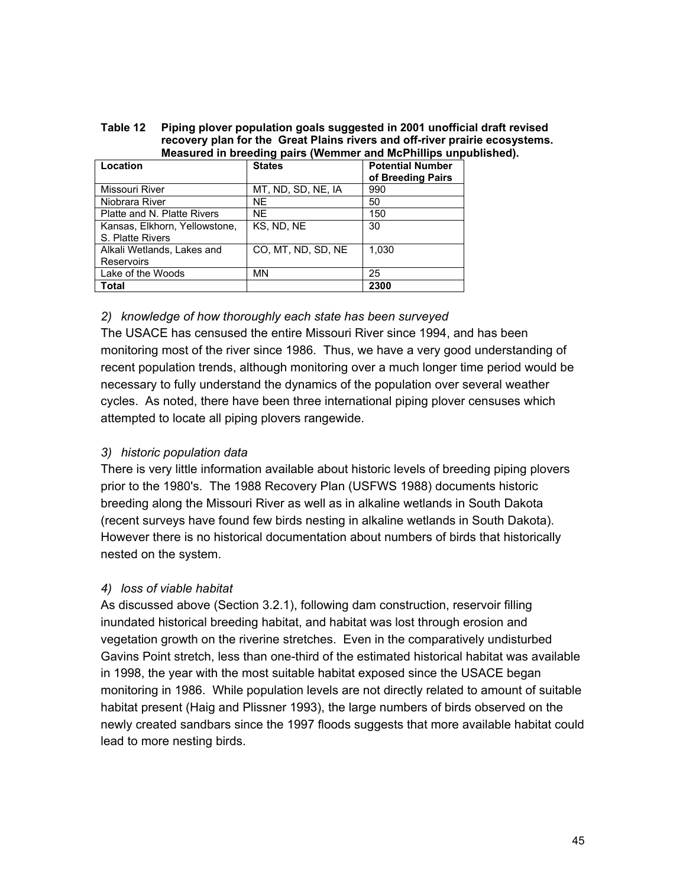**Table 12 Piping plover population goals suggested in 2001 unofficial draft revised recovery plan for the Great Plains rivers and off-river prairie ecosystems. Measured in breeding pairs (Wemmer and McPhillips unpublished).**

| Location | States | Potential Number of Breeding Pairs |
|---|---|---|
| Missouri River | MT, ND, SD, NE, IA | 990 |
| Niobrara River | NE | 50 |
| Platte and N. Platte Rivers | NE | 150 |
| Kansas, Elkhorn, Yellowstone, S. Platte Rivers | KS, ND, NE | 30 |
| Alkali Wetlands, Lakes and Reservoirs | CO, MT, ND, SD, NE | 1,030 |
| Lake of the Woods | MN | 25 |
| **Total** | | **2300** |

*2) knowledge of how thoroughly each state has been surveyed*

The USACE has censused the entire Missouri River since 1994, and has been monitoring most of the river since 1986. Thus, we have a very good understanding of recent population trends, although monitoring over a much longer time period would be necessary to fully understand the dynamics of the population over several weather cycles. As noted, there have been three international piping plover censuses which attempted to locate all piping plovers rangewide.

*3) historic population data*

There is very little information available about historic levels of breeding piping plovers prior to the 1980's. The 1988 Recovery Plan (USFWS 1988) documents historic breeding along the Missouri River as well as in alkaline wetlands in South Dakota (recent surveys have found few birds nesting in alkaline wetlands in South Dakota). However there is no historical documentation about numbers of birds that historically nested on the system.

*4) loss of viable habitat*

As discussed above (Section 3.2.1), following dam construction, reservoir filling inundated historical breeding habitat, and habitat was lost through erosion and vegetation growth on the riverine stretches. Even in the comparatively undisturbed Gavins Point stretch, less than one-third of the estimated historical habitat was available in 1998, the year with the most suitable habitat exposed since the USACE began monitoring in 1986. While population levels are not directly related to amount of suitable habitat present (Haig and Plissner 1993), the large numbers of birds observed on the newly created sandbars since the 1997 floods suggests that more available habitat could lead to more nesting birds.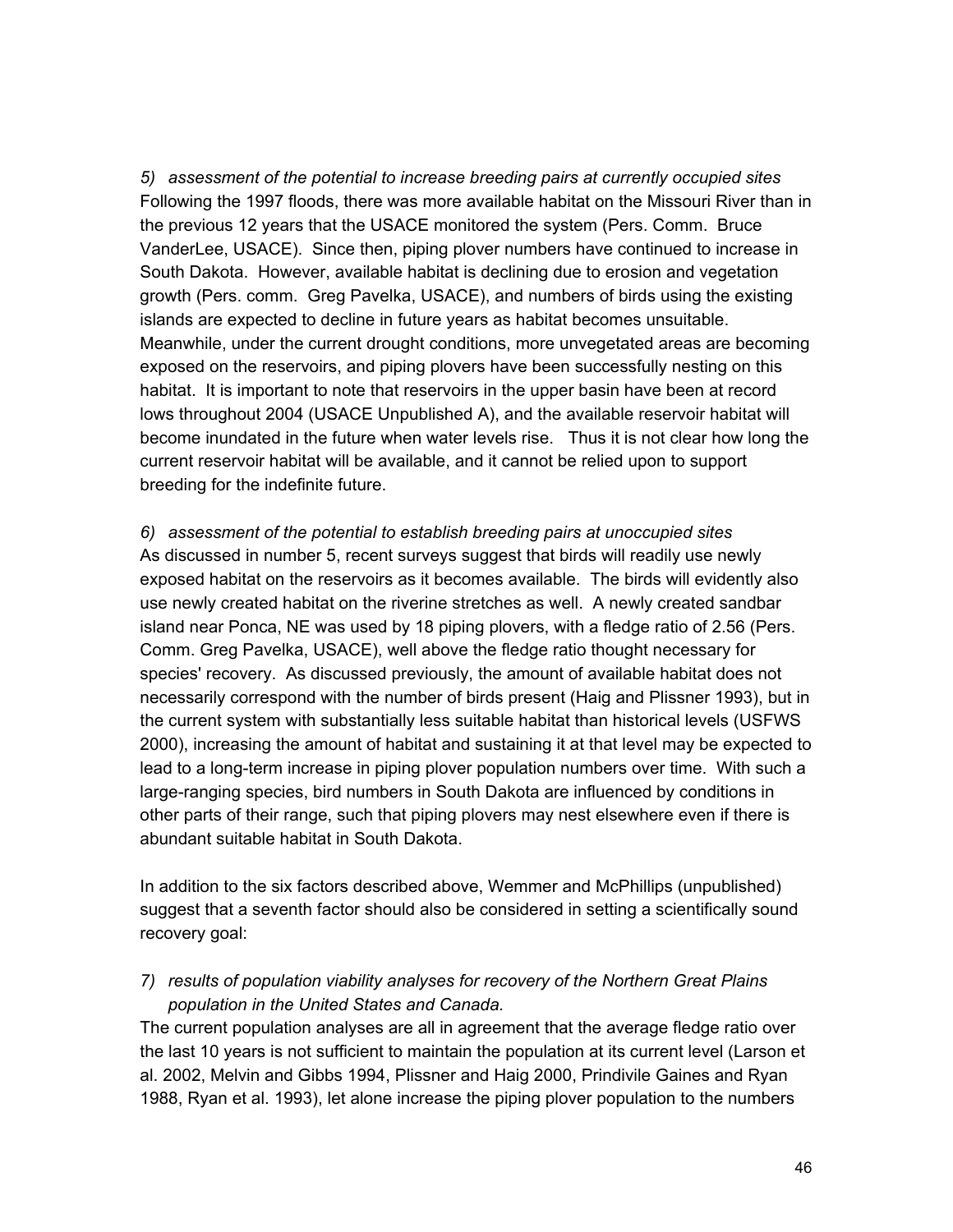*5) assessment of the potential to increase breeding pairs at currently occupied sites*

Following the 1997 floods, there was more available habitat on the Missouri River than in the previous 12 years that the USACE monitored the system (Pers. Comm. Bruce VanderLee, USACE). Since then, piping plover numbers have continued to increase in South Dakota. However, available habitat is declining due to erosion and vegetation growth (Pers. comm. Greg Pavelka, USACE), and numbers of birds using the existing islands are expected to decline in future years as habitat becomes unsuitable. Meanwhile, under the current drought conditions, more unvegetated areas are becoming exposed on the reservoirs, and piping plovers have been successfully nesting on this habitat. It is important to note that reservoirs in the upper basin have been at record lows throughout 2004 (USACE Unpublished A), and the available reservoir habitat will become inundated in the future when water levels rise. Thus it is not clear how long the current reservoir habitat will be available, and it cannot be relied upon to support breeding for the indefinite future.

*6) assessment of the potential to establish breeding pairs at unoccupied sites*

As discussed in number 5, recent surveys suggest that birds will readily use newly exposed habitat on the reservoirs as it becomes available. The birds will evidently also use newly created habitat on the riverine stretches as well. A newly created sandbar island near Ponca, NE was used by 18 piping plovers, with a fledge ratio of 2.56 (Pers. Comm. Greg Pavelka, USACE), well above the fledge ratio thought necessary for species' recovery. As discussed previously, the amount of available habitat does not necessarily correspond with the number of birds present (Haig and Plissner 1993), but in the current system with substantially less suitable habitat than historical levels (USFWS 2000), increasing the amount of habitat and sustaining it at that level may be expected to lead to a long-term increase in piping plover population numbers over time. With such a large-ranging species, bird numbers in South Dakota are influenced by conditions in other parts of their range, such that piping plovers may nest elsewhere even if there is abundant suitable habitat in South Dakota.

In addition to the six factors described above, Wemmer and McPhillips (unpublished) suggest that a seventh factor should also be considered in setting a scientifically sound recovery goal:

*7) results of population viability analyses for recovery of the Northern Great Plains population in the United States and Canada.*

The current population analyses are all in agreement that the average fledge ratio over the last 10 years is not sufficient to maintain the population at its current level (Larson et al. 2002, Melvin and Gibbs 1994, Plissner and Haig 2000, Prindivile Gaines and Ryan 1988, Ryan et al. 1993), let alone increase the piping plover population to the numbers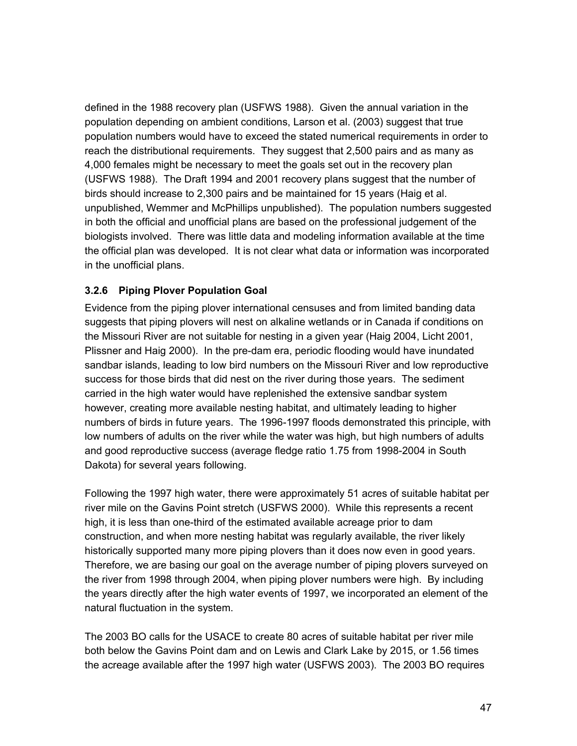defined in the 1988 recovery plan (USFWS 1988). Given the annual variation in the population depending on ambient conditions, Larson et al. (2003) suggest that true population numbers would have to exceed the stated numerical requirements in order to reach the distributional requirements. They suggest that 2,500 pairs and as many as 4,000 females might be necessary to meet the goals set out in the recovery plan (USFWS 1988). The Draft 1994 and 2001 recovery plans suggest that the number of birds should increase to 2,300 pairs and be maintained for 15 years (Haig et al. unpublished, Wemmer and McPhillips unpublished). The population numbers suggested in both the official and unofficial plans are based on the professional judgement of the biologists involved. There was little data and modeling information available at the time the official plan was developed. It is not clear what data or information was incorporated in the unofficial plans.

### 3.2.6 Piping Plover Population Goal

Evidence from the piping plover international censuses and from limited banding data suggests that piping plovers will nest on alkaline wetlands or in Canada if conditions on the Missouri River are not suitable for nesting in a given year (Haig 2004, Licht 2001, Plissner and Haig 2000). In the pre-dam era, periodic flooding would have inundated sandbar islands, leading to low bird numbers on the Missouri River and low reproductive success for those birds that did nest on the river during those years. The sediment carried in the high water would have replenished the extensive sandbar system however, creating more available nesting habitat, and ultimately leading to higher numbers of birds in future years. The 1996-1997 floods demonstrated this principle, with low numbers of adults on the river while the water was high, but high numbers of adults and good reproductive success (average fledge ratio 1.75 from 1998-2004 in South Dakota) for several years following.

Following the 1997 high water, there were approximately 51 acres of suitable habitat per river mile on the Gavins Point stretch (USFWS 2000). While this represents a recent high, it is less than one-third of the estimated available acreage prior to dam construction, and when more nesting habitat was regularly available, the river likely historically supported many more piping plovers than it does now even in good years. Therefore, we are basing our goal on the average number of piping plovers surveyed on the river from 1998 through 2004, when piping plover numbers were high. By including the years directly after the high water events of 1997, we incorporated an element of the natural fluctuation in the system.

The 2003 BO calls for the USACE to create 80 acres of suitable habitat per river mile both below the Gavins Point dam and on Lewis and Clark Lake by 2015, or 1.56 times the acreage available after the 1997 high water (USFWS 2003). The 2003 BO requires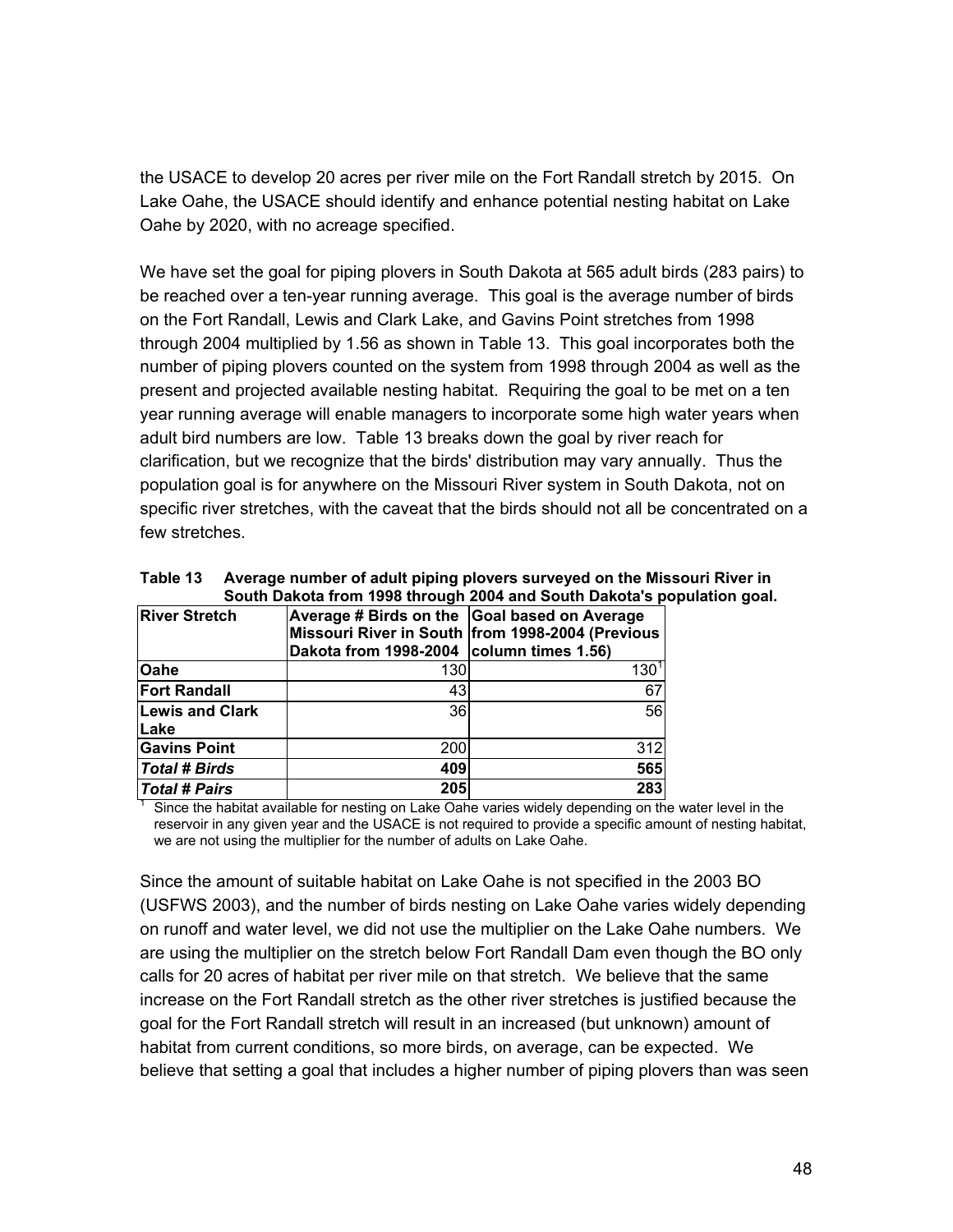the USACE to develop 20 acres per river mile on the Fort Randall stretch by 2015. On Lake Oahe, the USACE should identify and enhance potential nesting habitat on Lake Oahe by 2020, with no acreage specified.

We have set the goal for piping plovers in South Dakota at 565 adult birds (283 pairs) to be reached over a ten-year running average. This goal is the average number of birds on the Fort Randall, Lewis and Clark Lake, and Gavins Point stretches from 1998 through 2004 multiplied by 1.56 as shown in Table 13. This goal incorporates both the number of piping plovers counted on the system from 1998 through 2004 as well as the present and projected available nesting habitat. Requiring the goal to be met on a ten year running average will enable managers to incorporate some high water years when adult bird numbers are low. Table 13 breaks down the goal by river reach for clarification, but we recognize that the birds' distribution may vary annually. Thus the population goal is for anywhere on the Missouri River system in South Dakota, not on specific river stretches, with the caveat that the birds should not all be concentrated on a few stretches.

**Table 13 Average number of adult piping plovers surveyed on the Missouri River in South Dakota from 1998 through 2004 and South Dakota's population goal.**

| River Stretch | Average # Birds on the Missouri River in South Dakota from 1998-2004 | Goal based on Average from 1998-2004 (Previous column times 1.56) |
|---|---|---|
| **Oahe** | 130 | 130[1] |
| **Fort Randall** | 43 | 67 |
| **Lewis and Clark Lake** | 36 | 56 |
| **Gavins Point** | 200 | 312 |
| ***Total # Birds*** | **409** | **565** |
| ***Total # Pairs*** | **205** | **283** |

[1] Since the habitat available for nesting on Lake Oahe varies widely depending on the water level in the reservoir in any given year and the USACE is not required to provide a specific amount of nesting habitat, we are not using the multiplier for the number of adults on Lake Oahe.

Since the amount of suitable habitat on Lake Oahe is not specified in the 2003 BO (USFWS 2003), and the number of birds nesting on Lake Oahe varies widely depending on runoff and water level, we did not use the multiplier on the Lake Oahe numbers. We are using the multiplier on the stretch below Fort Randall Dam even though the BO only calls for 20 acres of habitat per river mile on that stretch. We believe that the same increase on the Fort Randall stretch as the other river stretches is justified because the goal for the Fort Randall stretch will result in an increased (but unknown) amount of habitat from current conditions, so more birds, on average, can be expected. We believe that setting a goal that includes a higher number of piping plovers than was seen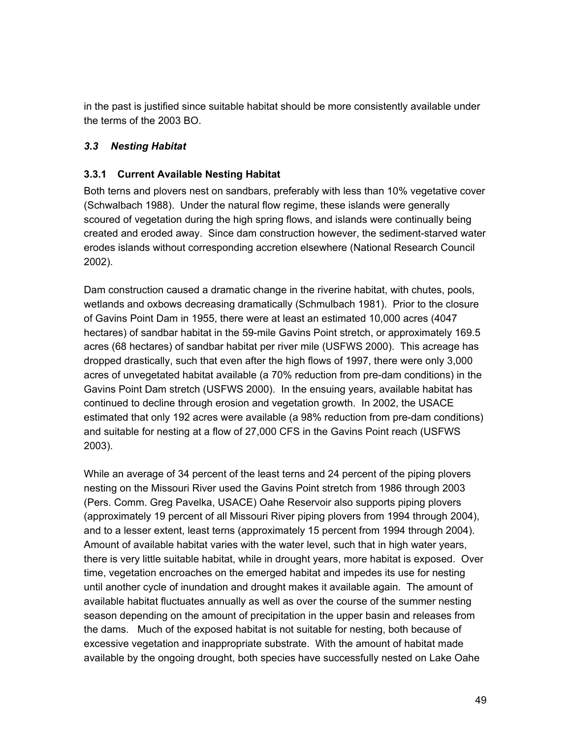in the past is justified since suitable habitat should be more consistently available under the terms of the 2003 BO.

## *3.3 Nesting Habitat*

### 3.3.1 Current Available Nesting Habitat

Both terns and plovers nest on sandbars, preferably with less than 10% vegetative cover (Schwalbach 1988). Under the natural flow regime, these islands were generally scoured of vegetation during the high spring flows, and islands were continually being created and eroded away. Since dam construction however, the sediment-starved water erodes islands without corresponding accretion elsewhere (National Research Council 2002).

Dam construction caused a dramatic change in the riverine habitat, with chutes, pools, wetlands and oxbows decreasing dramatically (Schmulbach 1981). Prior to the closure of Gavins Point Dam in 1955, there were at least an estimated 10,000 acres (4047 hectares) of sandbar habitat in the 59-mile Gavins Point stretch, or approximately 169.5 acres (68 hectares) of sandbar habitat per river mile (USFWS 2000). This acreage has dropped drastically, such that even after the high flows of 1997, there were only 3,000 acres of unvegetated habitat available (a 70% reduction from pre-dam conditions) in the Gavins Point Dam stretch (USFWS 2000). In the ensuing years, available habitat has continued to decline through erosion and vegetation growth. In 2002, the USACE estimated that only 192 acres were available (a 98% reduction from pre-dam conditions) and suitable for nesting at a flow of 27,000 CFS in the Gavins Point reach (USFWS 2003).

While an average of 34 percent of the least terns and 24 percent of the piping plovers nesting on the Missouri River used the Gavins Point stretch from 1986 through 2003 (Pers. Comm. Greg Pavelka, USACE) Oahe Reservoir also supports piping plovers (approximately 19 percent of all Missouri River piping plovers from 1994 through 2004), and to a lesser extent, least terns (approximately 15 percent from 1994 through 2004). Amount of available habitat varies with the water level, such that in high water years, there is very little suitable habitat, while in drought years, more habitat is exposed. Over time, vegetation encroaches on the emerged habitat and impedes its use for nesting until another cycle of inundation and drought makes it available again. The amount of available habitat fluctuates annually as well as over the course of the summer nesting season depending on the amount of precipitation in the upper basin and releases from the dams. Much of the exposed habitat is not suitable for nesting, both because of excessive vegetation and inappropriate substrate. With the amount of habitat made available by the ongoing drought, both species have successfully nested on Lake Oahe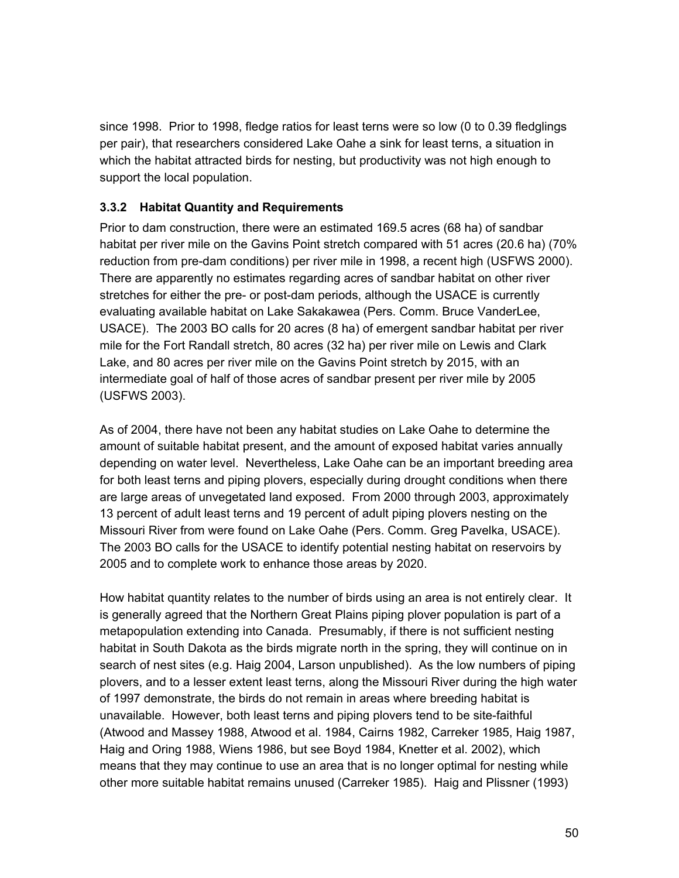since 1998. Prior to 1998, fledge ratios for least terns were so low (0 to 0.39 fledglings per pair), that researchers considered Lake Oahe a sink for least terns, a situation in which the habitat attracted birds for nesting, but productivity was not high enough to support the local population.

### 3.3.2 Habitat Quantity and Requirements

Prior to dam construction, there were an estimated 169.5 acres (68 ha) of sandbar habitat per river mile on the Gavins Point stretch compared with 51 acres (20.6 ha) (70% reduction from pre-dam conditions) per river mile in 1998, a recent high (USFWS 2000). There are apparently no estimates regarding acres of sandbar habitat on other river stretches for either the pre- or post-dam periods, although the USACE is currently evaluating available habitat on Lake Sakakawea (Pers. Comm. Bruce VanderLee, USACE). The 2003 BO calls for 20 acres (8 ha) of emergent sandbar habitat per river mile for the Fort Randall stretch, 80 acres (32 ha) per river mile on Lewis and Clark Lake, and 80 acres per river mile on the Gavins Point stretch by 2015, with an intermediate goal of half of those acres of sandbar present per river mile by 2005 (USFWS 2003).

As of 2004, there have not been any habitat studies on Lake Oahe to determine the amount of suitable habitat present, and the amount of exposed habitat varies annually depending on water level. Nevertheless, Lake Oahe can be an important breeding area for both least terns and piping plovers, especially during drought conditions when there are large areas of unvegetated land exposed. From 2000 through 2003, approximately 13 percent of adult least terns and 19 percent of adult piping plovers nesting on the Missouri River from were found on Lake Oahe (Pers. Comm. Greg Pavelka, USACE). The 2003 BO calls for the USACE to identify potential nesting habitat on reservoirs by 2005 and to complete work to enhance those areas by 2020.

How habitat quantity relates to the number of birds using an area is not entirely clear. It is generally agreed that the Northern Great Plains piping plover population is part of a metapopulation extending into Canada. Presumably, if there is not sufficient nesting habitat in South Dakota as the birds migrate north in the spring, they will continue on in search of nest sites (e.g. Haig 2004, Larson unpublished). As the low numbers of piping plovers, and to a lesser extent least terns, along the Missouri River during the high water of 1997 demonstrate, the birds do not remain in areas where breeding habitat is unavailable. However, both least terns and piping plovers tend to be site-faithful (Atwood and Massey 1988, Atwood et al. 1984, Cairns 1982, Carreker 1985, Haig 1987, Haig and Oring 1988, Wiens 1986, but see Boyd 1984, Knetter et al. 2002), which means that they may continue to use an area that is no longer optimal for nesting while other more suitable habitat remains unused (Carreker 1985). Haig and Plissner (1993)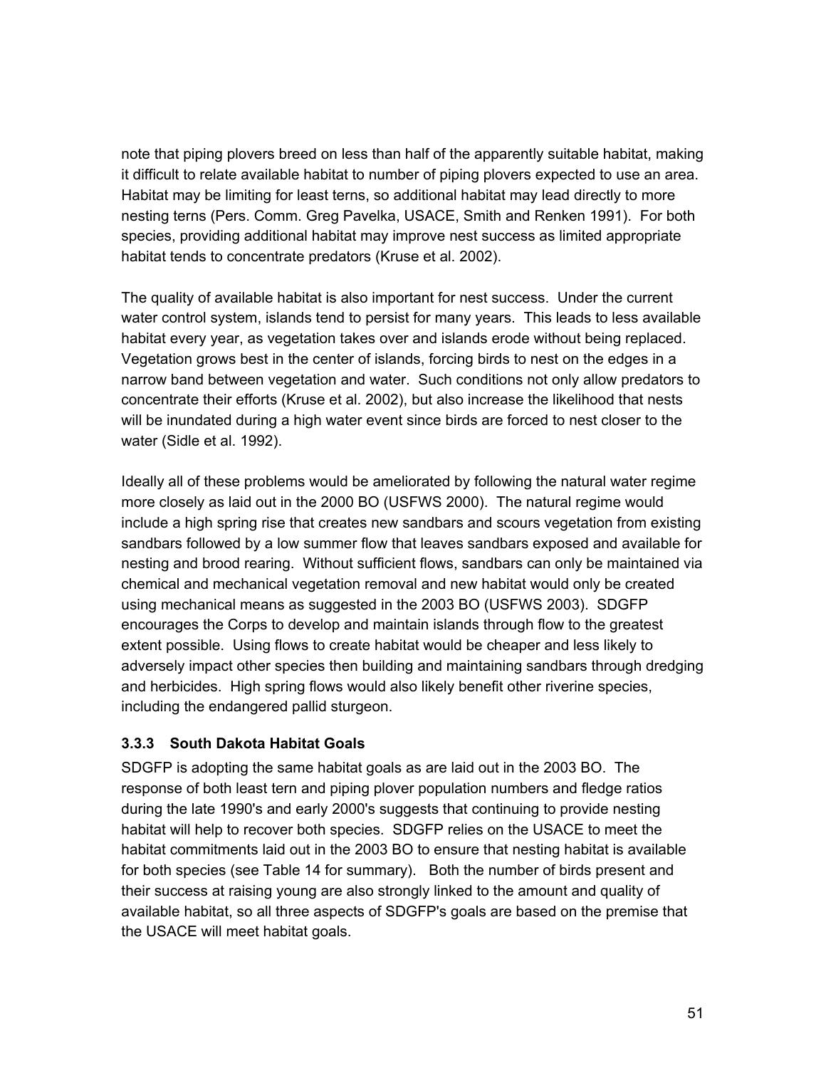note that piping plovers breed on less than half of the apparently suitable habitat, making it difficult to relate available habitat to number of piping plovers expected to use an area. Habitat may be limiting for least terns, so additional habitat may lead directly to more nesting terns (Pers. Comm. Greg Pavelka, USACE, Smith and Renken 1991). For both species, providing additional habitat may improve nest success as limited appropriate habitat tends to concentrate predators (Kruse et al. 2002).

The quality of available habitat is also important for nest success. Under the current water control system, islands tend to persist for many years. This leads to less available habitat every year, as vegetation takes over and islands erode without being replaced. Vegetation grows best in the center of islands, forcing birds to nest on the edges in a narrow band between vegetation and water. Such conditions not only allow predators to concentrate their efforts (Kruse et al. 2002), but also increase the likelihood that nests will be inundated during a high water event since birds are forced to nest closer to the water (Sidle et al. 1992).

Ideally all of these problems would be ameliorated by following the natural water regime more closely as laid out in the 2000 BO (USFWS 2000). The natural regime would include a high spring rise that creates new sandbars and scours vegetation from existing sandbars followed by a low summer flow that leaves sandbars exposed and available for nesting and brood rearing. Without sufficient flows, sandbars can only be maintained via chemical and mechanical vegetation removal and new habitat would only be created using mechanical means as suggested in the 2003 BO (USFWS 2003). SDGFP encourages the Corps to develop and maintain islands through flow to the greatest extent possible. Using flows to create habitat would be cheaper and less likely to adversely impact other species then building and maintaining sandbars through dredging and herbicides. High spring flows would also likely benefit other riverine species, including the endangered pallid sturgeon.

### 3.3.3 South Dakota Habitat Goals

SDGFP is adopting the same habitat goals as are laid out in the 2003 BO. The response of both least tern and piping plover population numbers and fledge ratios during the late 1990's and early 2000's suggests that continuing to provide nesting habitat will help to recover both species. SDGFP relies on the USACE to meet the habitat commitments laid out in the 2003 BO to ensure that nesting habitat is available for both species (see Table 14 for summary). Both the number of birds present and their success at raising young are also strongly linked to the amount and quality of available habitat, so all three aspects of SDGFP's goals are based on the premise that the USACE will meet habitat goals.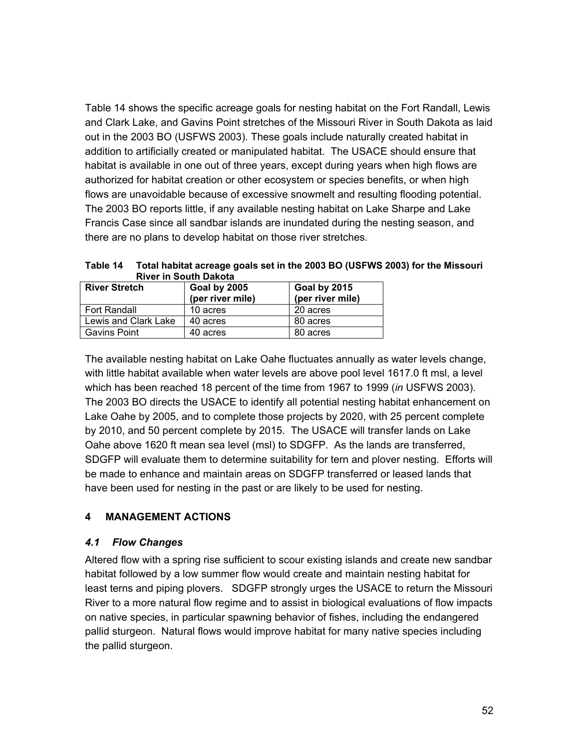Table 14 shows the specific acreage goals for nesting habitat on the Fort Randall, Lewis and Clark Lake, and Gavins Point stretches of the Missouri River in South Dakota as laid out in the 2003 BO (USFWS 2003). These goals include naturally created habitat in addition to artificially created or manipulated habitat. The USACE should ensure that habitat is available in one out of three years, except during years when high flows are authorized for habitat creation or other ecosystem or species benefits, or when high flows are unavoidable because of excessive snowmelt and resulting flooding potential. The 2003 BO reports little, if any available nesting habitat on Lake Sharpe and Lake Francis Case since all sandbar islands are inundated during the nesting season, and there are no plans to develop habitat on those river stretches.

**Table 14 Total habitat acreage goals set in the 2003 BO (USFWS 2003) for the Missouri River in South Dakota**

| River Stretch | Goal by 2005 (per river mile) | Goal by 2015 (per river mile) |
|---|---|---|
| Fort Randall | 10 acres | 20 acres |
| Lewis and Clark Lake | 40 acres | 80 acres |
| Gavins Point | 40 acres | 80 acres |

The available nesting habitat on Lake Oahe fluctuates annually as water levels change, with little habitat available when water levels are above pool level 1617.0 ft msl, a level which has been reached 18 percent of the time from 1967 to 1999 (*in* USFWS 2003). The 2003 BO directs the USACE to identify all potential nesting habitat enhancement on Lake Oahe by 2005, and to complete those projects by 2020, with 25 percent complete by 2010, and 50 percent complete by 2015. The USACE will transfer lands on Lake Oahe above 1620 ft mean sea level (msl) to SDGFP. As the lands are transferred, SDGFP will evaluate them to determine suitability for tern and plover nesting. Efforts will be made to enhance and maintain areas on SDGFP transferred or leased lands that have been used for nesting in the past or are likely to be used for nesting.

# 4 MANAGEMENT ACTIONS

## *4.1 Flow Changes*

Altered flow with a spring rise sufficient to scour existing islands and create new sandbar habitat followed by a low summer flow would create and maintain nesting habitat for least terns and piping plovers. SDGFP strongly urges the USACE to return the Missouri River to a more natural flow regime and to assist in biological evaluations of flow impacts on native species, in particular spawning behavior of fishes, including the endangered pallid sturgeon. Natural flows would improve habitat for many native species including the pallid sturgeon.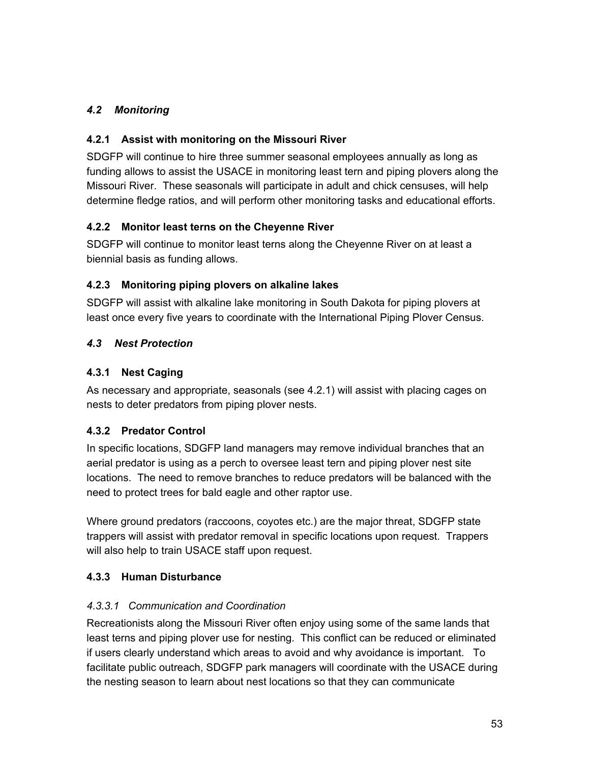## *4.2 Monitoring*

### 4.2.1 Assist with monitoring on the Missouri River

SDGFP will continue to hire three summer seasonal employees annually as long as funding allows to assist the USACE in monitoring least tern and piping plovers along the Missouri River. These seasonals will participate in adult and chick censuses, will help determine fledge ratios, and will perform other monitoring tasks and educational efforts.

### 4.2.2 Monitor least terns on the Cheyenne River

SDGFP will continue to monitor least terns along the Cheyenne River on at least a biennial basis as funding allows.

### 4.2.3 Monitoring piping plovers on alkaline lakes

SDGFP will assist with alkaline lake monitoring in South Dakota for piping plovers at least once every five years to coordinate with the International Piping Plover Census.

## *4.3 Nest Protection*

### 4.3.1 Nest Caging

As necessary and appropriate, seasonals (see 4.2.1) will assist with placing cages on nests to deter predators from piping plover nests.

### 4.3.2 Predator Control

In specific locations, SDGFP land managers may remove individual branches that an aerial predator is using as a perch to oversee least tern and piping plover nest site locations. The need to remove branches to reduce predators will be balanced with the need to protect trees for bald eagle and other raptor use.

Where ground predators (raccoons, coyotes etc.) are the major threat, SDGFP state trappers will assist with predator removal in specific locations upon request. Trappers will also help to train USACE staff upon request.

### 4.3.3 Human Disturbance

#### *4.3.3.1 Communication and Coordination*

Recreationists along the Missouri River often enjoy using some of the same lands that least terns and piping plover use for nesting. This conflict can be reduced or eliminated if users clearly understand which areas to avoid and why avoidance is important. To facilitate public outreach, SDGFP park managers will coordinate with the USACE during the nesting season to learn about nest locations so that they can communicate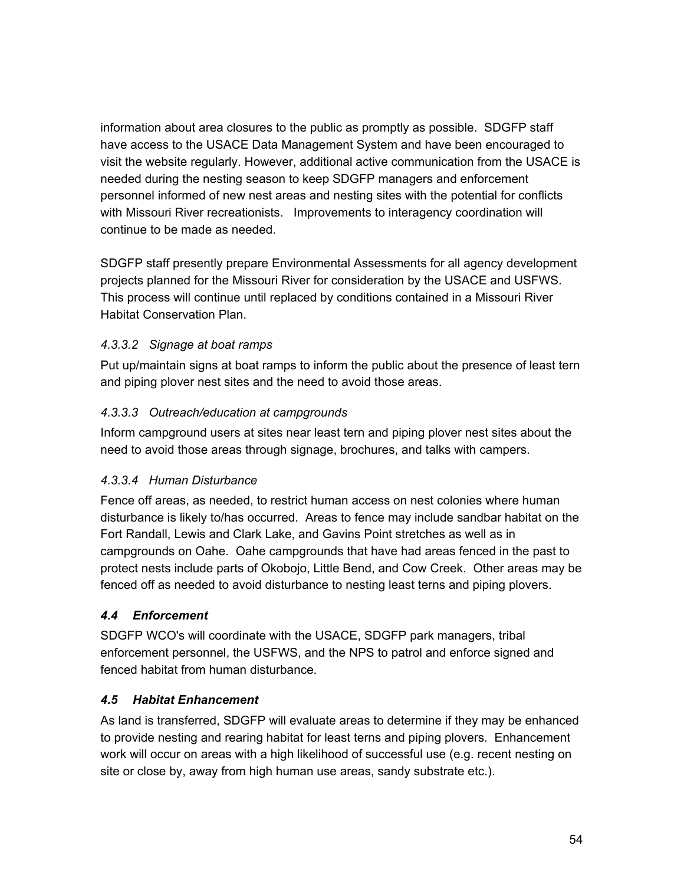information about area closures to the public as promptly as possible. SDGFP staff have access to the USACE Data Management System and have been encouraged to visit the website regularly. However, additional active communication from the USACE is needed during the nesting season to keep SDGFP managers and enforcement personnel informed of new nest areas and nesting sites with the potential for conflicts with Missouri River recreationists. Improvements to interagency coordination will continue to be made as needed.

SDGFP staff presently prepare Environmental Assessments for all agency development projects planned for the Missouri River for consideration by the USACE and USFWS. This process will continue until replaced by conditions contained in a Missouri River Habitat Conservation Plan.

#### *4.3.3.2 Signage at boat ramps*

Put up/maintain signs at boat ramps to inform the public about the presence of least tern and piping plover nest sites and the need to avoid those areas.

#### *4.3.3.3 Outreach/education at campgrounds*

Inform campground users at sites near least tern and piping plover nest sites about the need to avoid those areas through signage, brochures, and talks with campers.

#### *4.3.3.4 Human Disturbance*

Fence off areas, as needed, to restrict human access on nest colonies where human disturbance is likely to/has occurred. Areas to fence may include sandbar habitat on the Fort Randall, Lewis and Clark Lake, and Gavins Point stretches as well as in campgrounds on Oahe. Oahe campgrounds that have had areas fenced in the past to protect nests include parts of Okobojo, Little Bend, and Cow Creek. Other areas may be fenced off as needed to avoid disturbance to nesting least terns and piping plovers.

### *4.4 Enforcement*

SDGFP WCO's will coordinate with the USACE, SDGFP park managers, tribal enforcement personnel, the USFWS, and the NPS to patrol and enforce signed and fenced habitat from human disturbance.

### *4.5 Habitat Enhancement*

As land is transferred, SDGFP will evaluate areas to determine if they may be enhanced to provide nesting and rearing habitat for least terns and piping plovers. Enhancement work will occur on areas with a high likelihood of successful use (e.g. recent nesting on site or close by, away from high human use areas, sandy substrate etc.).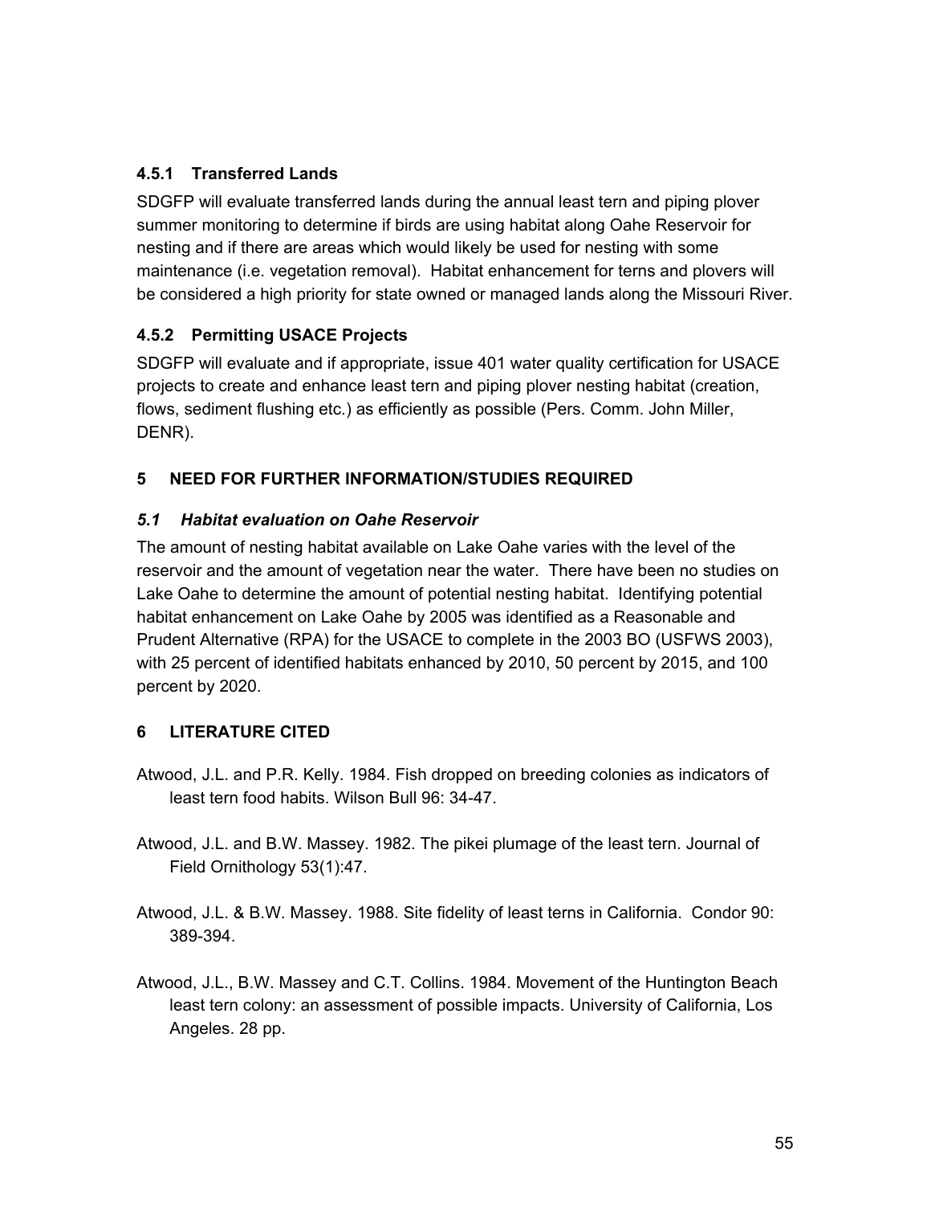### 4.5.1 Transferred Lands

SDGFP will evaluate transferred lands during the annual least tern and piping plover summer monitoring to determine if birds are using habitat along Oahe Reservoir for nesting and if there are areas which would likely be used for nesting with some maintenance (i.e. vegetation removal). Habitat enhancement for terns and plovers will be considered a high priority for state owned or managed lands along the Missouri River.

### 4.5.2 Permitting USACE Projects

SDGFP will evaluate and if appropriate, issue 401 water quality certification for USACE projects to create and enhance least tern and piping plover nesting habitat (creation, flows, sediment flushing etc.) as efficiently as possible (Pers. Comm. John Miller, DENR).

## 5 NEED FOR FURTHER INFORMATION/STUDIES REQUIRED

### *5.1 Habitat evaluation on Oahe Reservoir*

The amount of nesting habitat available on Lake Oahe varies with the level of the reservoir and the amount of vegetation near the water. There have been no studies on Lake Oahe to determine the amount of potential nesting habitat. Identifying potential habitat enhancement on Lake Oahe by 2005 was identified as a Reasonable and Prudent Alternative (RPA) for the USACE to complete in the 2003 BO (USFWS 2003), with 25 percent of identified habitats enhanced by 2010, 50 percent by 2015, and 100 percent by 2020.

## 6 LITERATURE CITED

Atwood, J.L. and P.R. Kelly. 1984. Fish dropped on breeding colonies as indicators of least tern food habits. Wilson Bull 96: 34-47.

Atwood, J.L. and B.W. Massey. 1982. The pikei plumage of the least tern. Journal of Field Ornithology 53(1):47.

Atwood, J.L. & B.W. Massey. 1988. Site fidelity of least terns in California. Condor 90: 389-394.

Atwood, J.L., B.W. Massey and C.T. Collins. 1984. Movement of the Huntington Beach least tern colony: an assessment of possible impacts. University of California, Los Angeles. 28 pp.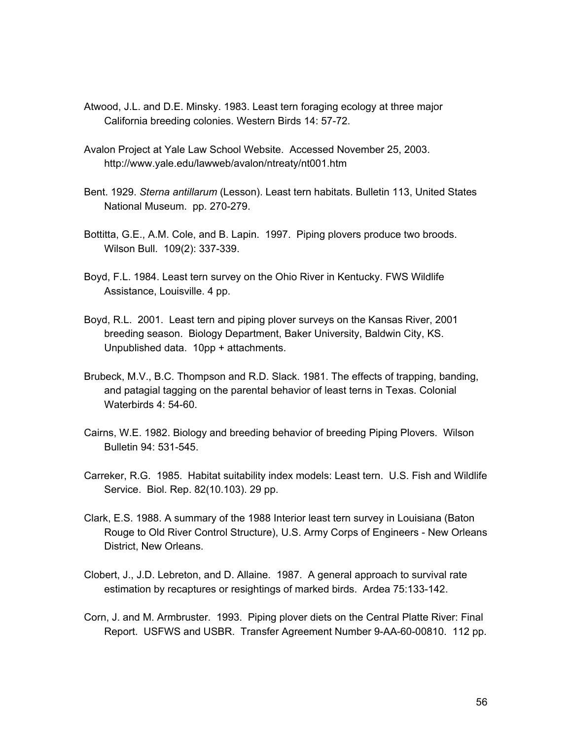Atwood, J.L. and D.E. Minsky. 1983. Least tern foraging ecology at three major California breeding colonies. Western Birds 14: 57-72.

Avalon Project at Yale Law School Website. Accessed November 25, 2003. http://www.yale.edu/lawweb/avalon/ntreaty/nt001.htm

Bent. 1929. *Sterna antillarum* (Lesson). Least tern habitats. Bulletin 113, United States National Museum. pp. 270-279.

Bottitta, G.E., A.M. Cole, and B. Lapin. 1997. Piping plovers produce two broods. Wilson Bull. 109(2): 337-339.

Boyd, F.L. 1984. Least tern survey on the Ohio River in Kentucky. FWS Wildlife Assistance, Louisville. 4 pp.

Boyd, R.L. 2001. Least tern and piping plover surveys on the Kansas River, 2001 breeding season. Biology Department, Baker University, Baldwin City, KS. Unpublished data. 10pp + attachments.

Brubeck, M.V., B.C. Thompson and R.D. Slack. 1981. The effects of trapping, banding, and patagial tagging on the parental behavior of least terns in Texas. Colonial Waterbirds 4: 54-60.

Cairns, W.E. 1982. Biology and breeding behavior of breeding Piping Plovers. Wilson Bulletin 94: 531-545.

Carreker, R.G. 1985. Habitat suitability index models: Least tern. U.S. Fish and Wildlife Service. Biol. Rep. 82(10.103). 29 pp.

Clark, E.S. 1988. A summary of the 1988 Interior least tern survey in Louisiana (Baton Rouge to Old River Control Structure), U.S. Army Corps of Engineers - New Orleans District, New Orleans.

Clobert, J., J.D. Lebreton, and D. Allaine. 1987. A general approach to survival rate estimation by recaptures or resightings of marked birds. Ardea 75:133-142.

Corn, J. and M. Armbruster. 1993. Piping plover diets on the Central Platte River: Final Report. USFWS and USBR. Transfer Agreement Number 9-AA-60-00810. 112 pp.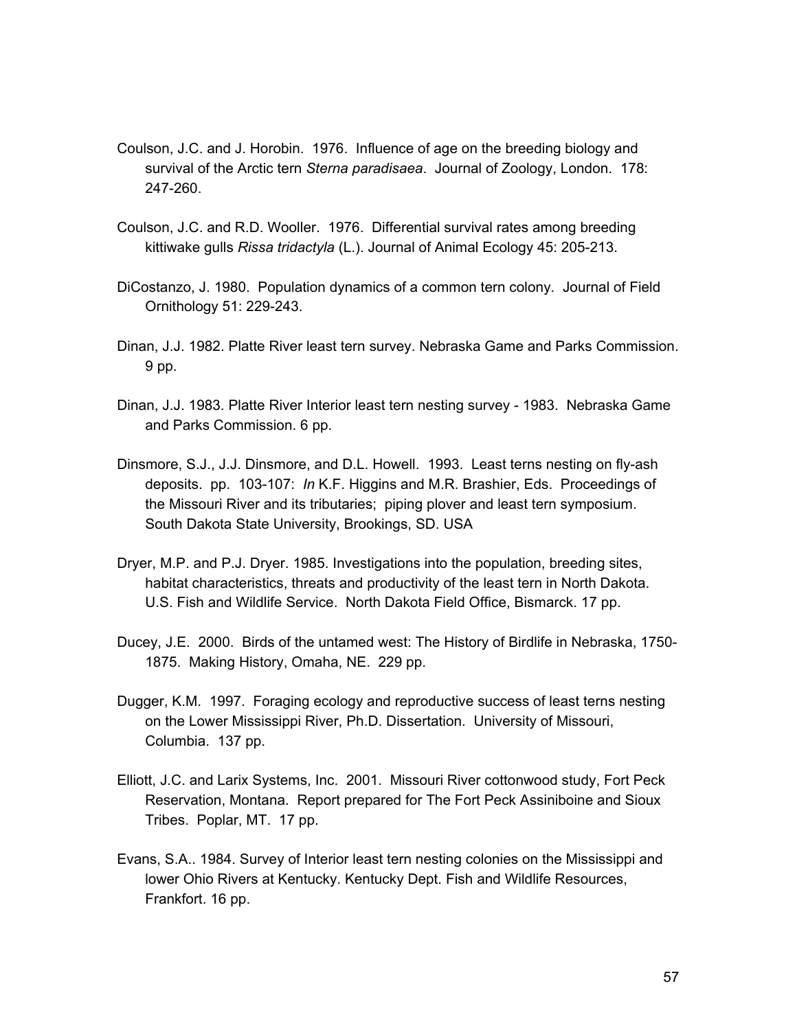Coulson, J.C. and J. Horobin. 1976. Influence of age on the breeding biology and survival of the Arctic tern *Sterna paradisaea*. Journal of Zoology, London. 178: 247-260.

Coulson, J.C. and R.D. Wooller. 1976. Differential survival rates among breeding kittiwake gulls *Rissa tridactyla* (L.). Journal of Animal Ecology 45: 205-213.

DiCostanzo, J. 1980. Population dynamics of a common tern colony. Journal of Field Ornithology 51: 229-243.

Dinan, J.J. 1982. Platte River least tern survey. Nebraska Game and Parks Commission. 9 pp.

Dinan, J.J. 1983. Platte River Interior least tern nesting survey - 1983. Nebraska Game and Parks Commission. 6 pp.

Dinsmore, S.J., J.J. Dinsmore, and D.L. Howell. 1993. Least terns nesting on fly-ash deposits. pp. 103-107: *In* K.F. Higgins and M.R. Brashier, Eds. Proceedings of the Missouri River and its tributaries; piping plover and least tern symposium. South Dakota State University, Brookings, SD. USA

Dryer, M.P. and P.J. Dryer. 1985. Investigations into the population, breeding sites, habitat characteristics, threats and productivity of the least tern in North Dakota. U.S. Fish and Wildlife Service. North Dakota Field Office, Bismarck. 17 pp.

Ducey, J.E. 2000. Birds of the untamed west: The History of Birdlife in Nebraska, 1750-1875. Making History, Omaha, NE. 229 pp.

Dugger, K.M. 1997. Foraging ecology and reproductive success of least terns nesting on the Lower Mississippi River, Ph.D. Dissertation. University of Missouri, Columbia. 137 pp.

Elliott, J.C. and Larix Systems, Inc. 2001. Missouri River cottonwood study, Fort Peck Reservation, Montana. Report prepared for The Fort Peck Assiniboine and Sioux Tribes. Poplar, MT. 17 pp.

Evans, S.A.. 1984. Survey of Interior least tern nesting colonies on the Mississippi and lower Ohio Rivers at Kentucky. Kentucky Dept. Fish and Wildlife Resources, Frankfort. 16 pp.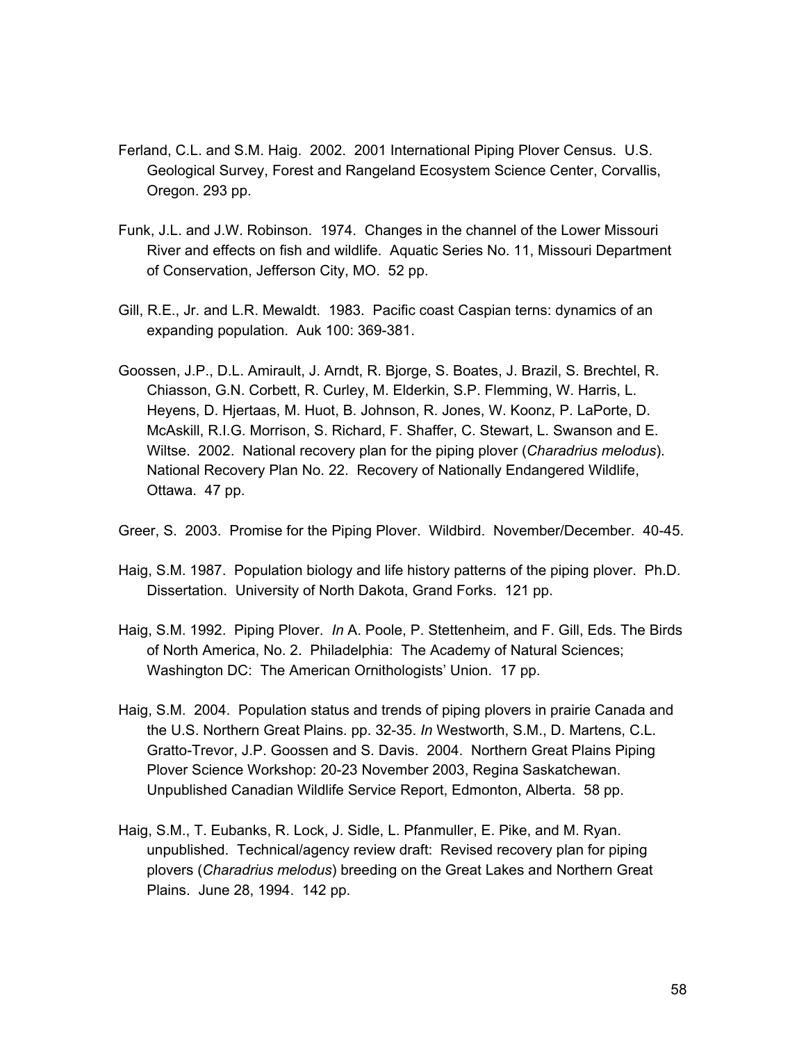Ferland, C.L. and S.M. Haig. 2002. 2001 International Piping Plover Census. U.S. Geological Survey, Forest and Rangeland Ecosystem Science Center, Corvallis, Oregon. 293 pp.

Funk, J.L. and J.W. Robinson. 1974. Changes in the channel of the Lower Missouri River and effects on fish and wildlife. Aquatic Series No. 11, Missouri Department of Conservation, Jefferson City, MO. 52 pp.

Gill, R.E., Jr. and L.R. Mewaldt. 1983. Pacific coast Caspian terns: dynamics of an expanding population. Auk 100: 369-381.

Goossen, J.P., D.L. Amirault, J. Arndt, R. Bjorge, S. Boates, J. Brazil, S. Brechtel, R. Chiasson, G.N. Corbett, R. Curley, M. Elderkin, S.P. Flemming, W. Harris, L. Heyens, D. Hjertaas, M. Huot, B. Johnson, R. Jones, W. Koonz, P. LaPorte, D. McAskill, R.I.G. Morrison, S. Richard, F. Shaffer, C. Stewart, L. Swanson and E. Wiltse. 2002. National recovery plan for the piping plover (*Charadrius melodus*). National Recovery Plan No. 22. Recovery of Nationally Endangered Wildlife, Ottawa. 47 pp.

Greer, S. 2003. Promise for the Piping Plover. Wildbird. November/December. 40-45.

Haig, S.M. 1987. Population biology and life history patterns of the piping plover. Ph.D. Dissertation. University of North Dakota, Grand Forks. 121 pp.

Haig, S.M. 1992. Piping Plover. *In* A. Poole, P. Stettenheim, and F. Gill, Eds. The Birds of North America, No. 2. Philadelphia: The Academy of Natural Sciences; Washington DC: The American Ornithologists' Union. 17 pp.

Haig, S.M. 2004. Population status and trends of piping plovers in prairie Canada and the U.S. Northern Great Plains. pp. 32-35. *In* Westworth, S.M., D. Martens, C.L. Gratto-Trevor, J.P. Goossen and S. Davis. 2004. Northern Great Plains Piping Plover Science Workshop: 20-23 November 2003, Regina Saskatchewan. Unpublished Canadian Wildlife Service Report, Edmonton, Alberta. 58 pp.

Haig, S.M., T. Eubanks, R. Lock, J. Sidle, L. Pfanmuller, E. Pike, and M. Ryan. unpublished. Technical/agency review draft: Revised recovery plan for piping plovers (*Charadrius melodus*) breeding on the Great Lakes and Northern Great Plains. June 28, 1994. 142 pp.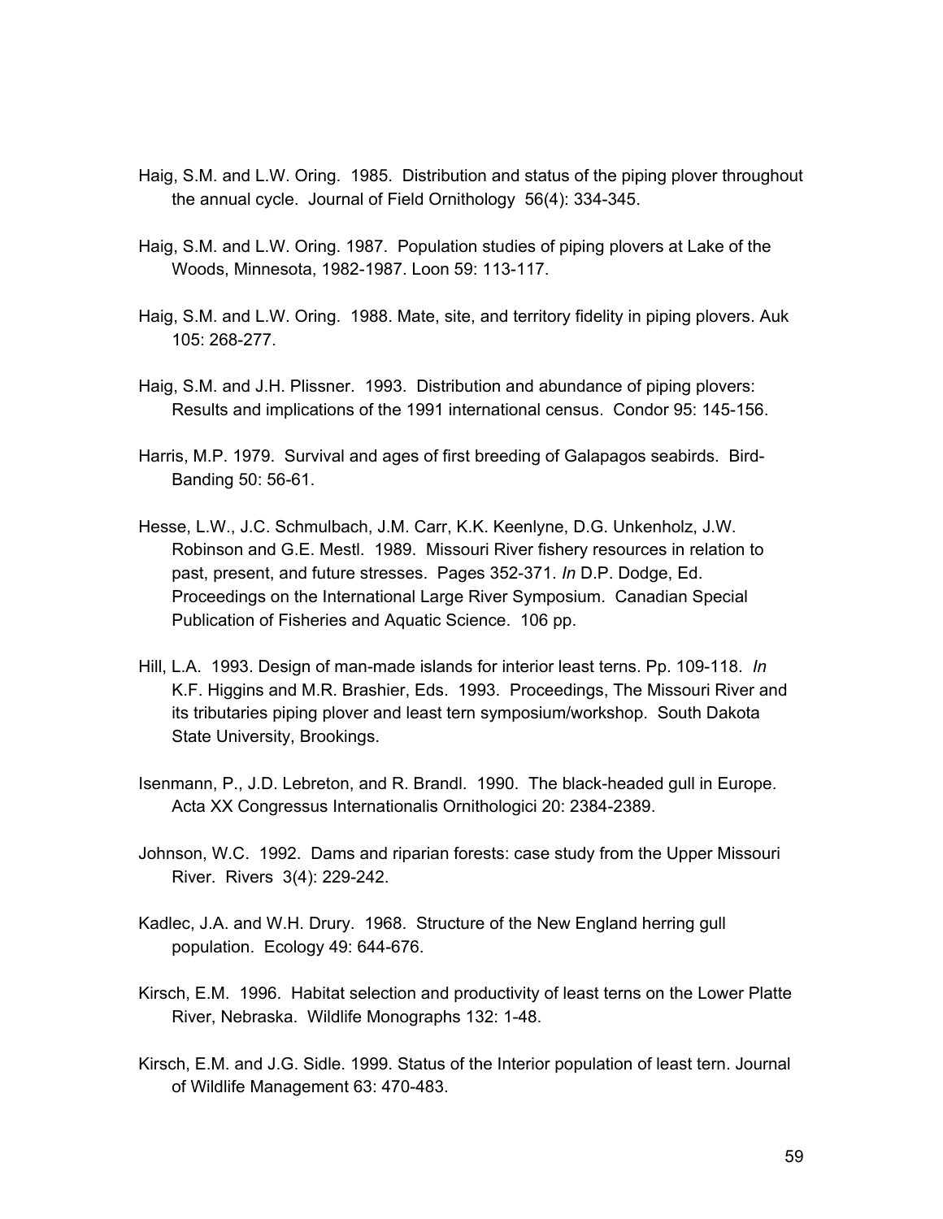Haig, S.M. and L.W. Oring. 1985. Distribution and status of the piping plover throughout the annual cycle. Journal of Field Ornithology 56(4): 334-345.

Haig, S.M. and L.W. Oring. 1987. Population studies of piping plovers at Lake of the Woods, Minnesota, 1982-1987. Loon 59: 113-117.

Haig, S.M. and L.W. Oring. 1988. Mate, site, and territory fidelity in piping plovers. Auk 105: 268-277.

Haig, S.M. and J.H. Plissner. 1993. Distribution and abundance of piping plovers: Results and implications of the 1991 international census. Condor 95: 145-156.

Harris, M.P. 1979. Survival and ages of first breeding of Galapagos seabirds. Bird-Banding 50: 56-61.

Hesse, L.W., J.C. Schmulbach, J.M. Carr, K.K. Keenlyne, D.G. Unkenholz, J.W. Robinson and G.E. Mestl. 1989. Missouri River fishery resources in relation to past, present, and future stresses. Pages 352-371. *In* D.P. Dodge, Ed. Proceedings on the International Large River Symposium. Canadian Special Publication of Fisheries and Aquatic Science. 106 pp.

Hill, L.A. 1993. Design of man-made islands for interior least terns. Pp. 109-118. *In* K.F. Higgins and M.R. Brashier, Eds. 1993. Proceedings, The Missouri River and its tributaries piping plover and least tern symposium/workshop. South Dakota State University, Brookings.

Isenmann, P., J.D. Lebreton, and R. Brandl. 1990. The black-headed gull in Europe. Acta XX Congressus Internationalis Ornithologici 20: 2384-2389.

Johnson, W.C. 1992. Dams and riparian forests: case study from the Upper Missouri River. Rivers 3(4): 229-242.

Kadlec, J.A. and W.H. Drury. 1968. Structure of the New England herring gull population. Ecology 49: 644-676.

Kirsch, E.M. 1996. Habitat selection and productivity of least terns on the Lower Platte River, Nebraska. Wildlife Monographs 132: 1-48.

Kirsch, E.M. and J.G. Sidle. 1999. Status of the Interior population of least tern. Journal of Wildlife Management 63: 470-483.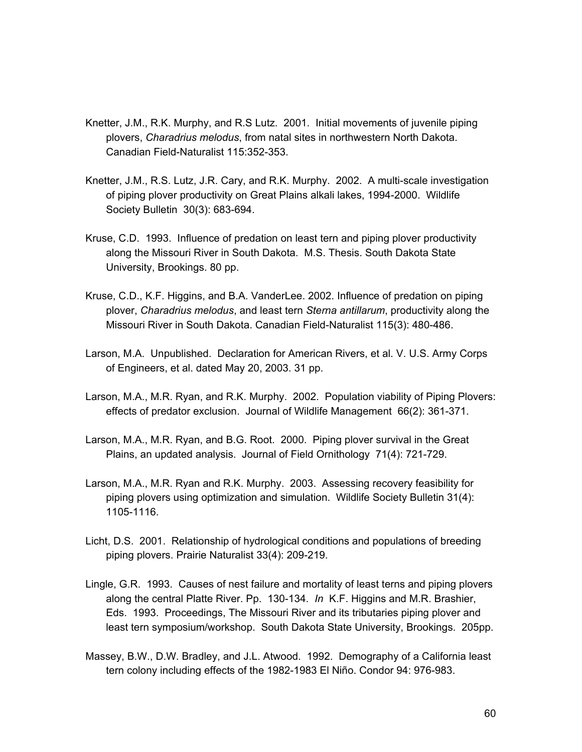Knetter, J.M., R.K. Murphy, and R.S Lutz. 2001. Initial movements of juvenile piping plovers, *Charadrius melodus*, from natal sites in northwestern North Dakota. Canadian Field-Naturalist 115:352-353.

Knetter, J.M., R.S. Lutz, J.R. Cary, and R.K. Murphy. 2002. A multi-scale investigation of piping plover productivity on Great Plains alkali lakes, 1994-2000. Wildlife Society Bulletin 30(3): 683-694.

Kruse, C.D. 1993. Influence of predation on least tern and piping plover productivity along the Missouri River in South Dakota. M.S. Thesis. South Dakota State University, Brookings. 80 pp.

Kruse, C.D., K.F. Higgins, and B.A. VanderLee. 2002. Influence of predation on piping plover, *Charadrius melodus*, and least tern *Sterna antillarum*, productivity along the Missouri River in South Dakota. Canadian Field-Naturalist 115(3): 480-486.

Larson, M.A. Unpublished. Declaration for American Rivers, et al. V. U.S. Army Corps of Engineers, et al. dated May 20, 2003. 31 pp.

Larson, M.A., M.R. Ryan, and R.K. Murphy. 2002. Population viability of Piping Plovers: effects of predator exclusion. Journal of Wildlife Management 66(2): 361-371.

Larson, M.A., M.R. Ryan, and B.G. Root. 2000. Piping plover survival in the Great Plains, an updated analysis. Journal of Field Ornithology 71(4): 721-729.

Larson, M.A., M.R. Ryan and R.K. Murphy. 2003. Assessing recovery feasibility for piping plovers using optimization and simulation. Wildlife Society Bulletin 31(4): 1105-1116.

Licht, D.S. 2001. Relationship of hydrological conditions and populations of breeding piping plovers. Prairie Naturalist 33(4): 209-219.

Lingle, G.R. 1993. Causes of nest failure and mortality of least terns and piping plovers along the central Platte River. Pp. 130-134. *In* K.F. Higgins and M.R. Brashier, Eds. 1993. Proceedings, The Missouri River and its tributaries piping plover and least tern symposium/workshop. South Dakota State University, Brookings. 205pp.

Massey, B.W., D.W. Bradley, and J.L. Atwood. 1992. Demography of a California least tern colony including effects of the 1982-1983 El Niño. Condor 94: 976-983.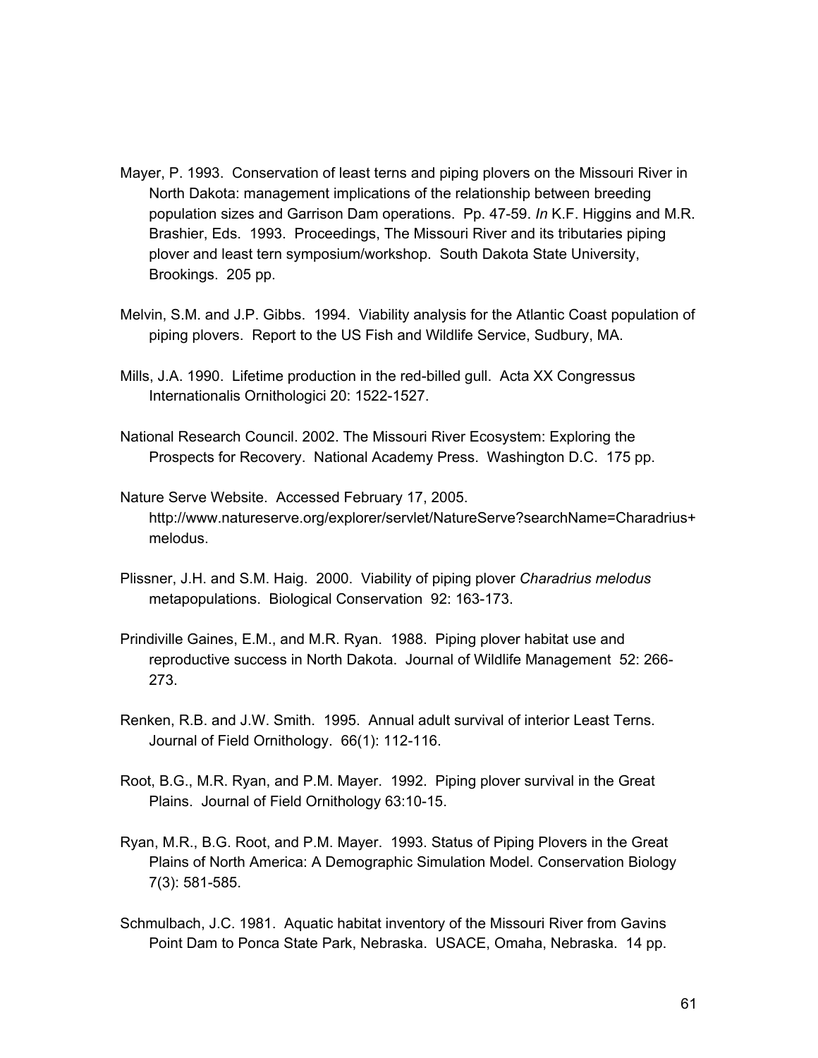Mayer, P. 1993. Conservation of least terns and piping plovers on the Missouri River in North Dakota: management implications of the relationship between breeding population sizes and Garrison Dam operations. Pp. 47-59. *In* K.F. Higgins and M.R. Brashier, Eds. 1993. Proceedings, The Missouri River and its tributaries piping plover and least tern symposium/workshop. South Dakota State University, Brookings. 205 pp.

Melvin, S.M. and J.P. Gibbs. 1994. Viability analysis for the Atlantic Coast population of piping plovers. Report to the US Fish and Wildlife Service, Sudbury, MA.

Mills, J.A. 1990. Lifetime production in the red-billed gull. Acta XX Congressus Internationalis Ornithologici 20: 1522-1527.

National Research Council. 2002. The Missouri River Ecosystem: Exploring the Prospects for Recovery. National Academy Press. Washington D.C. 175 pp.

Nature Serve Website. Accessed February 17, 2005. http://www.natureserve.org/explorer/servlet/NatureServe?searchName=Charadrius+melodus.

Plissner, J.H. and S.M. Haig. 2000. Viability of piping plover *Charadrius melodus* metapopulations. Biological Conservation 92: 163-173.

Prindiville Gaines, E.M., and M.R. Ryan. 1988. Piping plover habitat use and reproductive success in North Dakota. Journal of Wildlife Management 52: 266-273.

Renken, R.B. and J.W. Smith. 1995. Annual adult survival of interior Least Terns. Journal of Field Ornithology. 66(1): 112-116.

Root, B.G., M.R. Ryan, and P.M. Mayer. 1992. Piping plover survival in the Great Plains. Journal of Field Ornithology 63:10-15.

Ryan, M.R., B.G. Root, and P.M. Mayer. 1993. Status of Piping Plovers in the Great Plains of North America: A Demographic Simulation Model. Conservation Biology 7(3): 581-585.

Schmulbach, J.C. 1981. Aquatic habitat inventory of the Missouri River from Gavins Point Dam to Ponca State Park, Nebraska. USACE, Omaha, Nebraska. 14 pp.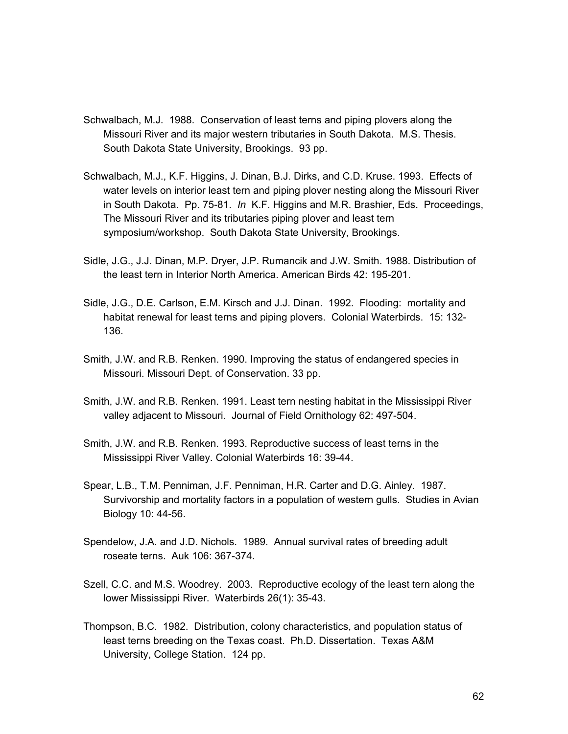Schwalbach, M.J. 1988. Conservation of least terns and piping plovers along the Missouri River and its major western tributaries in South Dakota. M.S. Thesis. South Dakota State University, Brookings. 93 pp.

Schwalbach, M.J., K.F. Higgins, J. Dinan, B.J. Dirks, and C.D. Kruse. 1993. Effects of water levels on interior least tern and piping plover nesting along the Missouri River in South Dakota. Pp. 75-81. *In* K.F. Higgins and M.R. Brashier, Eds. Proceedings, The Missouri River and its tributaries piping plover and least tern symposium/workshop. South Dakota State University, Brookings.

Sidle, J.G., J.J. Dinan, M.P. Dryer, J.P. Rumancik and J.W. Smith. 1988. Distribution of the least tern in Interior North America. American Birds 42: 195-201.

Sidle, J.G., D.E. Carlson, E.M. Kirsch and J.J. Dinan. 1992. Flooding: mortality and habitat renewal for least terns and piping plovers. Colonial Waterbirds. 15: 132-136.

Smith, J.W. and R.B. Renken. 1990. Improving the status of endangered species in Missouri. Missouri Dept. of Conservation. 33 pp.

Smith, J.W. and R.B. Renken. 1991. Least tern nesting habitat in the Mississippi River valley adjacent to Missouri. Journal of Field Ornithology 62: 497-504.

Smith, J.W. and R.B. Renken. 1993. Reproductive success of least terns in the Mississippi River Valley. Colonial Waterbirds 16: 39-44.

Spear, L.B., T.M. Penniman, J.F. Penniman, H.R. Carter and D.G. Ainley. 1987. Survivorship and mortality factors in a population of western gulls. Studies in Avian Biology 10: 44-56.

Spendelow, J.A. and J.D. Nichols. 1989. Annual survival rates of breeding adult roseate terns. Auk 106: 367-374.

Szell, C.C. and M.S. Woodrey. 2003. Reproductive ecology of the least tern along the lower Mississippi River. Waterbirds 26(1): 35-43.

Thompson, B.C. 1982. Distribution, colony characteristics, and population status of least terns breeding on the Texas coast. Ph.D. Dissertation. Texas A&M University, College Station. 124 pp.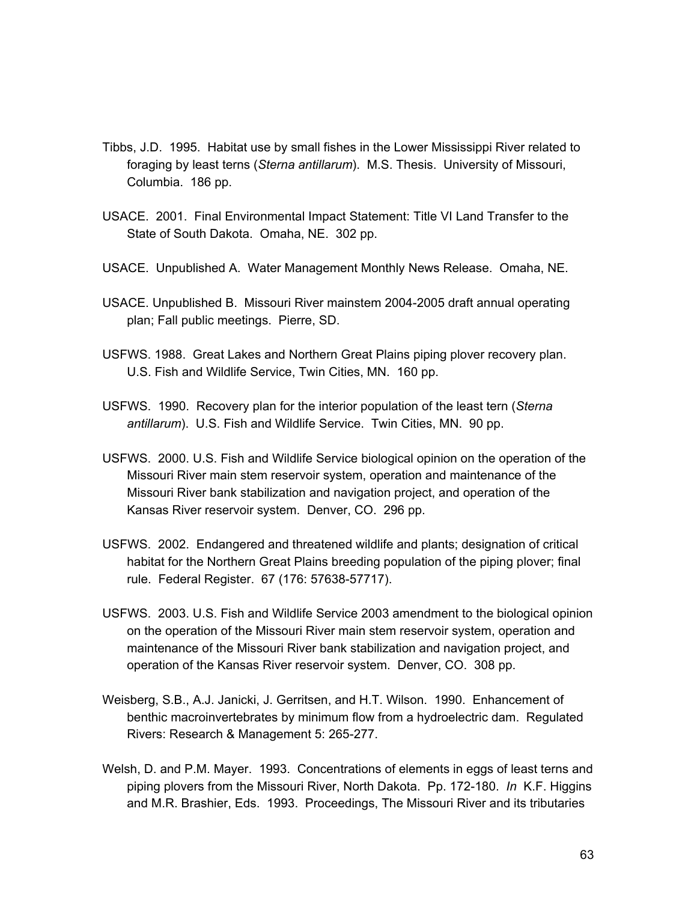Tibbs, J.D. 1995. Habitat use by small fishes in the Lower Mississippi River related to foraging by least terns (*Sterna antillarum*). M.S. Thesis. University of Missouri, Columbia. 186 pp.

USACE. 2001. Final Environmental Impact Statement: Title VI Land Transfer to the State of South Dakota. Omaha, NE. 302 pp.

USACE. Unpublished A. Water Management Monthly News Release. Omaha, NE.

USACE. Unpublished B. Missouri River mainstem 2004-2005 draft annual operating plan; Fall public meetings. Pierre, SD.

USFWS. 1988. Great Lakes and Northern Great Plains piping plover recovery plan. U.S. Fish and Wildlife Service, Twin Cities, MN. 160 pp.

USFWS. 1990. Recovery plan for the interior population of the least tern (*Sterna antillarum*). U.S. Fish and Wildlife Service. Twin Cities, MN. 90 pp.

USFWS. 2000. U.S. Fish and Wildlife Service biological opinion on the operation of the Missouri River main stem reservoir system, operation and maintenance of the Missouri River bank stabilization and navigation project, and operation of the Kansas River reservoir system. Denver, CO. 296 pp.

USFWS. 2002. Endangered and threatened wildlife and plants; designation of critical habitat for the Northern Great Plains breeding population of the piping plover; final rule. Federal Register. 67 (176: 57638-57717).

USFWS. 2003. U.S. Fish and Wildlife Service 2003 amendment to the biological opinion on the operation of the Missouri River main stem reservoir system, operation and maintenance of the Missouri River bank stabilization and navigation project, and operation of the Kansas River reservoir system. Denver, CO. 308 pp.

Weisberg, S.B., A.J. Janicki, J. Gerritsen, and H.T. Wilson. 1990. Enhancement of benthic macroinvertebrates by minimum flow from a hydroelectric dam. Regulated Rivers: Research & Management 5: 265-277.

Welsh, D. and P.M. Mayer. 1993. Concentrations of elements in eggs of least terns and piping plovers from the Missouri River, North Dakota. Pp. 172-180. *In* K.F. Higgins and M.R. Brashier, Eds. 1993. Proceedings, The Missouri River and its tributaries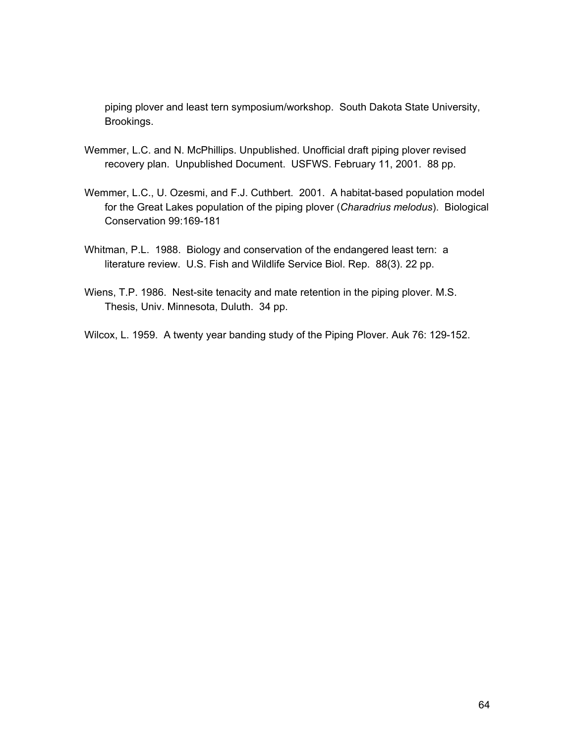piping plover and least tern symposium/workshop. South Dakota State University, Brookings.

Wemmer, L.C. and N. McPhillips. Unpublished. Unofficial draft piping plover revised recovery plan. Unpublished Document. USFWS. February 11, 2001. 88 pp.

Wemmer, L.C., U. Ozesmi, and F.J. Cuthbert. 2001. A habitat-based population model for the Great Lakes population of the piping plover (*Charadrius melodus*). Biological Conservation 99:169-181

Whitman, P.L. 1988. Biology and conservation of the endangered least tern: a literature review. U.S. Fish and Wildlife Service Biol. Rep. 88(3). 22 pp.

Wiens, T.P. 1986. Nest-site tenacity and mate retention in the piping plover. M.S. Thesis, Univ. Minnesota, Duluth. 34 pp.

Wilcox, L. 1959. A twenty year banding study of the Piping Plover. Auk 76: 129-152.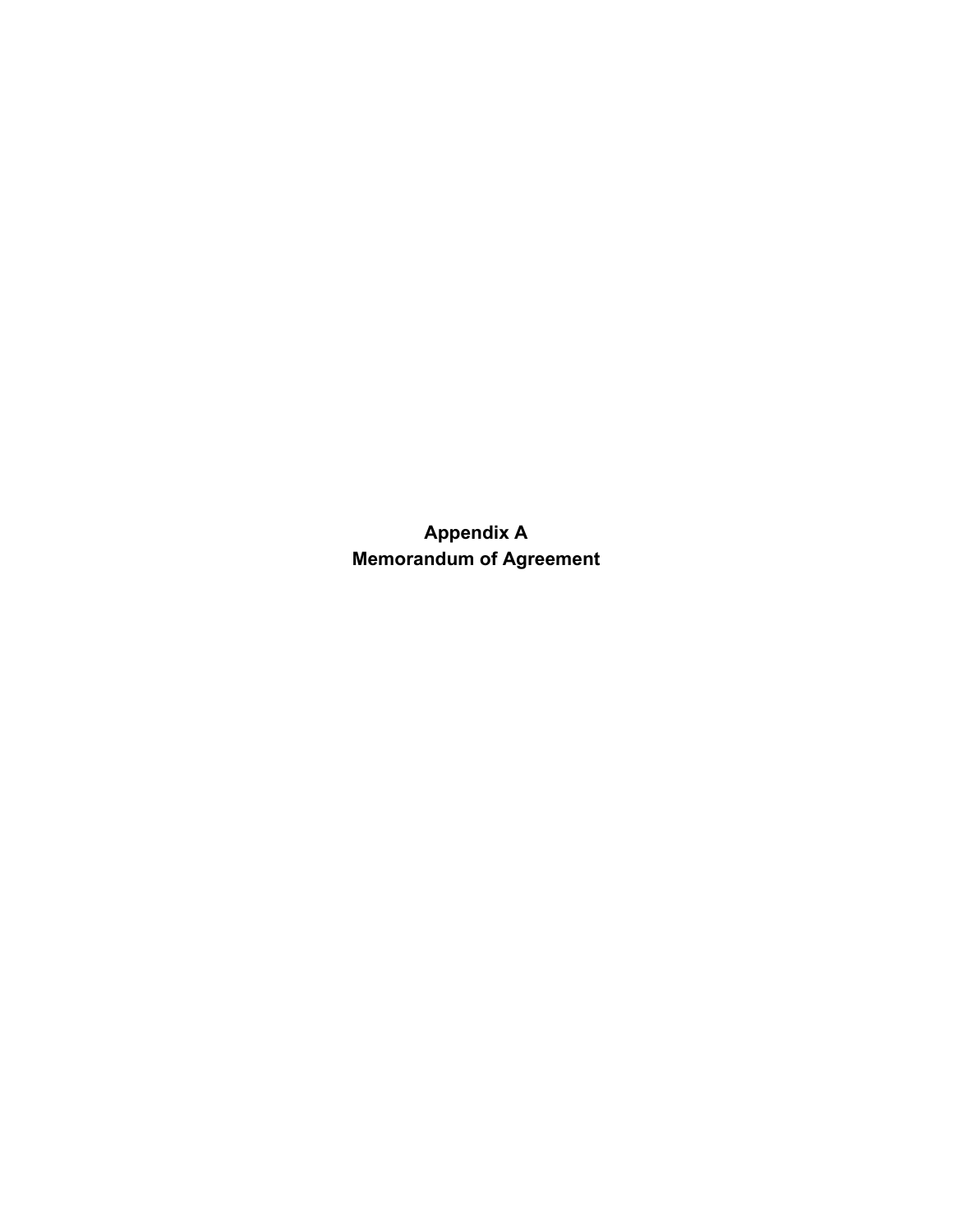# Appendix A
# Memorandum of Agreement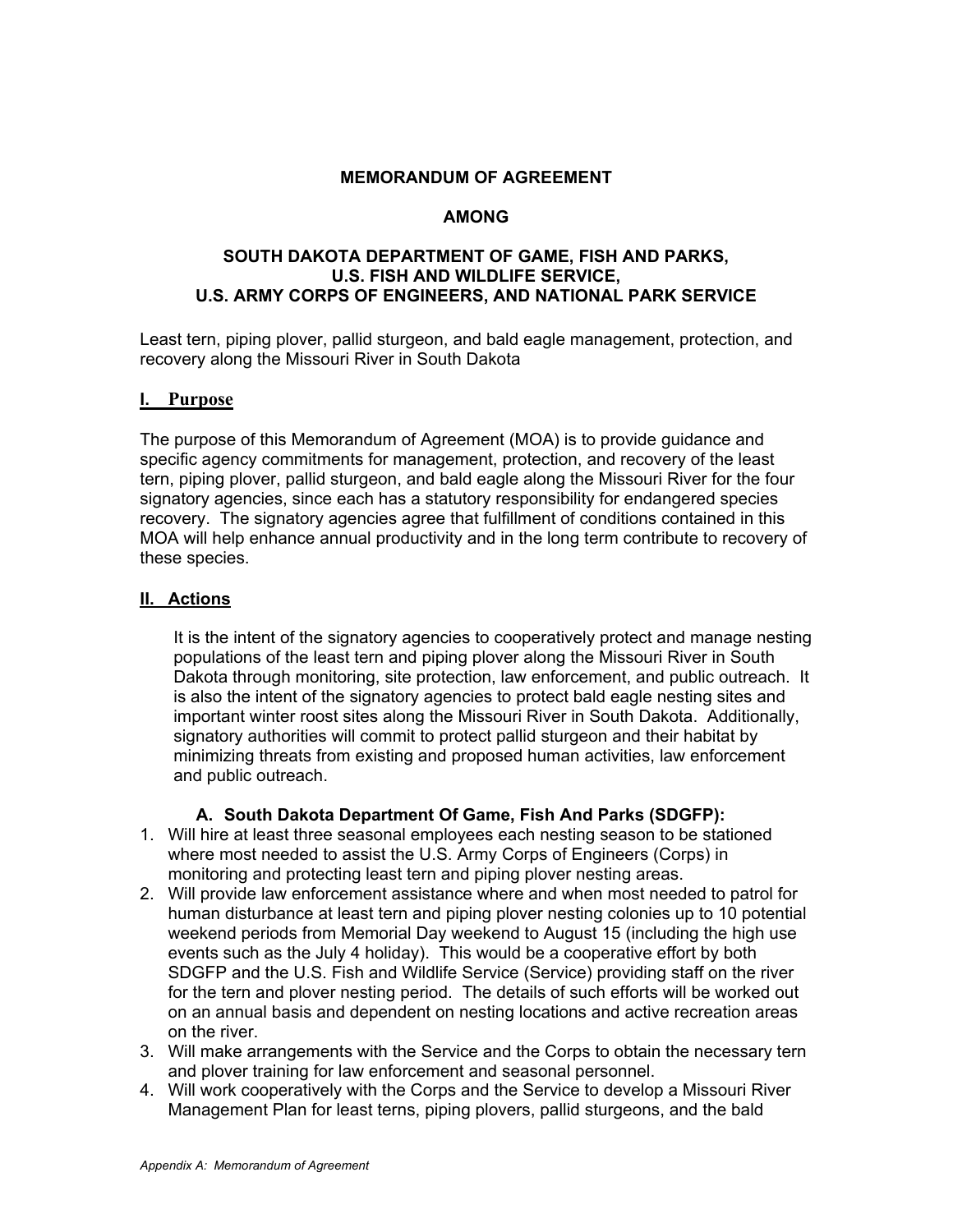**MEMORANDUM OF AGREEMENT**

**AMONG**

**SOUTH DAKOTA DEPARTMENT OF GAME, FISH AND PARKS, U.S. FISH AND WILDLIFE SERVICE, U.S. ARMY CORPS OF ENGINEERS, AND NATIONAL PARK SERVICE**

Least tern, piping plover, pallid sturgeon, and bald eagle management, protection, and recovery along the Missouri River in South Dakota

## I. Purpose

The purpose of this Memorandum of Agreement (MOA) is to provide guidance and specific agency commitments for management, protection, and recovery of the least tern, piping plover, pallid sturgeon, and bald eagle along the Missouri River for the four signatory agencies, since each has a statutory responsibility for endangered species recovery. The signatory agencies agree that fulfillment of conditions contained in this MOA will help enhance annual productivity and in the long term contribute to recovery of these species.

## II. Actions

It is the intent of the signatory agencies to cooperatively protect and manage nesting populations of the least tern and piping plover along the Missouri River in South Dakota through monitoring, site protection, law enforcement, and public outreach. It is also the intent of the signatory agencies to protect bald eagle nesting sites and important winter roost sites along the Missouri River in South Dakota. Additionally, signatory authorities will commit to protect pallid sturgeon and their habitat by minimizing threats from existing and proposed human activities, law enforcement and public outreach.

### A. South Dakota Department Of Game, Fish And Parks (SDGFP):

1. Will hire at least three seasonal employees each nesting season to be stationed where most needed to assist the U.S. Army Corps of Engineers (Corps) in monitoring and protecting least tern and piping plover nesting areas.
2. Will provide law enforcement assistance where and when most needed to patrol for human disturbance at least tern and piping plover nesting colonies up to 10 potential weekend periods from Memorial Day weekend to August 15 (including the high use events such as the July 4 holiday). This would be a cooperative effort by both SDGFP and the U.S. Fish and Wildlife Service (Service) providing staff on the river for the tern and plover nesting period. The details of such efforts will be worked out on an annual basis and dependent on nesting locations and active recreation areas on the river.
3. Will make arrangements with the Service and the Corps to obtain the necessary tern and plover training for law enforcement and seasonal personnel.
4. Will work cooperatively with the Corps and the Service to develop a Missouri River Management Plan for least terns, piping plovers, pallid sturgeons, and the bald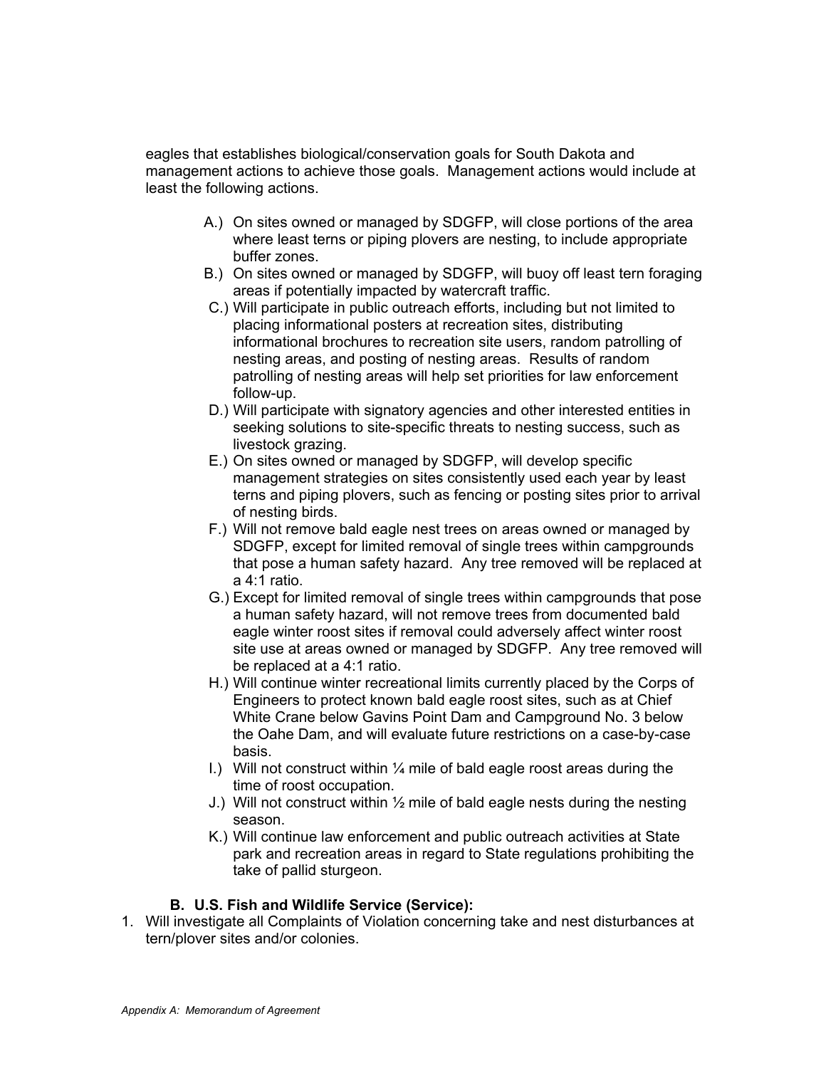eagles that establishes biological/conservation goals for South Dakota and management actions to achieve those goals. Management actions would include at least the following actions.

A.) On sites owned or managed by SDGFP, will close portions of the area where least terns or piping plovers are nesting, to include appropriate buffer zones.

B.) On sites owned or managed by SDGFP, will buoy off least tern foraging areas if potentially impacted by watercraft traffic.

C.) Will participate in public outreach efforts, including but not limited to placing informational posters at recreation sites, distributing informational brochures to recreation site users, random patrolling of nesting areas, and posting of nesting areas. Results of random patrolling of nesting areas will help set priorities for law enforcement follow-up.

D.) Will participate with signatory agencies and other interested entities in seeking solutions to site-specific threats to nesting success, such as livestock grazing.

E.) On sites owned or managed by SDGFP, will develop specific management strategies on sites consistently used each year by least terns and piping plovers, such as fencing or posting sites prior to arrival of nesting birds.

F.) Will not remove bald eagle nest trees on areas owned or managed by SDGFP, except for limited removal of single trees within campgrounds that pose a human safety hazard. Any tree removed will be replaced at a 4:1 ratio.

G.) Except for limited removal of single trees within campgrounds that pose a human safety hazard, will not remove trees from documented bald eagle winter roost sites if removal could adversely affect winter roost site use at areas owned or managed by SDGFP. Any tree removed will be replaced at a 4:1 ratio.

H.) Will continue winter recreational limits currently placed by the Corps of Engineers to protect known bald eagle roost sites, such as at Chief White Crane below Gavins Point Dam and Campground No. 3 below the Oahe Dam, and will evaluate future restrictions on a case-by-case basis.

I.) Will not construct within ¼ mile of bald eagle roost areas during the time of roost occupation.

J.) Will not construct within ½ mile of bald eagle nests during the nesting season.

K.) Will continue law enforcement and public outreach activities at State park and recreation areas in regard to State regulations prohibiting the take of pallid sturgeon.

### B. U.S. Fish and Wildlife Service (Service):

1. Will investigate all Complaints of Violation concerning take and nest disturbances at tern/plover sites and/or colonies.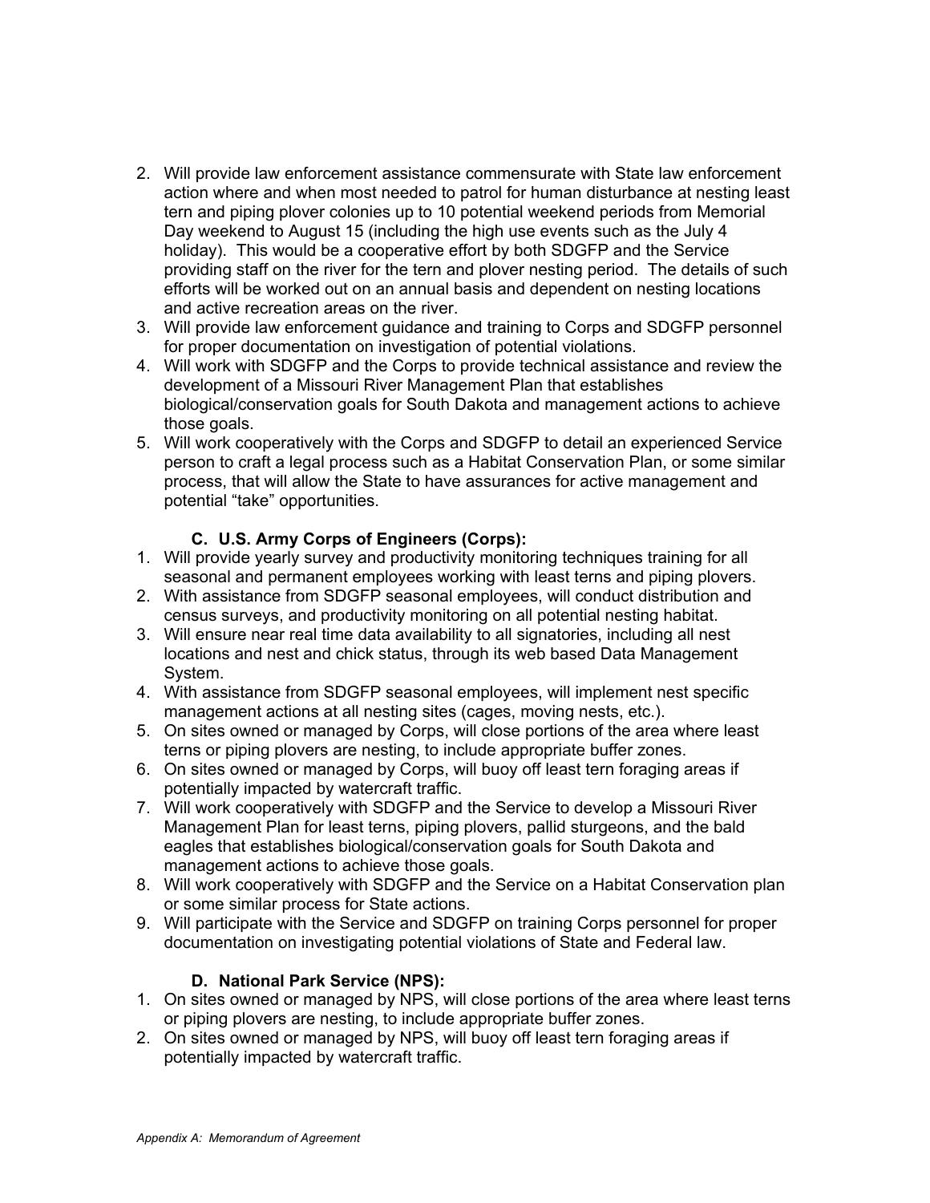2. Will provide law enforcement assistance commensurate with State law enforcement action where and when most needed to patrol for human disturbance at nesting least tern and piping plover colonies up to 10 potential weekend periods from Memorial Day weekend to August 15 (including the high use events such as the July 4 holiday). This would be a cooperative effort by both SDGFP and the Service providing staff on the river for the tern and plover nesting period. The details of such efforts will be worked out on an annual basis and dependent on nesting locations and active recreation areas on the river.
3. Will provide law enforcement guidance and training to Corps and SDGFP personnel for proper documentation on investigation of potential violations.
4. Will work with SDGFP and the Corps to provide technical assistance and review the development of a Missouri River Management Plan that establishes biological/conservation goals for South Dakota and management actions to achieve those goals.
5. Will work cooperatively with the Corps and SDGFP to detail an experienced Service person to craft a legal process such as a Habitat Conservation Plan, or some similar process, that will allow the State to have assurances for active management and potential "take" opportunities.

### C. U.S. Army Corps of Engineers (Corps):

1. Will provide yearly survey and productivity monitoring techniques training for all seasonal and permanent employees working with least terns and piping plovers.
2. With assistance from SDGFP seasonal employees, will conduct distribution and census surveys, and productivity monitoring on all potential nesting habitat.
3. Will ensure near real time data availability to all signatories, including all nest locations and nest and chick status, through its web based Data Management System.
4. With assistance from SDGFP seasonal employees, will implement nest specific management actions at all nesting sites (cages, moving nests, etc.).
5. On sites owned or managed by Corps, will close portions of the area where least terns or piping plovers are nesting, to include appropriate buffer zones.
6. On sites owned or managed by Corps, will buoy off least tern foraging areas if potentially impacted by watercraft traffic.
7. Will work cooperatively with SDGFP and the Service to develop a Missouri River Management Plan for least terns, piping plovers, pallid sturgeons, and the bald eagles that establishes biological/conservation goals for South Dakota and management actions to achieve those goals.
8. Will work cooperatively with SDGFP and the Service on a Habitat Conservation plan or some similar process for State actions.
9. Will participate with the Service and SDGFP on training Corps personnel for proper documentation on investigating potential violations of State and Federal law.

### D. National Park Service (NPS):

1. On sites owned or managed by NPS, will close portions of the area where least terns or piping plovers are nesting, to include appropriate buffer zones.
2. On sites owned or managed by NPS, will buoy off least tern foraging areas if potentially impacted by watercraft traffic.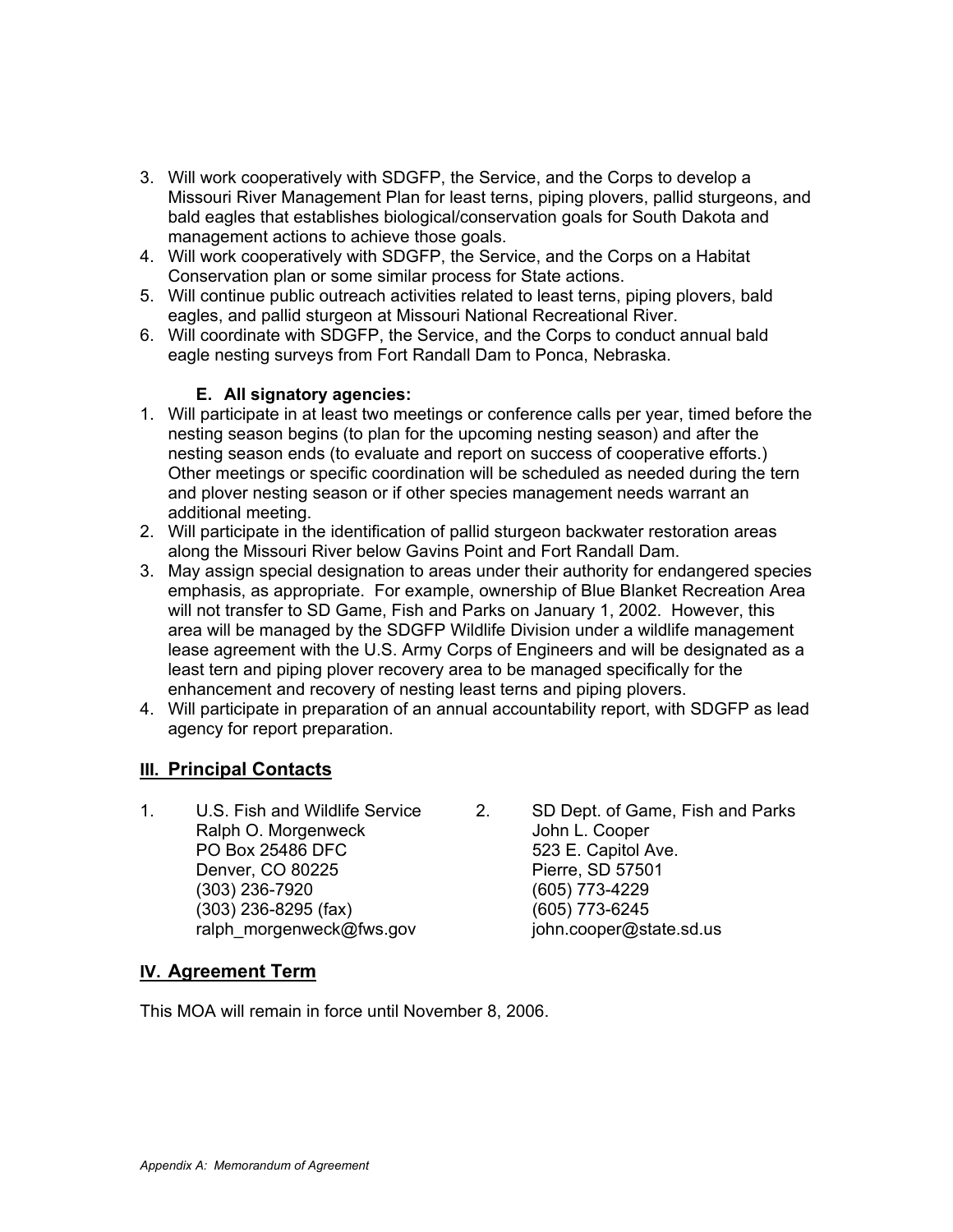3. Will work cooperatively with SDGFP, the Service, and the Corps to develop a Missouri River Management Plan for least terns, piping plovers, pallid sturgeons, and bald eagles that establishes biological/conservation goals for South Dakota and management actions to achieve those goals.
4. Will work cooperatively with SDGFP, the Service, and the Corps on a Habitat Conservation plan or some similar process for State actions.
5. Will continue public outreach activities related to least terns, piping plovers, bald eagles, and pallid sturgeon at Missouri National Recreational River.
6. Will coordinate with SDGFP, the Service, and the Corps to conduct annual bald eagle nesting surveys from Fort Randall Dam to Ponca, Nebraska.

**E. All signatory agencies:**

1. Will participate in at least two meetings or conference calls per year, timed before the nesting season begins (to plan for the upcoming nesting season) and after the nesting season ends (to evaluate and report on success of cooperative efforts.) Other meetings or specific coordination will be scheduled as needed during the tern and plover nesting season or if other species management needs warrant an additional meeting.
2. Will participate in the identification of pallid sturgeon backwater restoration areas along the Missouri River below Gavins Point and Fort Randall Dam.
3. May assign special designation to areas under their authority for endangered species emphasis, as appropriate. For example, ownership of Blue Blanket Recreation Area will not transfer to SD Game, Fish and Parks on January 1, 2002. However, this area will be managed by the SDGFP Wildlife Division under a wildlife management lease agreement with the U.S. Army Corps of Engineers and will be designated as a least tern and piping plover recovery area to be managed specifically for the enhancement and recovery of nesting least terns and piping plovers.
4. Will participate in preparation of an annual accountability report, with SDGFP as lead agency for report preparation.

## III. Principal Contacts

1. U.S. Fish and Wildlife Service
   Ralph O. Morgenweck
   PO Box 25486 DFC
   Denver, CO 80225
   (303) 236-7920
   (303) 236-8295 (fax)
   ralph_morgenweck@fws.gov

2. SD Dept. of Game, Fish and Parks
   John L. Cooper
   523 E. Capitol Ave.
   Pierre, SD 57501
   (605) 773-4229
   (605) 773-6245
   john.cooper@state.sd.us

## IV. Agreement Term

This MOA will remain in force until November 8, 2006.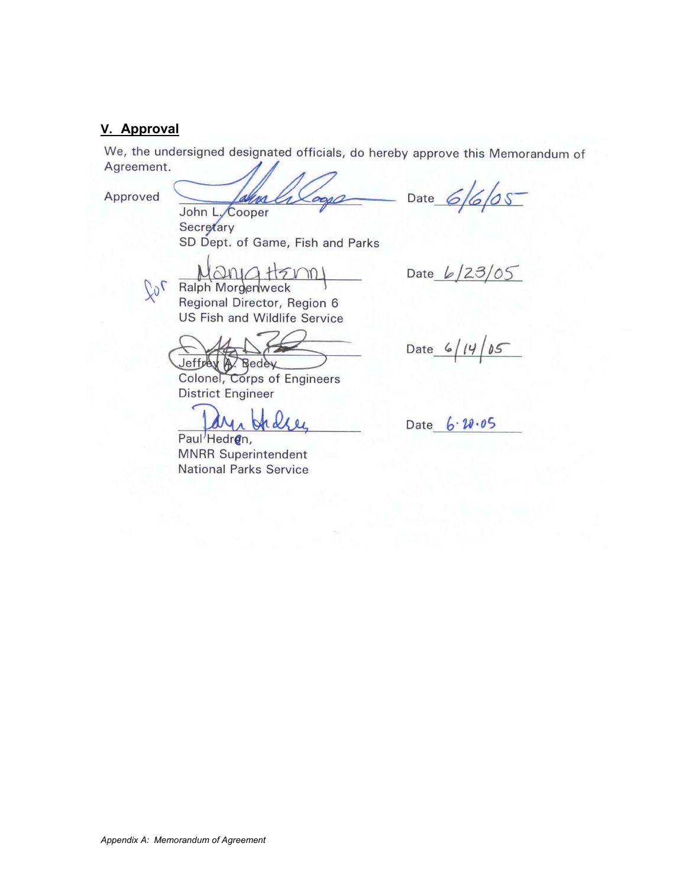## V. Approval

We, the undersigned designated officials, do hereby approve this Memorandum of Agreement.

Approved ______________________________ Date 6/6/05
John L. Cooper
Secretary
SD Dept. of Game, Fish and Parks

for ______________________________ Date 6/23/05
Ralph Morgenweck
Regional Director, Region 6
US Fish and Wildlife Service

______________________________ Date 6/14/05
Jeffrey A. Bedey
Colonel, Corps of Engineers
District Engineer

______________________________ Date 6.20.05
Paul Hedren,
MNRR Superintendent
National Parks Service

*Appendix A: Memorandum of Agreement*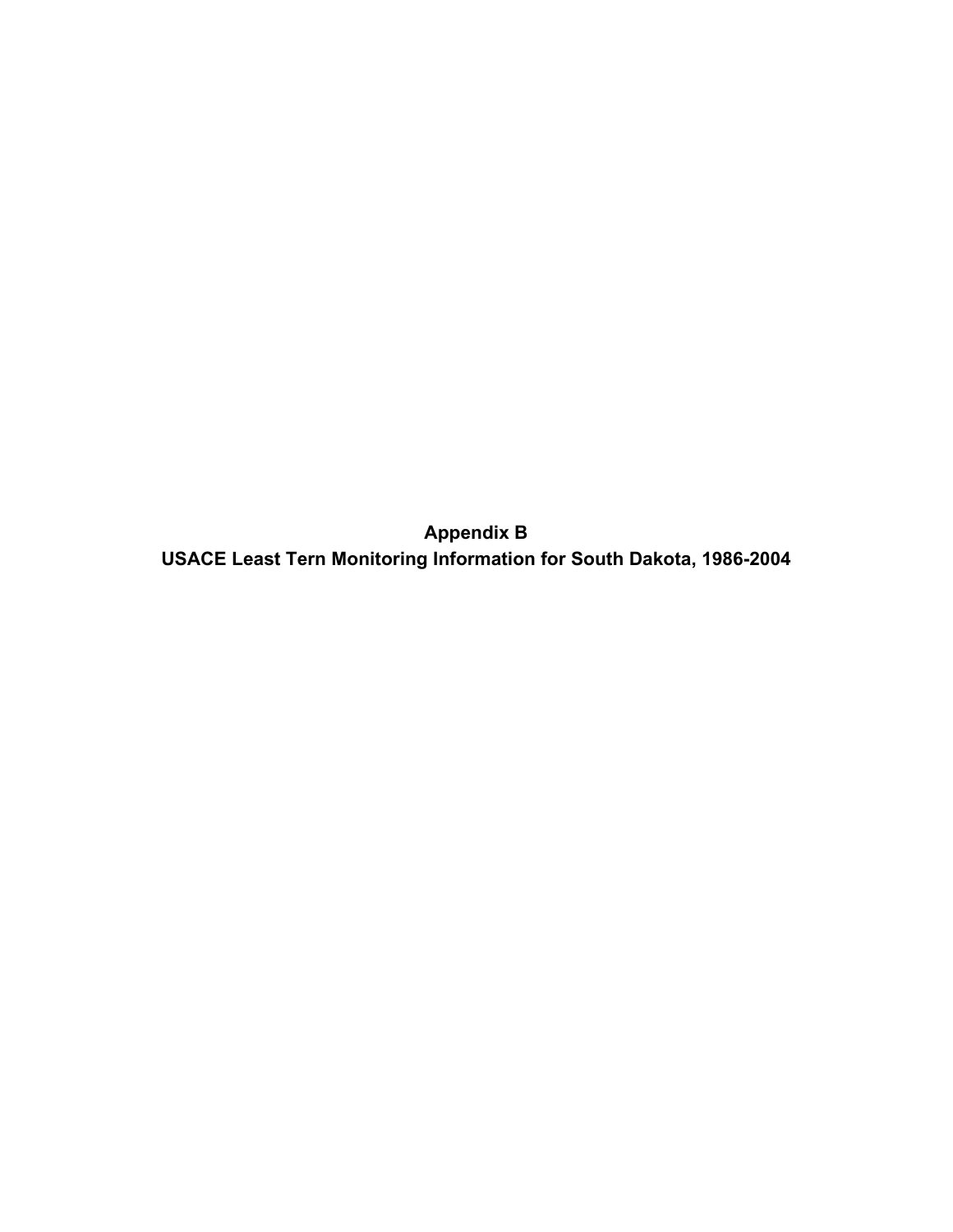# Appendix B
## USACE Least Tern Monitoring Information for South Dakota, 1986-2004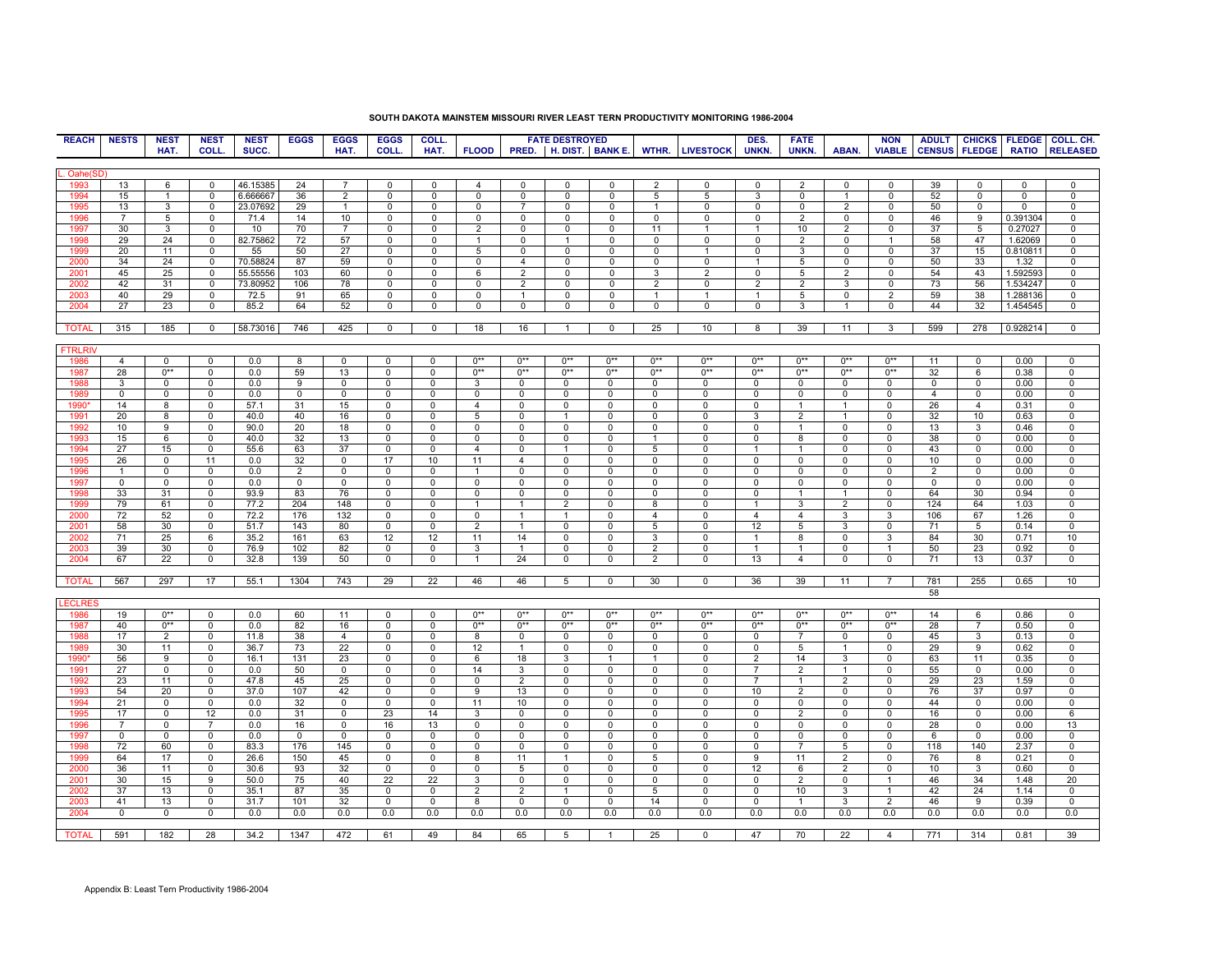## SOUTH DAKOTA MAINSTEM MISSOURI RIVER LEAST TERN PRODUCTIVITY MONITORING 1986-2004

| REACH | NESTS | NEST HAT. | NEST COLL. | NEST SUCC. | EGGS | EGGS HAT. | EGGS COLL. | COLL. HAT. | FLOOD | FATE DESTROYED PRED. | H. DIST. | BANK E. | WTHR. | LIVESTOCK | DES. UNKN. | FATE UNKN. | ABAN. | NON VIABLE | ADULT CENSUS | CHICKS FLEDGE | FLEDGE RATIO | COLL. CH. RELEASED |
|---|---|---|---|---|---|---|---|---|---|---|---|---|---|---|---|---|---|---|---|---|---|---|
| L. Oahe(SD) | | | | | | | | | | | | | | | | | | | | | | |
| 1993 | 13 | 6 | 0 | 46.15385 | 24 | 7 | 0 | 0 | 4 | 0 | 0 | 0 | 2 | 0 | 0 | 2 | 0 | 0 | 39 | 0 | 0 | 0 |
| 1994 | 15 | 1 | 0 | 6.666667 | 36 | 2 | 0 | 0 | 0 | 0 | 0 | 0 | 5 | 5 | 3 | 0 | 1 | 0 | 52 | 0 | 0 | 0 |
| 1995 | 13 | 3 | 0 | 23.07692 | 29 | 1 | 0 | 0 | 0 | 7 | 0 | 0 | 1 | 0 | 0 | 0 | 2 | 0 | 50 | 0 | 0 | 0 |
| 1996 | 7 | 5 | 0 | 71.4 | 14 | 10 | 0 | 0 | 0 | 0 | 0 | 0 | 0 | 0 | 0 | 2 | 0 | 0 | 46 | 9 | 0.391304 | 0 |
| 1997 | 30 | 3 | 0 | 10 | 70 | 7 | 0 | 0 | 2 | 0 | 0 | 0 | 11 | 1 | 1 | 10 | 2 | 0 | 37 | 5 | 0.27027 | 0 |
| 1998 | 29 | 24 | 0 | 82.75862 | 72 | 57 | 0 | 0 | 1 | 0 | 1 | 0 | 0 | 0 | 0 | 2 | 0 | 1 | 58 | 47 | 1.62069 | 0 |
| 1999 | 20 | 11 | 0 | 55 | 50 | 27 | 0 | 0 | 5 | 0 | 0 | 0 | 0 | 1 | 0 | 3 | 0 | 0 | 37 | 15 | 0.810811 | 0 |
| 2000 | 34 | 24 | 0 | 70.58824 | 87 | 59 | 0 | 0 | 0 | 4 | 0 | 0 | 0 | 0 | 1 | 5 | 0 | 0 | 50 | 33 | 1.32 | 0 |
| 2001 | 45 | 25 | 0 | 55.55556 | 103 | 60 | 0 | 0 | 6 | 2 | 0 | 0 | 3 | 2 | 0 | 5 | 2 | 0 | 54 | 43 | 1.592593 | 0 |
| 2002 | 42 | 31 | 0 | 73.80952 | 106 | 78 | 0 | 0 | 0 | 2 | 0 | 0 | 2 | 0 | 2 | 2 | 3 | 0 | 73 | 56 | 1.534247 | 0 |
| 2003 | 40 | 29 | 0 | 72.5 | 91 | 65 | 0 | 0 | 0 | 1 | 0 | 0 | 1 | 1 | 1 | 5 | 0 | 2 | 59 | 38 | 1.288136 | 0 |
| 2004 | 27 | 23 | 0 | 85.2 | 64 | 52 | 0 | 0 | 0 | 0 | 0 | 0 | 0 | 0 | 0 | 3 | 1 | 0 | 44 | 32 | 1.454545 | 0 |
| TOTAL | 315 | 185 | 0 | 58.73016 | 746 | 425 | 0 | 0 | 18 | 16 | 1 | 0 | 25 | 10 | 8 | 39 | 11 | 3 | 599 | 278 | 0.928214 | 0 |
| FTRLRIV | | | | | | | | | | | | | | | | | | | | | | |
| 1986 | 4 | 0 | 0 | 0.0 | 8 | 0 | 0 | 0 | 0** | 0** | 0** | 0** | 0** | 0** | 0** | 0** | 0** | 0** | 11 | 0 | 0.00 | 0 |
| 1987 | 28 | 0** | 0 | 0.0 | 59 | 13 | 0 | 0 | 0** | 0** | 0** | 0** | 0** | 0** | 0** | 0** | 0** | 0** | 32 | 6 | 0.38 | 0 |
| 1988 | 3 | 0 | 0 | 0.0 | 9 | 0 | 0 | 0 | 3 | 0 | 0 | 0 | 0 | 0 | 0 | 0 | 0 | 0 | 0 | 0 | 0.00 | 0 |
| 1989 | 0 | 0 | 0 | 0.0 | 0 | 0 | 0 | 0 | 0 | 0 | 0 | 0 | 0 | 0 | 0 | 0 | 0 | 0 | 4 | 0 | 0.00 | 0 |
| 1990* | 14 | 8 | 0 | 57.1 | 31 | 15 | 0 | 0 | 4 | 0 | 0 | 0 | 0 | 0 | 0 | 1 | 1 | 0 | 26 | 4 | 0.31 | 0 |
| 1991 | 20 | 8 | 0 | 40.0 | 40 | 16 | 0 | 0 | 5 | 0 | 1 | 0 | 0 | 0 | 3 | 2 | 1 | 0 | 32 | 10 | 0.63 | 0 |
| 1992 | 10 | 9 | 0 | 90.0 | 20 | 18 | 0 | 0 | 0 | 0 | 0 | 0 | 0 | 0 | 0 | 1 | 0 | 0 | 13 | 3 | 0.46 | 0 |
| 1993 | 15 | 6 | 0 | 40.0 | 32 | 13 | 0 | 0 | 0 | 0 | 0 | 0 | 1 | 0 | 0 | 8 | 0 | 0 | 38 | 0 | 0.00 | 0 |
| 1994 | 27 | 15 | 0 | 55.6 | 63 | 37 | 0 | 0 | 4 | 0 | 1 | 0 | 5 | 0 | 1 | 1 | 0 | 0 | 43 | 0 | 0.00 | 0 |
| 1995 | 26 | 0 | 11 | 0.0 | 32 | 0 | 17 | 10 | 11 | 4 | 0 | 0 | 0 | 0 | 0 | 0 | 0 | 0 | 10 | 0 | 0.00 | 0 |
| 1996 | 1 | 0 | 0 | 0.0 | 2 | 0 | 0 | 0 | 1 | 0 | 0 | 0 | 0 | 0 | 0 | 0 | 0 | 0 | 2 | 0 | 0.00 | 0 |
| 1997 | 0 | 0 | 0 | 0.0 | 0 | 0 | 0 | 0 | 0 | 0 | 0 | 0 | 0 | 0 | 0 | 0 | 0 | 0 | 0 | 0 | 0.00 | 0 |
| 1998 | 33 | 31 | 0 | 93.9 | 83 | 76 | 0 | 0 | 0 | 0 | 0 | 0 | 0 | 0 | 0 | 1 | 1 | 0 | 64 | 30 | 0.94 | 0 |
| 1999 | 79 | 61 | 0 | 77.2 | 204 | 148 | 0 | 0 | 1 | 1 | 2 | 0 | 8 | 0 | 1 | 3 | 2 | 0 | 124 | 64 | 1.03 | 0 |
| 2000 | 72 | 52 | 0 | 72.2 | 176 | 132 | 0 | 0 | 0 | 1 | 1 | 0 | 4 | 0 | 4 | 4 | 3 | 3 | 106 | 67 | 1.26 | 0 |
| 2001 | 58 | 30 | 0 | 51.7 | 143 | 80 | 0 | 0 | 2 | 1 | 0 | 0 | 5 | 0 | 12 | 5 | 3 | 0 | 71 | 5 | 0.14 | 0 |
| 2002 | 71 | 25 | 6 | 35.2 | 161 | 63 | 12 | 12 | 11 | 14 | 0 | 0 | 3 | 0 | 1 | 8 | 0 | 3 | 84 | 30 | 0.71 | 10 |
| 2003 | 39 | 30 | 0 | 76.9 | 102 | 82 | 0 | 0 | 3 | 1 | 0 | 0 | 2 | 0 | 1 | 1 | 0 | 1 | 50 | 23 | 0.92 | 0 |
| 2004 | 67 | 22 | 0 | 32.8 | 139 | 50 | 0 | 0 | 1 | 24 | 0 | 0 | 2 | 0 | 13 | 4 | 0 | 0 | 71 | 13 | 0.37 | 0 |
| TOTAL | 567 | 297 | 17 | 55.1 | 1304 | 743 | 29 | 22 | 46 | 46 | 5 | 0 | 30 | 0 | 36 | 39 | 11 | 7 | 781 | 255 | 0.65 | 10 |
| | | | | | | | | | | | | | | | | | | | 58 | | | |
| LECLRES | | | | | | | | | | | | | | | | | | | | | | |
| 1986 | 19 | 0** | 0 | 0.0 | 60 | 11 | 0 | 0 | 0** | 0** | 0** | 0** | 0** | 0** | 0** | 0** | 0** | 0** | 14 | 6 | 0.86 | 0 |
| 1987 | 40 | 0** | 0 | 0.0 | 82 | 16 | 0 | 0 | 0** | 0** | 0** | 0** | 0** | 0** | 0** | 0** | 0** | 0** | 28 | 7 | 0.50 | 0 |
| 1988 | 17 | 2 | 0 | 11.8 | 38 | 4 | 0 | 0 | 8 | 0 | 0 | 0 | 0 | 0 | 0 | 7 | 0 | 0 | 45 | 3 | 0.13 | 0 |
| 1989 | 30 | 11 | 0 | 36.7 | 73 | 22 | 0 | 0 | 12 | 1 | 0 | 0 | 0 | 0 | 0 | 5 | 1 | 0 | 29 | 9 | 0.62 | 0 |
| 1990* | 56 | 9 | 0 | 16.1 | 131 | 23 | 0 | 0 | 6 | 18 | 3 | 1 | 1 | 0 | 2 | 14 | 3 | 0 | 63 | 11 | 0.35 | 0 |
| 1991 | 27 | 0 | 0 | 0.0 | 50 | 0 | 0 | 0 | 14 | 3 | 0 | 0 | 0 | 0 | 7 | 2 | 1 | 0 | 55 | 0 | 0.00 | 0 |
| 1992 | 23 | 11 | 0 | 47.8 | 45 | 25 | 0 | 0 | 0 | 2 | 0 | 0 | 0 | 0 | 7 | 1 | 2 | 0 | 29 | 23 | 1.59 | 0 |
| 1993 | 54 | 20 | 0 | 37.0 | 107 | 42 | 0 | 0 | 9 | 13 | 0 | 0 | 0 | 0 | 10 | 2 | 0 | 0 | 76 | 37 | 0.97 | 0 |
| 1994 | 21 | 0 | 0 | 0.0 | 32 | 0 | 0 | 0 | 11 | 10 | 0 | 0 | 0 | 0 | 0 | 0 | 0 | 0 | 44 | 0 | 0.00 | 0 |
| 1995 | 17 | 0 | 12 | 0.0 | 31 | 0 | 23 | 14 | 3 | 0 | 0 | 0 | 0 | 0 | 0 | 2 | 0 | 0 | 16 | 0 | 0.00 | 6 |
| 1996 | 7 | 0 | 7 | 0.0 | 16 | 0 | 16 | 13 | 0 | 0 | 0 | 0 | 0 | 0 | 0 | 0 | 0 | 0 | 28 | 0 | 0.00 | 13 |
| 1997 | 0 | 0 | 0 | 0.0 | 0 | 0 | 0 | 0 | 0 | 0 | 0 | 0 | 0 | 0 | 0 | 0 | 0 | 0 | 6 | 0 | 0.00 | 0 |
| 1998 | 72 | 60 | 0 | 83.3 | 176 | 145 | 0 | 0 | 0 | 0 | 0 | 0 | 0 | 0 | 0 | 7 | 5 | 0 | 118 | 140 | 2.37 | 0 |
| 1999 | 64 | 17 | 0 | 26.6 | 150 | 45 | 0 | 0 | 8 | 11 | 1 | 0 | 5 | 0 | 9 | 11 | 2 | 0 | 76 | 8 | 0.21 | 0 |
| 2000 | 36 | 11 | 0 | 30.6 | 93 | 32 | 0 | 0 | 0 | 5 | 0 | 0 | 0 | 0 | 12 | 6 | 2 | 0 | 10 | 3 | 0.60 | 0 |
| 2001 | 30 | 15 | 9 | 50.0 | 75 | 40 | 22 | 22 | 3 | 0 | 0 | 0 | 0 | 0 | 0 | 2 | 0 | 1 | 46 | 34 | 1.48 | 20 |
| 2002 | 37 | 13 | 0 | 35.1 | 87 | 35 | 0 | 0 | 2 | 2 | 1 | 0 | 5 | 0 | 0 | 10 | 3 | 1 | 42 | 24 | 1.14 | 0 |
| 2003 | 41 | 13 | 0 | 31.7 | 101 | 32 | 0 | 0 | 8 | 0 | 0 | 0 | 14 | 0 | 0 | 1 | 3 | 2 | 46 | 9 | 0.39 | 0 |
| 2004 | 0 | 0 | 0 | 0.0 | 0.0 | 0.0 | 0.0 | 0.0 | 0.0 | 0.0 | 0.0 | 0.0 | 0.0 | 0.0 | 0.0 | 0.0 | 0.0 | 0.0 | 0.0 | 0.0 | 0.0 | 0.0 |
| TOTAL | 591 | 182 | 28 | 34.2 | 1347 | 472 | 61 | 49 | 84 | 65 | 5 | 1 | 25 | 0 | 47 | 70 | 22 | 4 | 771 | 314 | 0.81 | 39 |

Appendix B: Least Tern Productivity 1986-2004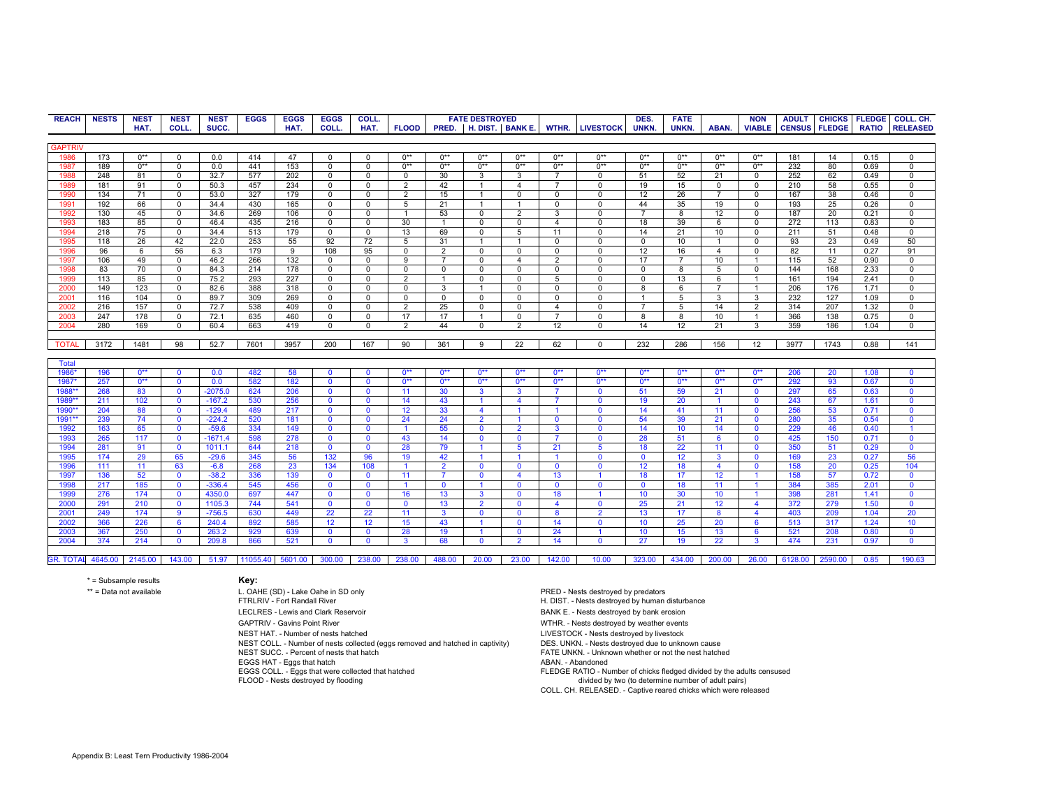| REACH | NESTS | NEST HAT. | NEST COLL. | NEST SUCC. | EGGS | EGGS HAT. | EGGS COLL. | COLL. HAT. | FLOOD | FATE DESTROYED PRED. | H. DIST. | BANK E. | WTHR. | LIVESTOCK | DES. UNKN. | FATE UNKN. | ABAN. | NON VIABLE | ADULT CENSUS | CHICKS FLEDGE | FLEDGE RATIO | COLL. CH. RELEASED |
|---|---|---|---|---|---|---|---|---|---|---|---|---|---|---|---|---|---|---|---|---|---|---|
| GAPTRIV | | | | | | | | | | | | | | | | | | | | | | |
| 1986 | 173 | 0** | 0 | 0.0 | 414 | 47 | 0 | 0 | 0** | 0** | 0** | 0** | 0** | 0** | 0** | 0** | 0** | 0** | 181 | 14 | 0.15 | 0 |
| 1987 | 189 | 0** | 0 | 0.0 | 441 | 153 | 0 | 0 | 0** | 0** | 0** | 0** | 0** | 0** | 0** | 0** | 0** | 0** | 232 | 80 | 0.69 | 0 |
| 1988 | 248 | 81 | 0 | 32.7 | 577 | 202 | 0 | 0 | 0 | 30 | 3 | 3 | 7 | 0 | 51 | 52 | 21 | 0 | 252 | 62 | 0.49 | 0 |
| 1989 | 181 | 91 | 0 | 50.3 | 457 | 234 | 0 | 0 | 2 | 42 | 1 | 4 | 7 | 0 | 19 | 15 | 0 | 0 | 210 | 58 | 0.55 | 0 |
| 1990 | 134 | 71 | 0 | 53.0 | 327 | 179 | 0 | 0 | 2 | 15 | 1 | 0 | 0 | 0 | 12 | 26 | 7 | 0 | 167 | 38 | 0.46 | 0 |
| 1991 | 192 | 66 | 0 | 34.4 | 430 | 165 | 0 | 0 | 5 | 21 | 1 | 1 | 0 | 0 | 44 | 35 | 19 | 0 | 193 | 25 | 0.26 | 0 |
| 1992 | 130 | 45 | 0 | 34.6 | 269 | 106 | 0 | 0 | 1 | 53 | 0 | 2 | 3 | 0 | 7 | 8 | 12 | 0 | 187 | 20 | 0.21 | 0 |
| 1993 | 183 | 85 | 0 | 46.4 | 435 | 216 | 0 | 0 | 30 | 1 | 0 | 0 | 4 | 0 | 18 | 39 | 6 | 0 | 272 | 113 | 0.83 | 0 |
| 1994 | 218 | 75 | 0 | 34.4 | 513 | 179 | 0 | 0 | 13 | 69 | 0 | 5 | 11 | 0 | 14 | 21 | 10 | 0 | 211 | 51 | 0.48 | 0 |
| 1995 | 118 | 26 | 42 | 22.0 | 253 | 55 | 92 | 72 | 5 | 31 | 1 | 1 | 0 | 0 | 0 | 10 | 1 | 0 | 93 | 23 | 0.49 | 50 |
| 1996 | 96 | 6 | 56 | 6.3 | 179 | 9 | 108 | 95 | 0 | 2 | 0 | 0 | 0 | 0 | 12 | 16 | 4 | 0 | 82 | 11 | 0.27 | 91 |
| 1997 | 106 | 49 | 0 | 46.2 | 266 | 132 | 0 | 0 | 9 | 7 | 0 | 4 | 2 | 0 | 17 | 7 | 10 | 1 | 115 | 52 | 0.90 | 0 |
| 1998 | 83 | 70 | 0 | 84.3 | 214 | 178 | 0 | 0 | 0 | 0 | 0 | 0 | 0 | 0 | 0 | 8 | 5 | 0 | 144 | 168 | 2.33 | 0 |
| 1999 | 113 | 85 | 0 | 75.2 | 293 | 227 | 0 | 0 | 2 | 1 | 0 | 0 | 5 | 0 | 0 | 13 | 6 | 1 | 161 | 194 | 2.41 | 0 |
| 2000 | 149 | 123 | 0 | 82.6 | 388 | 318 | 0 | 0 | 0 | 3 | 1 | 0 | 0 | 0 | 8 | 6 | 7 | 1 | 206 | 176 | 1.71 | 0 |
| 2001 | 116 | 104 | 0 | 89.7 | 309 | 269 | 0 | 0 | 0 | 0 | 0 | 0 | 0 | 0 | 1 | 5 | 3 | 3 | 232 | 127 | 1.09 | 0 |
| 2002 | 216 | 157 | 0 | 72.7 | 538 | 409 | 0 | 0 | 2 | 25 | 0 | 0 | 4 | 0 | 7 | 5 | 14 | 2 | 314 | 207 | 1.32 | 0 |
| 2003 | 247 | 178 | 0 | 72.1 | 635 | 460 | 0 | 0 | 17 | 17 | 1 | 0 | 7 | 0 | 8 | 8 | 10 | 1 | 366 | 138 | 0.75 | 0 |
| 2004 | 280 | 169 | 0 | 60.4 | 663 | 419 | 0 | 0 | 2 | 44 | 0 | 2 | 12 | 0 | 14 | 12 | 21 | 3 | 359 | 186 | 1.04 | 0 |
| TOTAL | 3172 | 1481 | 98 | 52.7 | 7601 | 3957 | 200 | 167 | 90 | 361 | 9 | 22 | 62 | 0 | 232 | 286 | 156 | 12 | 3977 | 1743 | 0.88 | 141 |
| Total | | | | | | | | | | | | | | | | | | | | | | |
| 1986* | 196 | 0** | 0 | 0.0 | 482 | 58 | 0 | 0 | 0** | 0** | 0** | 0** | 0** | 0** | 0** | 0** | 0** | 0** | 206 | 20 | 1.08 | 0 |
| 1987* | 257 | 0** | 0 | 0.0 | 582 | 182 | 0 | 0 | 0** | 0** | 0** | 0** | 0** | 0** | 0** | 0** | 0** | 0** | 292 | 93 | 0.67 | 0 |
| 1988** | 268 | 83 | 0 | -2075.0 | 624 | 206 | 0 | 0 | 11 | 30 | 3 | 3 | 7 | 0 | 51 | 59 | 21 | 0 | 297 | 65 | 0.63 | 0 |
| 1989** | 211 | 102 | 0 | -167.2 | 530 | 256 | 0 | 0 | 14 | 43 | 1 | 4 | 7 | 0 | 19 | 20 | 1 | 0 | 243 | 67 | 1.61 | 0 |
| 1990** | 204 | 88 | 0 | -129.4 | 489 | 217 | 0 | 0 | 12 | 33 | 4 | 1 | 1 | 0 | 14 | 41 | 11 | 0 | 256 | 53 | 0.71 | 0 |
| 1991** | 239 | 74 | 0 | -224.2 | 520 | 181 | 0 | 0 | 24 | 24 | 2 | 1 | 0 | 0 | 54 | 39 | 21 | 0 | 280 | 35 | 0.54 | 0 |
| 1992 | 163 | 65 | 0 | -59.6 | 334 | 149 | 0 | 0 | 1 | 55 | 0 | 2 | 3 | 0 | 14 | 10 | 14 | 0 | 229 | 46 | 0.40 | 1 |
| 1993 | 265 | 117 | 0 | -1671.4 | 598 | 278 | 0 | 0 | 43 | 14 | 0 | 0 | 7 | 0 | 28 | 51 | 6 | 0 | 425 | 150 | 0.71 | 0 |
| 1994 | 281 | 91 | 0 | 1011.1 | 644 | 218 | 0 | 0 | 28 | 79 | 1 | 5 | 21 | 5 | 18 | 22 | 11 | 0 | 350 | 51 | 0.29 | 0 |
| 1995 | 174 | 29 | 65 | -29.6 | 345 | 56 | 132 | 96 | 19 | 42 | 1 | 1 | 1 | 0 | 0 | 12 | 3 | 0 | 169 | 23 | 0.27 | 56 |
| 1996 | 111 | 11 | 63 | -6.8 | 268 | 23 | 134 | 108 | 1 | 2 | 0 | 0 | 0 | 0 | 12 | 18 | 4 | 0 | 158 | 20 | 0.25 | 104 |
| 1997 | 136 | 52 | 0 | -38.2 | 336 | 139 | 0 | 0 | 11 | 7 | 0 | 4 | 13 | 1 | 18 | 17 | 12 | 1 | 158 | 57 | 0.72 | 0 |
| 1998 | 217 | 185 | 0 | -336.4 | 545 | 456 | 0 | 0 | 1 | 0 | 1 | 0 | 0 | 0 | 0 | 18 | 11 | 1 | 384 | 385 | 2.01 | 0 |
| 1999 | 276 | 174 | 0 | 4350.0 | 697 | 447 | 0 | 0 | 16 | 13 | 3 | 0 | 18 | 1 | 10 | 30 | 10 | 1 | 398 | 281 | 1.41 | 0 |
| 2000 | 291 | 210 | 0 | 1105.3 | 744 | 541 | 0 | 0 | 0 | 13 | 2 | 0 | 4 | 0 | 25 | 21 | 12 | 4 | 372 | 279 | 1.50 | 0 |
| 2001 | 249 | 174 | 9 | -756.5 | 630 | 449 | 22 | 22 | 11 | 3 | 0 | 0 | 8 | 2 | 13 | 17 | 8 | 4 | 403 | 209 | 1.04 | 20 |
| 2002 | 366 | 226 | 6 | 240.4 | 892 | 585 | 12 | 12 | 15 | 43 | 1 | 0 | 14 | 0 | 10 | 25 | 20 | 6 | 513 | 317 | 1.24 | 10 |
| 2003 | 367 | 250 | 0 | 263.2 | 929 | 639 | 0 | 0 | 28 | 19 | 1 | 0 | 24 | 1 | 10 | 15 | 13 | 6 | 521 | 208 | 0.80 | 0 |
| 2004 | 374 | 214 | 0 | 209.8 | 866 | 521 | 0 | 0 | 3 | 68 | 0 | 2 | 14 | 0 | 27 | 19 | 22 | 3 | 474 | 231 | 0.97 | 0 |
| GR. TOTAL | 4645.00 | 2145.00 | 143.00 | 51.97 | 11055.40 | 5601.00 | 300.00 | 238.00 | 238.00 | 488.00 | 20.00 | 23.00 | 142.00 | 10.00 | 323.00 | 434.00 | 200.00 | 26.00 | 6128.00 | 2590.00 | 0.85 | 190.63 |

\* = Subsample results

\** = Data not available

**Key:**

L. OAHE (SD) - Lake Oahe in SD only
FTRLRIV - Fort Randall River
LECLRES - Lewis and Clark Reservoir
GAPTRIV - Gavins Point River
NEST HAT. - Number of nests hatched
NEST COLL. - Number of nests collected (eggs removed and hatched in captivity)
NEST SUCC. - Percent of nests that hatch
EGGS HAT - Eggs that hatch
EGGS COLL. - Eggs that were collected that hatched
FLOOD - Nests destroyed by flooding

PRED - Nests destroyed by predators
H. DIST. - Nests destroyed by human disturbance
BANK E. - Nests destroyed by bank erosion
WTHR. - Nests destroyed by weather events
LIVESTOCK - Nests destroyed by livestock
DES. UNKN. - Nests destroyed due to unknown cause
FATE UNKN. - Unknown whether or not the nest hatched
ABAN. - Abandoned
FLEDGE RATIO - Number of chicks fledged divided by the adults censused divided by two (to determine number of adult pairs)
COLL. CH. RELEASED. - Captive reared chicks which were released

Appendix B: Least Tern Productivity 1986-2004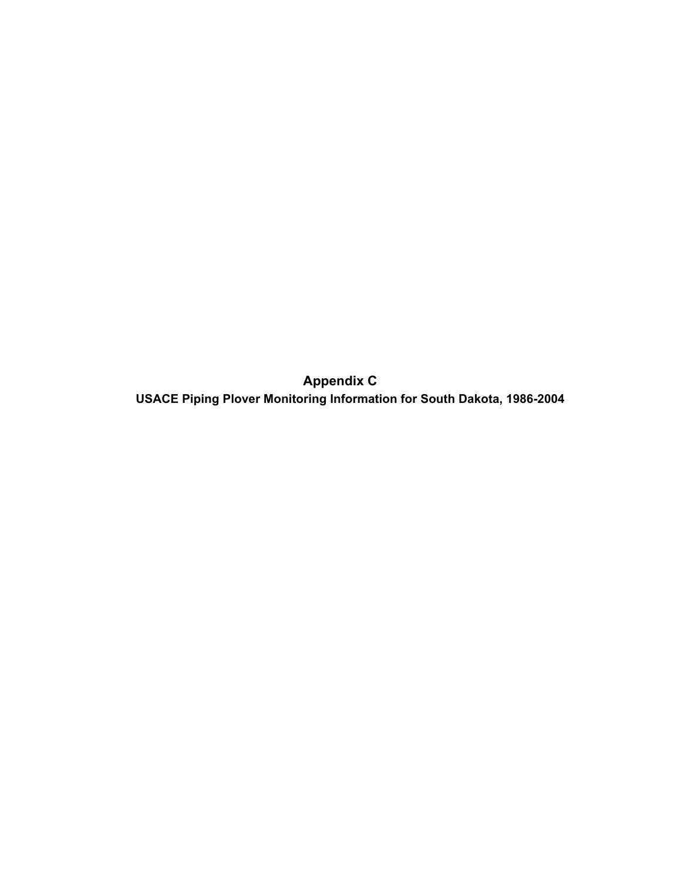# Appendix C

## USACE Piping Plover Monitoring Information for South Dakota, 1986-2004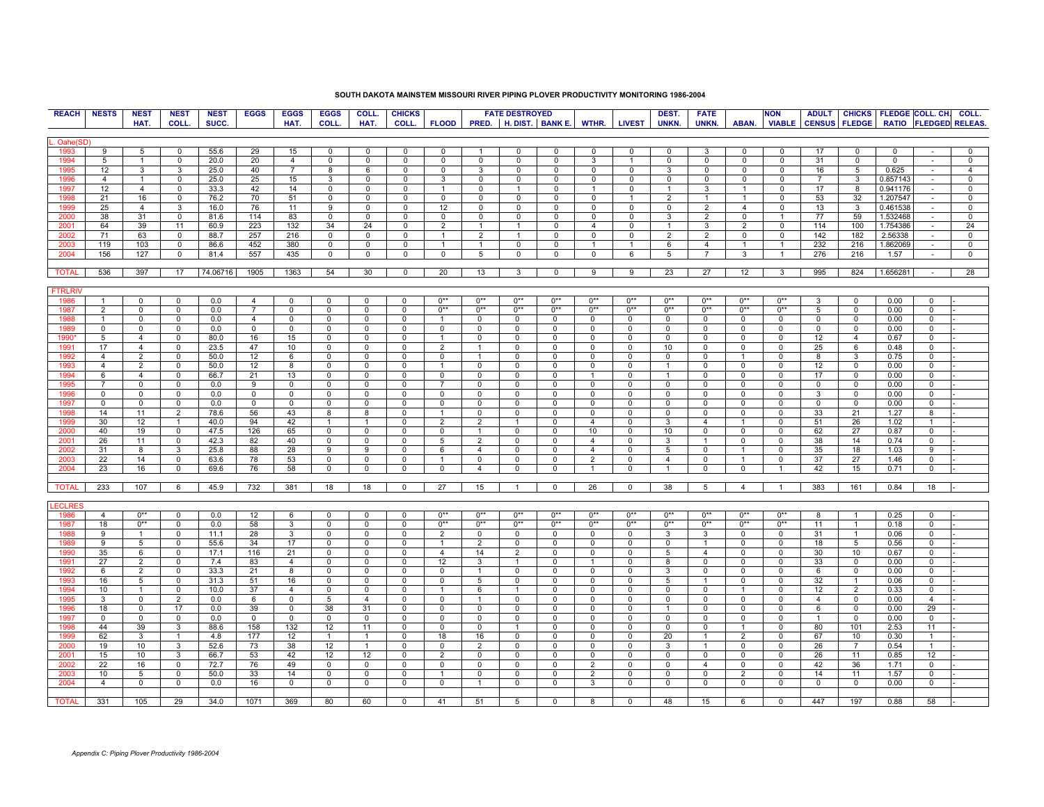# SOUTH DAKOTA MAINSTEM MISSOURI RIVER PIPING PLOVER PRODUCTIVITY MONITORING 1986-2004

| REACH | NESTS | NEST HAT. | NEST COLL. | NEST SUCC. | EGGS | EGGS HAT. | EGGS COLL. | COLL. HAT. | CHICKS COLL. | FLOOD | FATE DESTROYED PRED. | H. DIST. | BANK E. | WTHR. | LIVEST | DEST. UNKN. | FATE UNKN. | ABAN. | NON VIABLE | ADULT CENSUS | CHICKS FLEDGE | FLEDGE RATIO | COLL. CH. FLEDGED | COLL. RELEAS. |
|---|---|---|---|---|---|---|---|---|---|---|---|---|---|---|---|---|---|---|---|---|---|---|---|---|
| L. Oahe(SD) | | | | | | | | | | | | | | | | | | | | | | | | |
| 1993 | 9 | 5 | 0 | 55.6 | 29 | 15 | 0 | 0 | 0 | 0 | 1 | 0 | 0 | 0 | 0 | 0 | 3 | 0 | 0 | 17 | 0 | 0 | - | 0 |
| 1994 | 5 | 1 | 0 | 20.0 | 20 | 4 | 0 | 0 | 0 | 0 | 0 | 0 | 0 | 3 | 1 | 0 | 0 | 0 | 0 | 31 | 0 | 0 | - | 0 |
| 1995 | 12 | 3 | 3 | 25.0 | 40 | 7 | 8 | 6 | 0 | 0 | 3 | 0 | 0 | 0 | 0 | 3 | 0 | 0 | 0 | 16 | 5 | 0.625 | - | 4 |
| 1996 | 4 | 1 | 0 | 25.0 | 25 | 15 | 3 | 0 | 0 | 3 | 0 | 0 | 0 | 0 | 0 | 0 | 0 | 0 | 0 | 7 | 3 | 0.857143 | - | 0 |
| 1997 | 12 | 4 | 0 | 33.3 | 42 | 14 | 0 | 0 | 0 | 1 | 0 | 1 | 0 | 1 | 0 | 1 | 3 | 1 | 0 | 17 | 8 | 0.941176 | - | 0 |
| 1998 | 21 | 16 | 0 | 76.2 | 70 | 51 | 0 | 0 | 0 | 0 | 0 | 0 | 0 | 0 | 1 | 2 | 1 | 1 | 0 | 53 | 32 | 1.207547 | - | 0 |
| 1999 | 25 | 4 | 3 | 16.0 | 76 | 11 | 9 | 0 | 0 | 12 | 0 | 0 | 0 | 0 | 0 | 0 | 2 | 4 | 0 | 13 | 3 | 0.461538 | - | 0 |
| 2000 | 38 | 31 | 0 | 81.6 | 114 | 83 | 0 | 0 | 0 | 0 | 0 | 0 | 0 | 0 | 0 | 3 | 2 | 0 | 1 | 77 | 59 | 1.532468 | - | 0 |
| 2001 | 64 | 39 | 11 | 60.9 | 223 | 132 | 34 | 24 | 0 | 2 | 1 | 1 | 0 | 4 | 0 | 1 | 3 | 2 | 0 | 114 | 100 | 1.754386 | - | 24 |
| 2002 | 71 | 63 | 0 | 88.7 | 257 | 216 | 0 | 0 | 0 | 1 | 2 | 1 | 0 | 0 | 0 | 2 | 2 | 0 | 0 | 142 | 182 | 2.56338 | - | 0 |
| 2003 | 119 | 103 | 0 | 86.6 | 452 | 380 | 0 | 0 | 0 | 1 | 1 | 0 | 0 | 1 | 1 | 6 | 4 | 1 | 1 | 232 | 216 | 1.862069 | - | 0 |
| 2004 | 156 | 127 | 0 | 81.4 | 557 | 435 | 0 | 0 | 0 | 0 | 5 | 0 | 0 | 0 | 6 | 5 | 7 | 3 | 1 | 276 | 216 | 1.57 | - | 0 |
| TOTAL | 536 | 397 | 17 | 74.06716 | 1905 | 1363 | 54 | 30 | 0 | 20 | 13 | 3 | 0 | 9 | 9 | 23 | 27 | 12 | 3 | 995 | 824 | 1.656281 | - | 28 |
| FTRLRIV | | | | | | | | | | | | | | | | | | | | | | | | |
| 1986 | 1 | 0 | 0 | 0.0 | 4 | 0 | 0 | 0 | 0 | 0** | 0** | 0** | 0** | 0** | 0** | 0** | 0** | 0** | 0** | 3 | 0 | 0.00 | 0 | - |
| 1987 | 2 | 0 | 0 | 0.0 | 7 | 0 | 0 | 0 | 0 | 0** | 0** | 0** | 0** | 0** | 0** | 0** | 0** | 0** | 0** | 5 | 0 | 0.00 | 0 | - |
| 1988 | 1 | 0 | 0 | 0.0 | 4 | 0 | 0 | 0 | 0 | 1 | 0 | 0 | 0 | 0 | 0 | 0 | 0 | 0 | 0 | 0 | 0 | 0.00 | 0 | - |
| 1989 | 0 | 0 | 0 | 0.0 | 0 | 0 | 0 | 0 | 0 | 0 | 0 | 0 | 0 | 0 | 0 | 0 | 0 | 0 | 0 | 0 | 0 | 0.00 | 0 | - |
| 1990* | 5 | 4 | 0 | 80.0 | 16 | 15 | 0 | 0 | 0 | 1 | 0 | 0 | 0 | 0 | 0 | 0 | 0 | 0 | 0 | 12 | 4 | 0.67 | 0 | - |
| 1991 | 17 | 4 | 0 | 23.5 | 47 | 10 | 0 | 0 | 0 | 2 | 1 | 0 | 0 | 0 | 0 | 10 | 0 | 0 | 0 | 25 | 6 | 0.48 | 0 | - |
| 1992 | 4 | 2 | 0 | 50.0 | 12 | 6 | 0 | 0 | 0 | 0 | 1 | 0 | 0 | 0 | 0 | 0 | 0 | 1 | 0 | 8 | 3 | 0.75 | 0 | - |
| 1993 | 4 | 2 | 0 | 50.0 | 12 | 8 | 0 | 0 | 0 | 1 | 0 | 0 | 0 | 0 | 0 | 1 | 0 | 0 | 0 | 12 | 0 | 0.00 | 0 | - |
| 1994 | 6 | 4 | 0 | 66.7 | 21 | 13 | 0 | 0 | 0 | 0 | 0 | 0 | 0 | 1 | 0 | 1 | 0 | 0 | 0 | 17 | 0 | 0.00 | 0 | - |
| 1995 | 7 | 0 | 0 | 0.0 | 9 | 0 | 0 | 0 | 0 | 7 | 0 | 0 | 0 | 0 | 0 | 0 | 0 | 0 | 0 | 0 | 0 | 0.00 | 0 | - |
| 1996 | 0 | 0 | 0 | 0.0 | 0 | 0 | 0 | 0 | 0 | 0 | 0 | 0 | 0 | 0 | 0 | 0 | 0 | 0 | 0 | 3 | 0 | 0.00 | 0 | - |
| 1997 | 0 | 0 | 0 | 0.0 | 0 | 0 | 0 | 0 | 0 | 0 | 0 | 0 | 0 | 0 | 0 | 0 | 0 | 0 | 0 | 0 | 0 | 0.00 | 0 | - |
| 1998 | 14 | 11 | 2 | 78.6 | 56 | 43 | 8 | 8 | 0 | 1 | 0 | 0 | 0 | 0 | 0 | 0 | 0 | 0 | 0 | 33 | 21 | 1.27 | 8 | - |
| 1999 | 30 | 12 | 1 | 40.0 | 94 | 42 | 1 | 1 | 0 | 2 | 2 | 1 | 0 | 4 | 0 | 3 | 4 | 1 | 0 | 51 | 26 | 1.02 | 1 | - |
| 2000 | 40 | 19 | 0 | 47.5 | 126 | 65 | 0 | 0 | 0 | 0 | 1 | 0 | 0 | 10 | 0 | 10 | 0 | 0 | 0 | 62 | 27 | 0.87 | 0 | - |
| 2001 | 26 | 11 | 0 | 42.3 | 82 | 40 | 0 | 0 | 0 | 5 | 2 | 0 | 0 | 4 | 0 | 3 | 1 | 0 | 0 | 38 | 14 | 0.74 | 0 | - |
| 2002 | 31 | 8 | 3 | 25.8 | 88 | 28 | 9 | 9 | 0 | 6 | 4 | 0 | 0 | 4 | 0 | 5 | 0 | 1 | 0 | 35 | 18 | 1.03 | 9 | - |
| 2003 | 22 | 14 | 0 | 63.6 | 78 | 53 | 0 | 0 | 0 | 1 | 0 | 0 | 0 | 2 | 0 | 4 | 0 | 1 | 0 | 37 | 27 | 1.46 | 0 | - |
| 2004 | 23 | 16 | 0 | 69.6 | 76 | 58 | 0 | 0 | 0 | 0 | 4 | 0 | 0 | 1 | 0 | 1 | 0 | 0 | 1 | 42 | 15 | 0.71 | 0 | - |
| TOTAL | 233 | 107 | 6 | 45.9 | 732 | 381 | 18 | 18 | 0 | 27 | 15 | 1 | 0 | 26 | 0 | 38 | 5 | 4 | 1 | 383 | 161 | 0.84 | 18 | - |
| LECLRES | | | | | | | | | | | | | | | | | | | | | | | | |
| 1986 | 4 | 0** | 0 | 0.0 | 12 | 6 | 0 | 0 | 0 | 0** | 0** | 0** | 0** | 0** | 0** | 0** | 0** | 0** | 0** | 8 | 1 | 0.25 | 0 | - |
| 1987 | 18 | 0** | 0 | 0.0 | 58 | 3 | 0 | 0 | 0 | 0** | 0** | 0** | 0** | 0** | 0** | 0** | 0** | 0** | 0** | 11 | 1 | 0.18 | 0 | - |
| 1988 | 9 | 1 | 0 | 11.1 | 28 | 3 | 0 | 0 | 0 | 2 | 0 | 0 | 0 | 0 | 0 | 3 | 3 | 0 | 0 | 31 | 1 | 0.06 | 0 | - |
| 1989 | 9 | 5 | 0 | 55.6 | 34 | 17 | 0 | 0 | 0 | 1 | 2 | 0 | 0 | 0 | 0 | 0 | 1 | 0 | 0 | 18 | 5 | 0.56 | 0 | - |
| 1990 | 35 | 6 | 0 | 17.1 | 116 | 21 | 0 | 0 | 0 | 4 | 14 | 2 | 0 | 0 | 0 | 5 | 4 | 0 | 0 | 30 | 10 | 0.67 | 0 | - |
| 1991 | 27 | 2 | 0 | 7.4 | 83 | 4 | 0 | 0 | 0 | 12 | 3 | 1 | 0 | 1 | 0 | 8 | 0 | 0 | 0 | 33 | 0 | 0.00 | 0 | - |
| 1992 | 6 | 2 | 0 | 33.3 | 21 | 8 | 0 | 0 | 0 | 0 | 1 | 0 | 0 | 0 | 0 | 3 | 0 | 0 | 0 | 6 | 0 | 0.00 | 0 | - |
| 1993 | 16 | 5 | 0 | 31.3 | 51 | 16 | 0 | 0 | 0 | 0 | 5 | 0 | 0 | 0 | 0 | 5 | 1 | 0 | 0 | 32 | 1 | 0.06 | 0 | - |
| 1994 | 10 | 1 | 0 | 10.0 | 37 | 4 | 0 | 0 | 0 | 1 | 6 | 1 | 0 | 0 | 0 | 0 | 0 | 1 | 0 | 12 | 2 | 0.33 | 0 | - |
| 1995 | 3 | 0 | 2 | 0.0 | 6 | 0 | 5 | 4 | 0 | 0 | 1 | 0 | 0 | 0 | 0 | 0 | 0 | 0 | 0 | 4 | 0 | 0.00 | 4 | - |
| 1996 | 18 | 0 | 17 | 0.0 | 39 | 0 | 38 | 31 | 0 | 0 | 0 | 0 | 0 | 0 | 0 | 1 | 0 | 0 | 0 | 6 | 0 | 0.00 | 29 | - |
| 1997 | 0 | 0 | 0 | 0.0 | 0 | 0 | 0 | 0 | 0 | 0 | 0 | 0 | 0 | 0 | 0 | 0 | 0 | 0 | 0 | 1 | 0 | 0.00 | 0 | - |
| 1998 | 44 | 39 | 3 | 88.6 | 158 | 132 | 12 | 11 | 0 | 0 | 0 | 1 | 0 | 0 | 0 | 0 | 0 | 1 | 0 | 80 | 101 | 2.53 | 11 | - |
| 1999 | 62 | 3 | 1 | 4.8 | 177 | 12 | 1 | 1 | 0 | 18 | 16 | 0 | 0 | 0 | 0 | 20 | 1 | 2 | 0 | 67 | 10 | 0.30 | 1 | - |
| 2000 | 19 | 10 | 3 | 52.6 | 73 | 38 | 12 | 1 | 0 | 0 | 2 | 0 | 0 | 0 | 0 | 3 | 1 | 0 | 0 | 26 | 7 | 0.54 | 1 | - |
| 2001 | 15 | 10 | 3 | 66.7 | 53 | 42 | 12 | 12 | 0 | 2 | 0 | 0 | 0 | 0 | 0 | 0 | 0 | 0 | 0 | 26 | 11 | 0.85 | 12 | - |
| 2002 | 22 | 16 | 0 | 72.7 | 76 | 49 | 0 | 0 | 0 | 0 | 0 | 0 | 0 | 2 | 0 | 0 | 4 | 0 | 0 | 42 | 36 | 1.71 | 0 | - |
| 2003 | 10 | 5 | 0 | 50.0 | 33 | 14 | 0 | 0 | 0 | 1 | 0 | 0 | 0 | 2 | 0 | 0 | 0 | 2 | 0 | 14 | 11 | 1.57 | 0 | - |
| 2004 | 4 | 0 | 0 | 0.0 | 16 | 0 | 0 | 0 | 0 | 0 | 1 | 0 | 0 | 3 | 0 | 0 | 0 | 0 | 0 | 0 | 0 | 0.00 | 0 | - |
| TOTAL | 331 | 105 | 29 | 34.0 | 1071 | 369 | 80 | 60 | 0 | 41 | 51 | 5 | 0 | 8 | 0 | 48 | 15 | 6 | 0 | 447 | 197 | 0.88 | 58 | - |

*Appendix C: Piping Plover Productivity 1986-2004*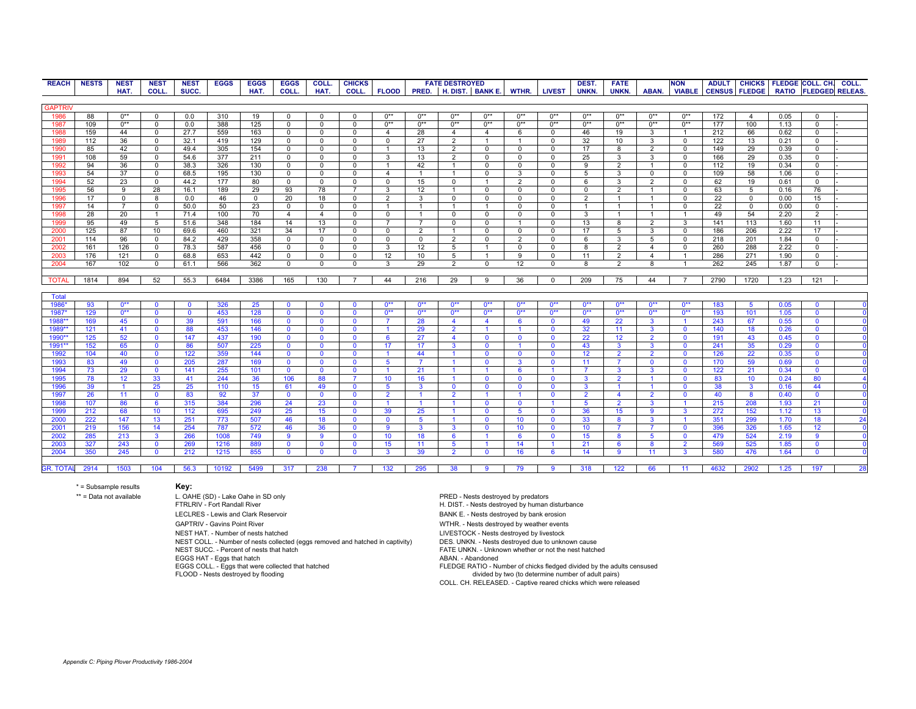| REACH | NESTS | NEST HAT. | NEST COLL. | NEST SUCC. | EGGS | EGGS HAT. | EGGS COLL. | COLL. HAT. | CHICKS COLL. | FLOOD | PRED. | H. DIST. | BANK E. | WTHR. | LIVEST | DEST. UNKN. | FATE UNKN. | ABAN. | NON VIABLE | ADULT CENSUS | CHICKS FLEDGE | FLEDGE RATIO | COLL. CH. FLEDGED | COLL. RELEAS. |
|---|---|---|---|---|---|---|---|---|---|---|---|---|---|---|---|---|---|---|---|---|---|---|---|---|
| | | | | | | | | | | | FATE DESTROYED | | | | | | | | | | | | | |
| GAPTRIV | | | | | | | | | | | | | | | | | | | | | | | | |
| 1986 | 88 | 0** | 0 | 0.0 | 310 | 19 | 0 | 0 | 0 | 0** | 0** | 0** | 0** | 0** | 0** | 0** | 0** | 0** | 0** | 172 | 4 | 0.05 | 0 | - |
| 1987 | 109 | 0** | 0 | 0.0 | 388 | 125 | 0 | 0 | 0 | 0** | 0** | 0** | 0** | 0** | 0** | 0** | 0** | 0** | 0** | 177 | 100 | 1.13 | 0 | - |
| 1988 | 159 | 44 | 0 | 27.7 | 559 | 163 | 0 | 0 | 0 | 4 | 28 | 4 | 4 | 6 | 0 | 46 | 19 | 3 | 1 | 212 | 66 | 0.62 | 0 | - |
| 1989 | 112 | 36 | 0 | 32.1 | 419 | 129 | 0 | 0 | 0 | 0 | 27 | 2 | 1 | 1 | 0 | 32 | 10 | 3 | 0 | 122 | 13 | 0.21 | 0 | - |
| 1990 | 85 | 42 | 0 | 49.4 | 305 | 154 | 0 | 0 | 0 | 1 | 13 | 2 | 0 | 0 | 0 | 17 | 8 | 2 | 0 | 149 | 29 | 0.39 | 0 | - |
| 1991 | 108 | 59 | 0 | 54.6 | 377 | 211 | 0 | 0 | 0 | 3 | 13 | 2 | 0 | 0 | 0 | 25 | 3 | 3 | 0 | 166 | 29 | 0.35 | 0 | - |
| 1992 | 94 | 36 | 0 | 38.3 | 326 | 130 | 0 | 0 | 0 | 1 | 42 | 1 | 0 | 0 | 0 | 9 | 2 | 1 | 0 | 112 | 19 | 0.34 | 0 | - |
| 1993 | 54 | 37 | 0 | 68.5 | 195 | 130 | 0 | 0 | 0 | 4 | 1 | 1 | 0 | 3 | 0 | 5 | 3 | 0 | 0 | 109 | 58 | 1.06 | 0 | - |
| 1994 | 52 | 23 | 0 | 44.2 | 177 | 80 | 0 | 0 | 0 | 0 | 15 | 0 | 1 | 2 | 0 | 6 | 3 | 2 | 0 | 62 | 19 | 0.61 | 0 | - |
| 1995 | 56 | 9 | 28 | 16.1 | 189 | 29 | 93 | 78 | 7 | 3 | 12 | 1 | 0 | 0 | 0 | 0 | 2 | 1 | 0 | 63 | 5 | 0.16 | 76 | - |
| 1996 | 17 | 0 | 8 | 0.0 | 46 | 0 | 20 | 18 | 0 | 2 | 3 | 0 | 0 | 0 | 0 | 2 | 1 | 1 | 0 | 22 | 0 | 0.00 | 15 | - |
| 1997 | 14 | 7 | 0 | 50.0 | 50 | 23 | 0 | 0 | 0 | 1 | 1 | 1 | 1 | 0 | 0 | 1 | 1 | 1 | 0 | 22 | 0 | 0.00 | 0 | - |
| 1998 | 28 | 20 | 1 | 71.4 | 100 | 70 | 4 | 4 | 0 | 0 | 1 | 0 | 0 | 0 | 0 | 3 | 1 | 1 | 1 | 49 | 54 | 2.20 | 2 | - |
| 1999 | 95 | 49 | 5 | 51.6 | 348 | 184 | 14 | 13 | 0 | 7 | 7 | 0 | 0 | 1 | 0 | 13 | 8 | 2 | 3 | 141 | 113 | 1.60 | 11 | - |
| 2000 | 125 | 87 | 10 | 69.6 | 460 | 321 | 34 | 17 | 0 | 0 | 2 | 1 | 0 | 0 | 0 | 17 | 5 | 3 | 0 | 186 | 206 | 2.22 | 17 | - |
| 2001 | 114 | 96 | 0 | 84.2 | 429 | 358 | 0 | 0 | 0 | 0 | 0 | 2 | 0 | 2 | 0 | 6 | 3 | 5 | 0 | 218 | 201 | 1.84 | 0 | - |
| 2002 | 161 | 126 | 0 | 78.3 | 587 | 456 | 0 | 0 | 0 | 3 | 12 | 5 | 1 | 0 | 0 | 8 | 2 | 4 | 0 | 260 | 288 | 2.22 | 0 | - |
| 2003 | 176 | 121 | 0 | 68.8 | 653 | 442 | 0 | 0 | 0 | 12 | 10 | 5 | 1 | 9 | 0 | 11 | 2 | 4 | 1 | 286 | 271 | 1.90 | 0 | - |
| 2004 | 167 | 102 | 0 | 61.1 | 566 | 362 | 0 | 0 | 0 | 3 | 29 | 2 | 0 | 12 | 0 | 8 | 2 | 8 | 1 | 262 | 245 | 1.87 | 0 | - |
| TOTAL | 1814 | 894 | 52 | 55.3 | 6484 | 3386 | 165 | 130 | 7 | 44 | 216 | 29 | 9 | 36 | 0 | 209 | 75 | 44 | 7 | 2790 | 1720 | 1.23 | 121 | - |
| Total | | | | | | | | | | | | | | | | | | | | | | | | |
| 1986* | 93 | 0** | 0 | 0 | 326 | 25 | 0 | 0 | 0 | 0** | 0** | 0** | 0** | 0** | 0** | 0** | 0** | 0** | 0** | 183 | 5 | 0.05 | 0 | 0 |
| 1987* | 129 | 0** | 0 | 0 | 453 | 128 | 0 | 0 | 0 | 0** | 0** | 0** | 0** | 0** | 0** | 0** | 0** | 0** | 0** | 193 | 101 | 1.05 | 0 | 0 |
| 1988** | 169 | 45 | 0 | 39 | 591 | 166 | 0 | 0 | 0 | 7 | 28 | 4 | 4 | 6 | 0 | 49 | 22 | 3 | 1 | 243 | 67 | 0.55 | 0 | 0 |
| 1989** | 121 | 41 | 0 | 88 | 453 | 146 | 0 | 0 | 0 | 1 | 29 | 2 | 1 | 1 | 0 | 32 | 11 | 3 | 0 | 140 | 18 | 0.26 | 0 | 0 |
| 1990** | 125 | 52 | 0 | 147 | 437 | 190 | 0 | 0 | 0 | 6 | 27 | 4 | 0 | 0 | 0 | 22 | 12 | 2 | 0 | 191 | 43 | 0.45 | 0 | 0 |
| 1991** | 152 | 65 | 0 | 86 | 507 | 225 | 0 | 0 | 0 | 17 | 17 | 3 | 0 | 1 | 0 | 43 | 3 | 3 | 0 | 241 | 35 | 0.29 | 0 | 0 |
| 1992 | 104 | 40 | 0 | 122 | 359 | 144 | 0 | 0 | 0 | 1 | 44 | 1 | 0 | 0 | 0 | 12 | 2 | 2 | 0 | 126 | 22 | 0.35 | 0 | 0 |
| 1993 | 83 | 49 | 0 | 205 | 287 | 169 | 0 | 0 | 0 | 5 | 7 | 1 | 0 | 3 | 0 | 11 | 7 | 0 | 0 | 170 | 59 | 0.69 | 0 | 0 |
| 1994 | 73 | 29 | 0 | 141 | 255 | 101 | 0 | 0 | 0 | 1 | 21 | 1 | 1 | 6 | 1 | 7 | 3 | 3 | 0 | 122 | 21 | 0.34 | 0 | 0 |
| 1995 | 78 | 12 | 33 | 41 | 244 | 36 | 106 | 88 | 7 | 10 | 16 | 1 | 0 | 0 | 0 | 3 | 2 | 1 | 0 | 83 | 10 | 0.24 | 80 | 4 |
| 1996 | 39 | 1 | 25 | 25 | 110 | 15 | 61 | 49 | 0 | 5 | 3 | 0 | 0 | 0 | 0 | 3 | 1 | 1 | 0 | 38 | 3 | 0.16 | 44 | 0 |
| 1997 | 26 | 11 | 0 | 83 | 92 | 37 | 0 | 0 | 0 | 2 | 1 | 2 | 1 | 1 | 0 | 2 | 4 | 2 | 0 | 40 | 8 | 0.40 | 0 | 0 |
| 1998 | 107 | 86 | 6 | 315 | 384 | 296 | 24 | 23 | 0 | 1 | 1 | 1 | 0 | 0 | 1 | 5 | 2 | 3 | 1 | 215 | 208 | 1.93 | 21 | 0 |
| 1999 | 212 | 68 | 10 | 112 | 695 | 249 | 25 | 15 | 0 | 39 | 25 | 1 | 0 | 5 | 0 | 36 | 15 | 9 | 3 | 272 | 152 | 1.12 | 13 | 0 |
| 2000 | 222 | 147 | 13 | 251 | 773 | 507 | 46 | 18 | 0 | 0 | 5 | 1 | 0 | 10 | 0 | 33 | 8 | 3 | 1 | 351 | 299 | 1.70 | 18 | 24 |
| 2001 | 219 | 156 | 14 | 254 | 787 | 572 | 46 | 36 | 0 | 9 | 3 | 3 | 0 | 10 | 0 | 10 | 7 | 7 | 0 | 396 | 326 | 1.65 | 12 | 0 |
| 2002 | 285 | 213 | 3 | 266 | 1008 | 749 | 9 | 9 | 0 | 10 | 18 | 6 | 1 | 6 | 0 | 15 | 8 | 5 | 0 | 479 | 524 | 2.19 | 9 | 0 |
| 2003 | 327 | 243 | 0 | 269 | 1216 | 889 | 0 | 0 | 0 | 15 | 11 | 5 | 1 | 14 | 1 | 21 | 6 | 8 | 2 | 569 | 525 | 1.85 | 0 | 0 |
| 2004 | 350 | 245 | 0 | 212 | 1215 | 855 | 0 | 0 | 0 | 3 | 39 | 2 | 0 | 16 | 6 | 14 | 9 | 11 | 3 | 580 | 476 | 1.64 | 0 | 0 |
| GR. TOTAL | 2914 | 1503 | 104 | 56.3 | 10192 | 5499 | 317 | 238 | 7 | 132 | 295 | 38 | 9 | 79 | 9 | 318 | 122 | 66 | 11 | 4632 | 2902 | 1.25 | 197 | 28 |

\* = Subsample results
\*\* = Data not available

**Key:**

L. OAHE (SD) - Lake Oahe in SD only
FTRLRIV - Fort Randall River
LECLRES - Lewis and Clark Reservoir
GAPTRIV - Gavins Point River
NEST HAT. - Number of nests hatched
NEST COLL. - Number of nests collected (eggs removed and hatched in captivity)
NEST SUCC. - Percent of nests that hatch
EGGS HAT - Eggs that hatch
EGGS COLL. - Eggs that were collected that hatched
FLOOD - Nests destroyed by flooding
PRED - Nests destroyed by predators
H. DIST. - Nests destroyed by human disturbance
BANK E. - Nests destroyed by bank erosion
WTHR. - Nests destroyed by weather events
LIVESTOCK - Nests destroyed by livestock
DES. UNKN. - Nests destroyed due to unknown cause
FATE UNKN. - Unknown whether or not the nest hatched
ABAN. - Abandoned
FLEDGE RATIO - Number of chicks fledged divided by the adults censused divided by two (to determine number of adult pairs)
COLL. CH. RELEASED. - Captive reared chicks which were released

*Appendix C: Piping Plover Productivity 1986-2004*